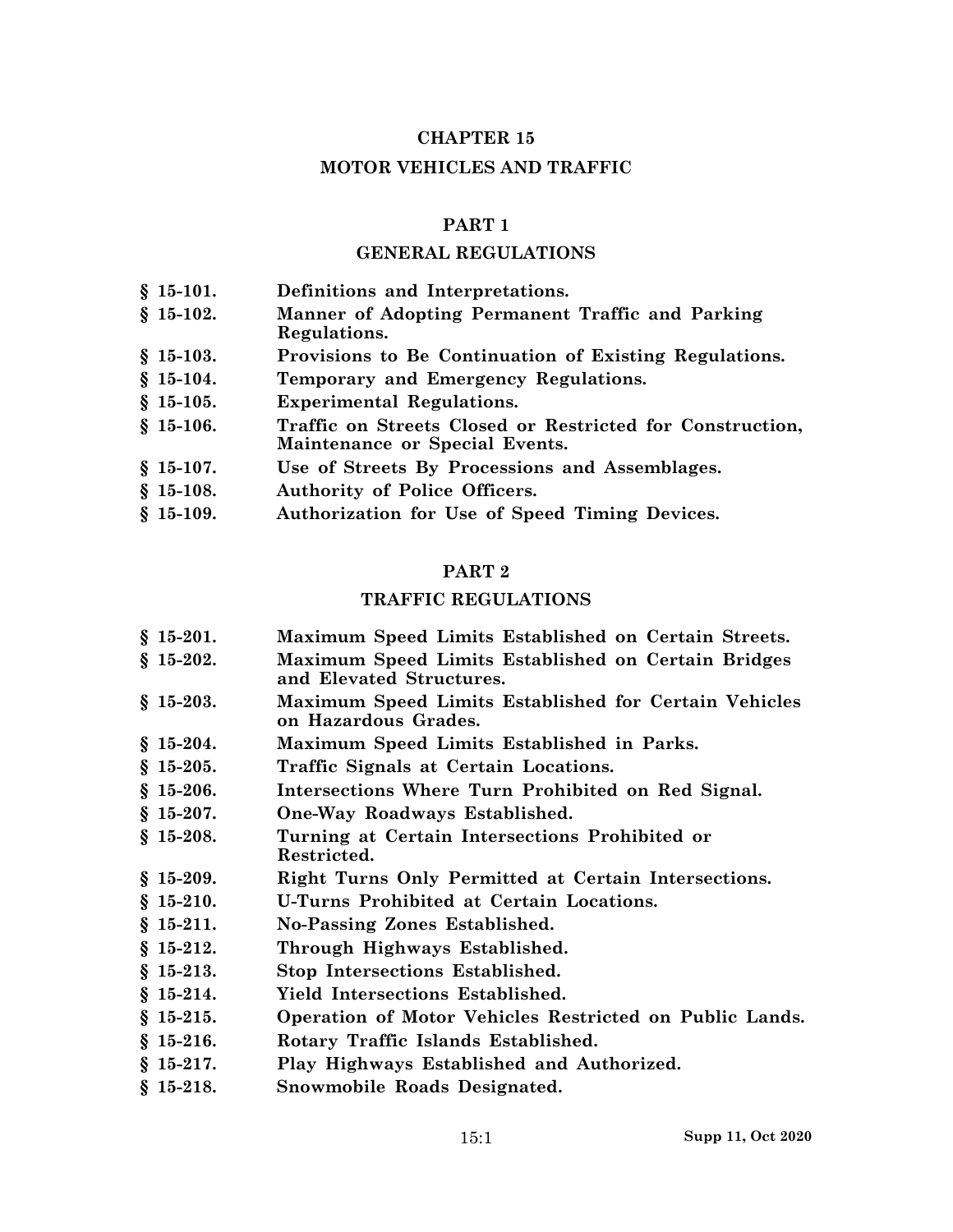# CHAPTER 15

# MOTOR VEHICLES AND TRAFFIC

## PART 1

## GENERAL REGULATIONS

**§ 15-101. Definitions and Interpretations.**
**§ 15-102. Manner of Adopting Permanent Traffic and Parking Regulations.**
**§ 15-103. Provisions to Be Continuation of Existing Regulations.**
**§ 15-104. Temporary and Emergency Regulations.**
**§ 15-105. Experimental Regulations.**
**§ 15-106. Traffic on Streets Closed or Restricted for Construction, Maintenance or Special Events.**
**§ 15-107. Use of Streets By Processions and Assemblages.**
**§ 15-108. Authority of Police Officers.**
**§ 15-109. Authorization for Use of Speed Timing Devices.**

## PART 2

## TRAFFIC REGULATIONS

**§ 15-201. Maximum Speed Limits Established on Certain Streets.**
**§ 15-202. Maximum Speed Limits Established on Certain Bridges and Elevated Structures.**
**§ 15-203. Maximum Speed Limits Established for Certain Vehicles on Hazardous Grades.**
**§ 15-204. Maximum Speed Limits Established in Parks.**
**§ 15-205. Traffic Signals at Certain Locations.**
**§ 15-206. Intersections Where Turn Prohibited on Red Signal.**
**§ 15-207. One-Way Roadways Established.**
**§ 15-208. Turning at Certain Intersections Prohibited or Restricted.**
**§ 15-209. Right Turns Only Permitted at Certain Intersections.**
**§ 15-210. U-Turns Prohibited at Certain Locations.**
**§ 15-211. No-Passing Zones Established.**
**§ 15-212. Through Highways Established.**
**§ 15-213. Stop Intersections Established.**
**§ 15-214. Yield Intersections Established.**
**§ 15-215. Operation of Motor Vehicles Restricted on Public Lands.**
**§ 15-216. Rotary Traffic Islands Established.**
**§ 15-217. Play Highways Established and Authorized.**
**§ 15-218. Snowmobile Roads Designated.**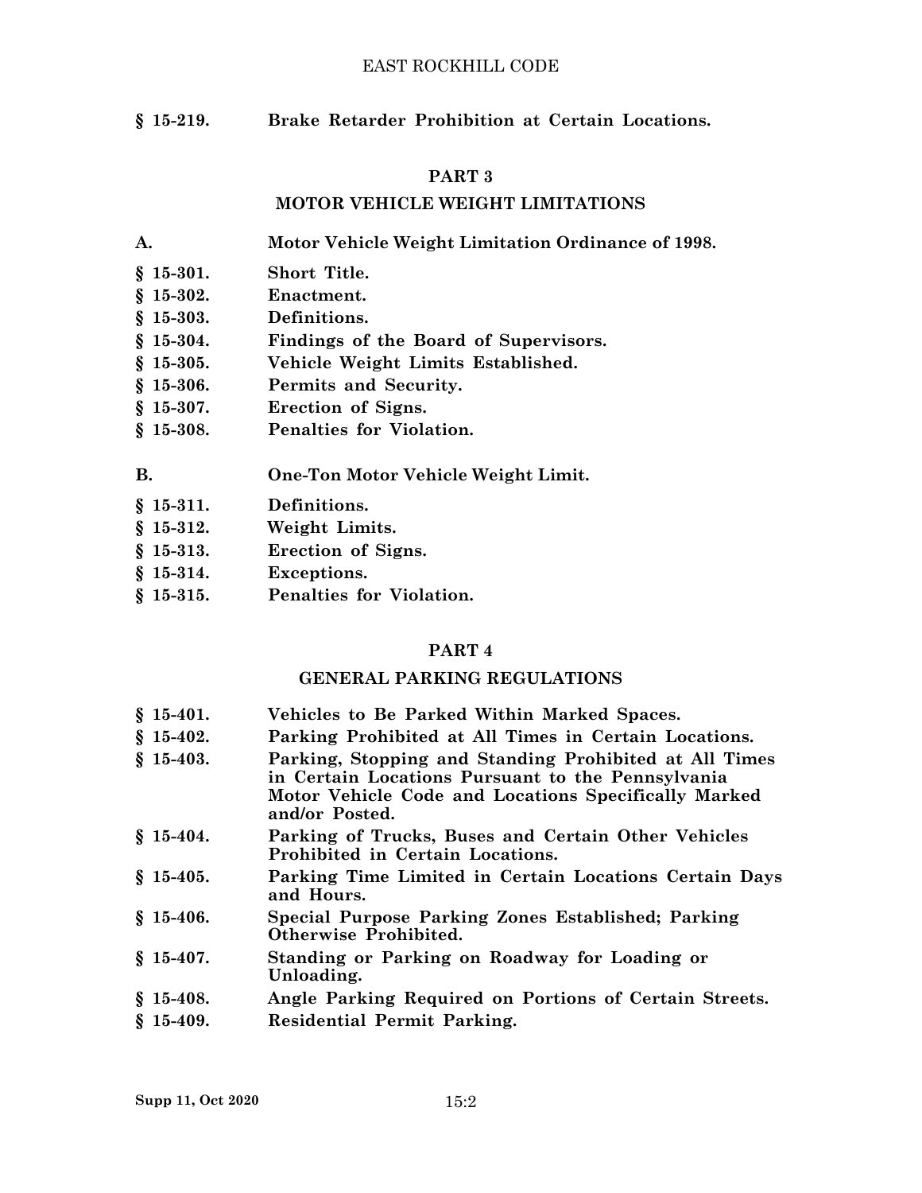**§ 15-219. Brake Retarder Prohibition at Certain Locations.**

## PART 3

## MOTOR VEHICLE WEIGHT LIMITATIONS

**A. Motor Vehicle Weight Limitation Ordinance of 1998.**

**§ 15-301. Short Title.**
**§ 15-302. Enactment.**
**§ 15-303. Definitions.**
**§ 15-304. Findings of the Board of Supervisors.**
**§ 15-305. Vehicle Weight Limits Established.**
**§ 15-306. Permits and Security.**
**§ 15-307. Erection of Signs.**
**§ 15-308. Penalties for Violation.**

**B. One-Ton Motor Vehicle Weight Limit.**

**§ 15-311. Definitions.**
**§ 15-312. Weight Limits.**
**§ 15-313. Erection of Signs.**
**§ 15-314. Exceptions.**
**§ 15-315. Penalties for Violation.**

## PART 4

## GENERAL PARKING REGULATIONS

**§ 15-401. Vehicles to Be Parked Within Marked Spaces.**
**§ 15-402. Parking Prohibited at All Times in Certain Locations.**
**§ 15-403. Parking, Stopping and Standing Prohibited at All Times in Certain Locations Pursuant to the Pennsylvania Motor Vehicle Code and Locations Specifically Marked and/or Posted.**
**§ 15-404. Parking of Trucks, Buses and Certain Other Vehicles Prohibited in Certain Locations.**
**§ 15-405. Parking Time Limited in Certain Locations Certain Days and Hours.**
**§ 15-406. Special Purpose Parking Zones Established; Parking Otherwise Prohibited.**
**§ 15-407. Standing or Parking on Roadway for Loading or Unloading.**
**§ 15-408. Angle Parking Required on Portions of Certain Streets.**
**§ 15-409. Residential Permit Parking.**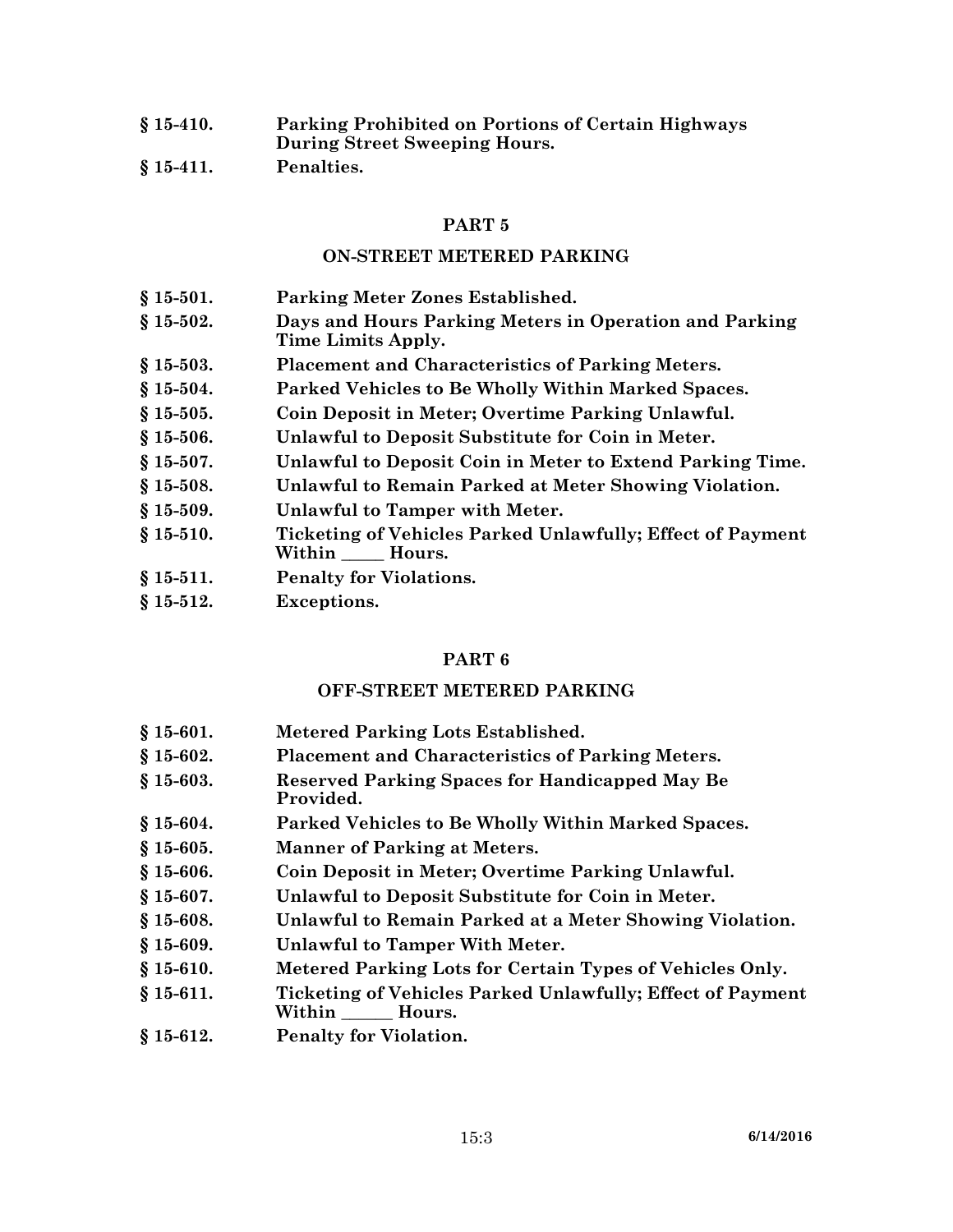**§ 15-410.** **Parking Prohibited on Portions of Certain Highways During Street Sweeping Hours.**

**§ 15-411.** **Penalties.**

## PART 5

## ON-STREET METERED PARKING

**§ 15-501.** **Parking Meter Zones Established.**

**§ 15-502.** **Days and Hours Parking Meters in Operation and Parking Time Limits Apply.**

**§ 15-503.** **Placement and Characteristics of Parking Meters.**

**§ 15-504.** **Parked Vehicles to Be Wholly Within Marked Spaces.**

**§ 15-505.** **Coin Deposit in Meter; Overtime Parking Unlawful.**

**§ 15-506.** **Unlawful to Deposit Substitute for Coin in Meter.**

**§ 15-507.** **Unlawful to Deposit Coin in Meter to Extend Parking Time.**

**§ 15-508.** **Unlawful to Remain Parked at Meter Showing Violation.**

**§ 15-509.** **Unlawful to Tamper with Meter.**

**§ 15-510.** **Ticketing of Vehicles Parked Unlawfully; Effect of Payment Within _____ Hours.**

**§ 15-511.** **Penalty for Violations.**

**§ 15-512.** **Exceptions.**

## PART 6

## OFF-STREET METERED PARKING

**§ 15-601.** **Metered Parking Lots Established.**

**§ 15-602.** **Placement and Characteristics of Parking Meters.**

**§ 15-603.** **Reserved Parking Spaces for Handicapped May Be Provided.**

**§ 15-604.** **Parked Vehicles to Be Wholly Within Marked Spaces.**

**§ 15-605.** **Manner of Parking at Meters.**

**§ 15-606.** **Coin Deposit in Meter; Overtime Parking Unlawful.**

**§ 15-607.** **Unlawful to Deposit Substitute for Coin in Meter.**

**§ 15-608.** **Unlawful to Remain Parked at a Meter Showing Violation.**

**§ 15-609.** **Unlawful to Tamper With Meter.**

**§ 15-610.** **Metered Parking Lots for Certain Types of Vehicles Only.**

**§ 15-611.** **Ticketing of Vehicles Parked Unlawfully; Effect of Payment Within ______ Hours.**

**§ 15-612.** **Penalty for Violation.**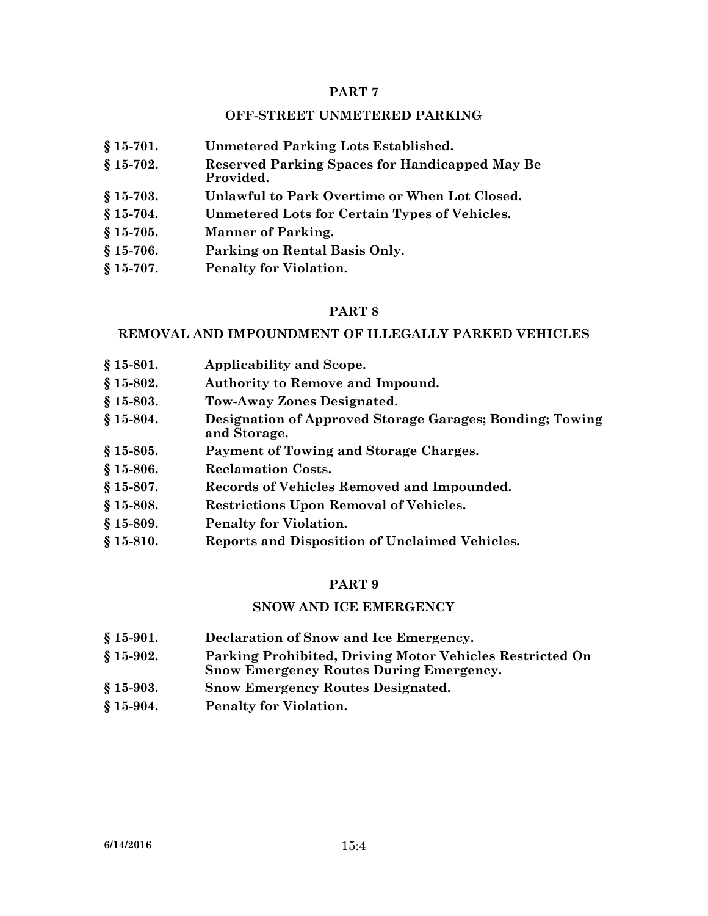## PART 7

## OFF-STREET UNMETERED PARKING

**§ 15-701. Unmetered Parking Lots Established.**

**§ 15-702. Reserved Parking Spaces for Handicapped May Be Provided.**

**§ 15-703. Unlawful to Park Overtime or When Lot Closed.**

**§ 15-704. Unmetered Lots for Certain Types of Vehicles.**

**§ 15-705. Manner of Parking.**

**§ 15-706. Parking on Rental Basis Only.**

**§ 15-707. Penalty for Violation.**

## PART 8

## REMOVAL AND IMPOUNDMENT OF ILLEGALLY PARKED VEHICLES

**§ 15-801. Applicability and Scope.**

**§ 15-802. Authority to Remove and Impound.**

**§ 15-803. Tow-Away Zones Designated.**

**§ 15-804. Designation of Approved Storage Garages; Bonding; Towing and Storage.**

**§ 15-805. Payment of Towing and Storage Charges.**

**§ 15-806. Reclamation Costs.**

**§ 15-807. Records of Vehicles Removed and Impounded.**

**§ 15-808. Restrictions Upon Removal of Vehicles.**

**§ 15-809. Penalty for Violation.**

**§ 15-810. Reports and Disposition of Unclaimed Vehicles.**

## PART 9

## SNOW AND ICE EMERGENCY

**§ 15-901. Declaration of Snow and Ice Emergency.**

**§ 15-902. Parking Prohibited, Driving Motor Vehicles Restricted On Snow Emergency Routes During Emergency.**

**§ 15-903. Snow Emergency Routes Designated.**

**§ 15-904. Penalty for Violation.**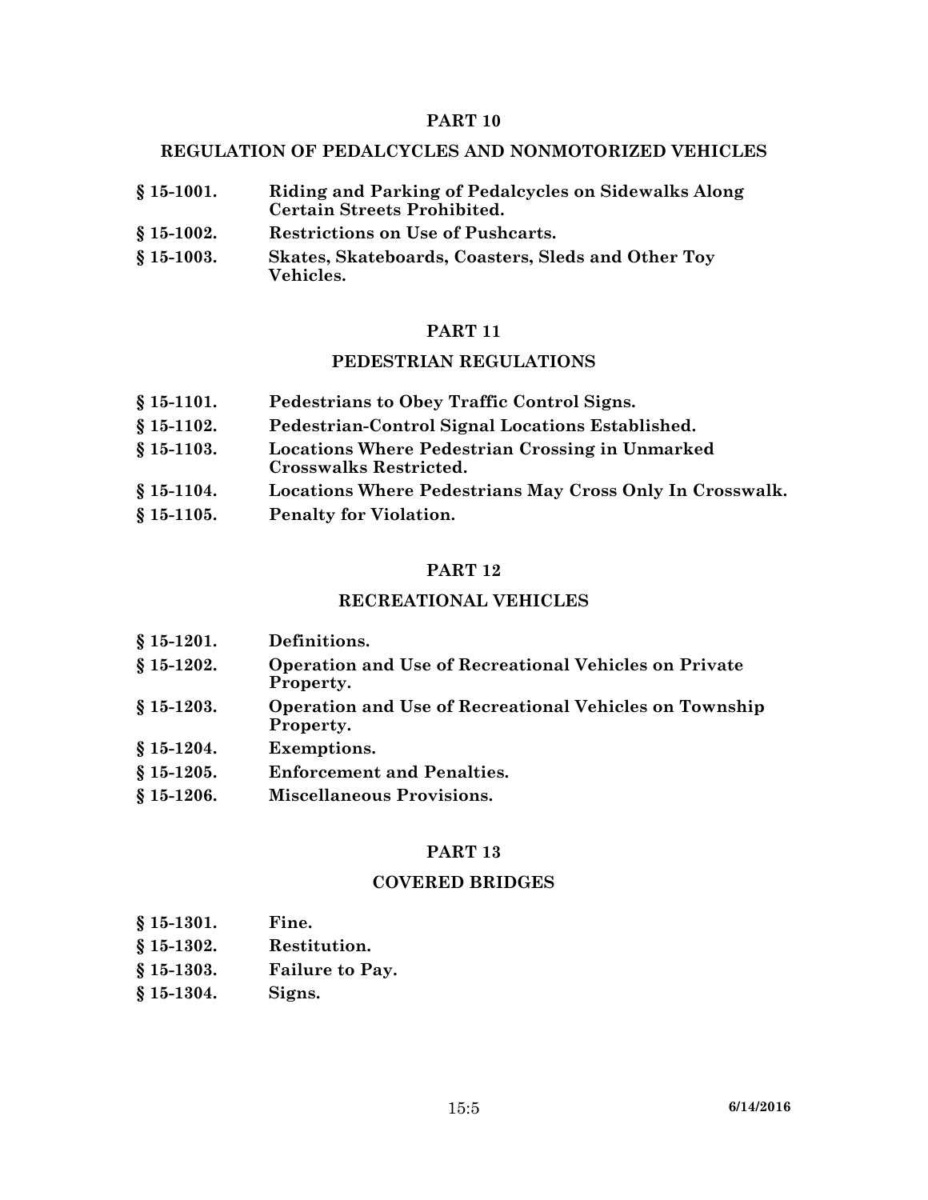## PART 10

## REGULATION OF PEDALCYCLES AND NONMOTORIZED VEHICLES

**§ 15-1001.** **Riding and Parking of Pedalcycles on Sidewalks Along Certain Streets Prohibited.**

**§ 15-1002.** **Restrictions on Use of Pushcarts.**

**§ 15-1003.** **Skates, Skateboards, Coasters, Sleds and Other Toy Vehicles.**

## PART 11

## PEDESTRIAN REGULATIONS

**§ 15-1101.** **Pedestrians to Obey Traffic Control Signs.**

**§ 15-1102.** **Pedestrian-Control Signal Locations Established.**

**§ 15-1103.** **Locations Where Pedestrian Crossing in Unmarked Crosswalks Restricted.**

**§ 15-1104.** **Locations Where Pedestrians May Cross Only In Crosswalk.**

**§ 15-1105.** **Penalty for Violation.**

## PART 12

## RECREATIONAL VEHICLES

**§ 15-1201.** **Definitions.**

**§ 15-1202.** **Operation and Use of Recreational Vehicles on Private Property.**

**§ 15-1203.** **Operation and Use of Recreational Vehicles on Township Property.**

**§ 15-1204.** **Exemptions.**

**§ 15-1205.** **Enforcement and Penalties.**

**§ 15-1206.** **Miscellaneous Provisions.**

## PART 13

## COVERED BRIDGES

**§ 15-1301.** **Fine.**

**§ 15-1302.** **Restitution.**

**§ 15-1303.** **Failure to Pay.**

**§ 15-1304.** **Signs.**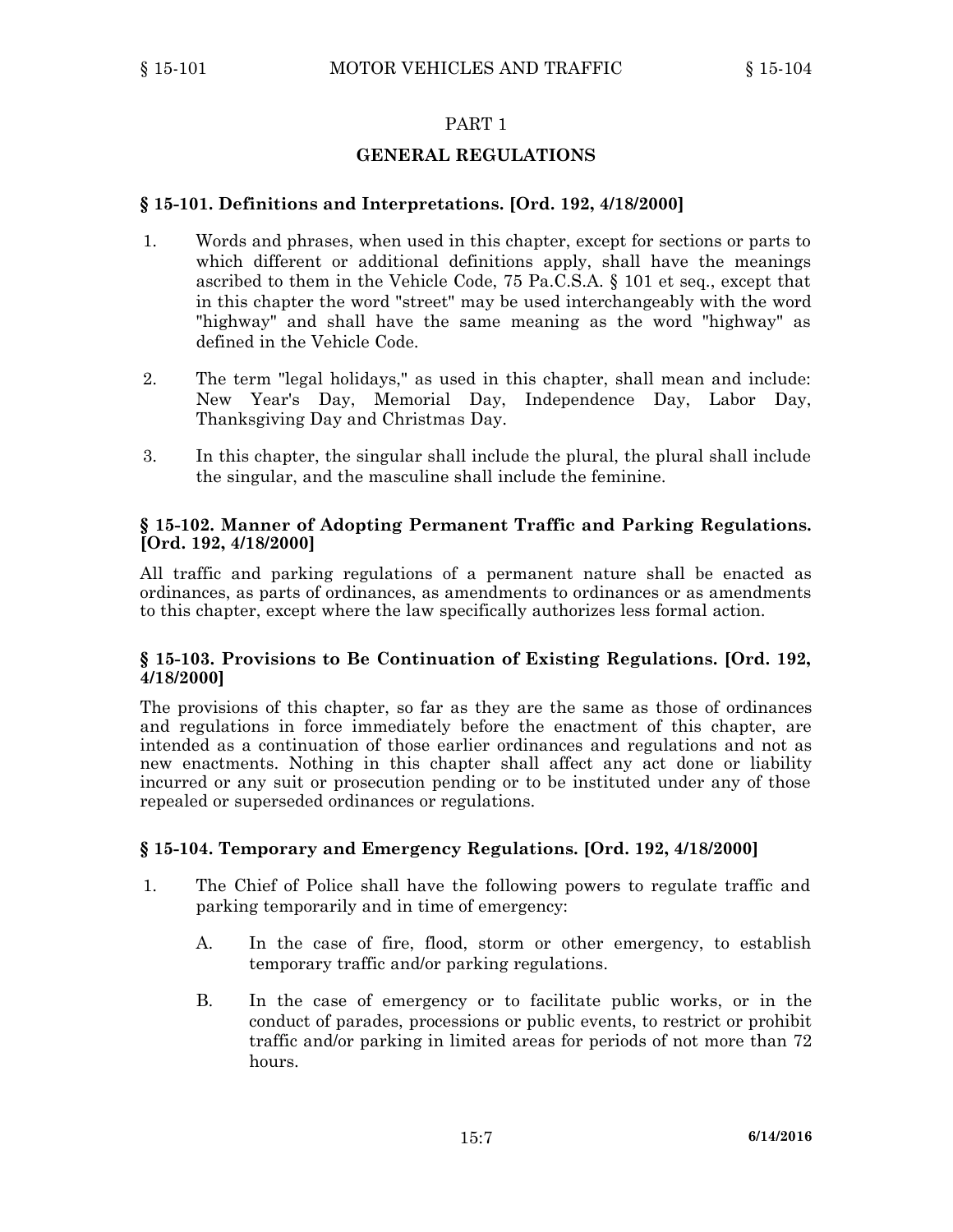## PART 1

## GENERAL REGULATIONS

### § 15-101. Definitions and Interpretations. [Ord. 192, 4/18/2000]

1. Words and phrases, when used in this chapter, except for sections or parts to which different or additional definitions apply, shall have the meanings ascribed to them in the Vehicle Code, 75 Pa.C.S.A. § 101 et seq., except that in this chapter the word "street" may be used interchangeably with the word "highway" and shall have the same meaning as the word "highway" as defined in the Vehicle Code.

2. The term "legal holidays," as used in this chapter, shall mean and include: New Year's Day, Memorial Day, Independence Day, Labor Day, Thanksgiving Day and Christmas Day.

3. In this chapter, the singular shall include the plural, the plural shall include the singular, and the masculine shall include the feminine.

### § 15-102. Manner of Adopting Permanent Traffic and Parking Regulations. [Ord. 192, 4/18/2000]

All traffic and parking regulations of a permanent nature shall be enacted as ordinances, as parts of ordinances, as amendments to ordinances or as amendments to this chapter, except where the law specifically authorizes less formal action.

### § 15-103. Provisions to Be Continuation of Existing Regulations. [Ord. 192, 4/18/2000]

The provisions of this chapter, so far as they are the same as those of ordinances and regulations in force immediately before the enactment of this chapter, are intended as a continuation of those earlier ordinances and regulations and not as new enactments. Nothing in this chapter shall affect any act done or liability incurred or any suit or prosecution pending or to be instituted under any of those repealed or superseded ordinances or regulations.

### § 15-104. Temporary and Emergency Regulations. [Ord. 192, 4/18/2000]

1. The Chief of Police shall have the following powers to regulate traffic and parking temporarily and in time of emergency:

   A. In the case of fire, flood, storm or other emergency, to establish temporary traffic and/or parking regulations.

   B. In the case of emergency or to facilitate public works, or in the conduct of parades, processions or public events, to restrict or prohibit traffic and/or parking in limited areas for periods of not more than 72 hours.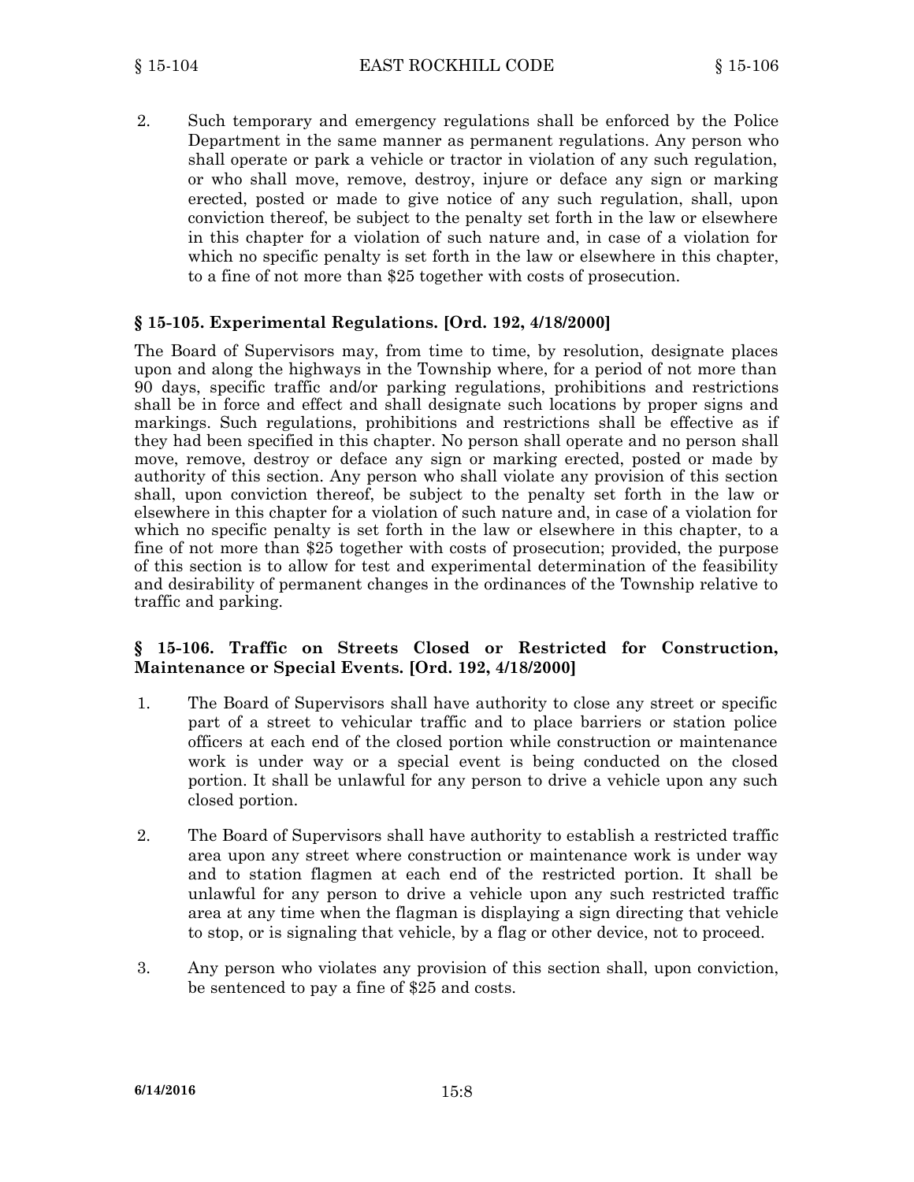2. Such temporary and emergency regulations shall be enforced by the Police Department in the same manner as permanent regulations. Any person who shall operate or park a vehicle or tractor in violation of any such regulation, or who shall move, remove, destroy, injure or deface any sign or marking erected, posted or made to give notice of any such regulation, shall, upon conviction thereof, be subject to the penalty set forth in the law or elsewhere in this chapter for a violation of such nature and, in case of a violation for which no specific penalty is set forth in the law or elsewhere in this chapter, to a fine of not more than $25 together with costs of prosecution.

### § 15-105. Experimental Regulations. [Ord. 192, 4/18/2000]

The Board of Supervisors may, from time to time, by resolution, designate places upon and along the highways in the Township where, for a period of not more than 90 days, specific traffic and/or parking regulations, prohibitions and restrictions shall be in force and effect and shall designate such locations by proper signs and markings. Such regulations, prohibitions and restrictions shall be effective as if they had been specified in this chapter. No person shall operate and no person shall move, remove, destroy or deface any sign or marking erected, posted or made by authority of this section. Any person who shall violate any provision of this section shall, upon conviction thereof, be subject to the penalty set forth in the law or elsewhere in this chapter for a violation of such nature and, in case of a violation for which no specific penalty is set forth in the law or elsewhere in this chapter, to a fine of not more than $25 together with costs of prosecution; provided, the purpose of this section is to allow for test and experimental determination of the feasibility and desirability of permanent changes in the ordinances of the Township relative to traffic and parking.

### § 15-106. Traffic on Streets Closed or Restricted for Construction, Maintenance or Special Events. [Ord. 192, 4/18/2000]

1. The Board of Supervisors shall have authority to close any street or specific part of a street to vehicular traffic and to place barriers or station police officers at each end of the closed portion while construction or maintenance work is under way or a special event is being conducted on the closed portion. It shall be unlawful for any person to drive a vehicle upon any such closed portion.

2. The Board of Supervisors shall have authority to establish a restricted traffic area upon any street where construction or maintenance work is under way and to station flagmen at each end of the restricted portion. It shall be unlawful for any person to drive a vehicle upon any such restricted traffic area at any time when the flagman is displaying a sign directing that vehicle to stop, or is signaling that vehicle, by a flag or other device, not to proceed.

3. Any person who violates any provision of this section shall, upon conviction, be sentenced to pay a fine of $25 and costs.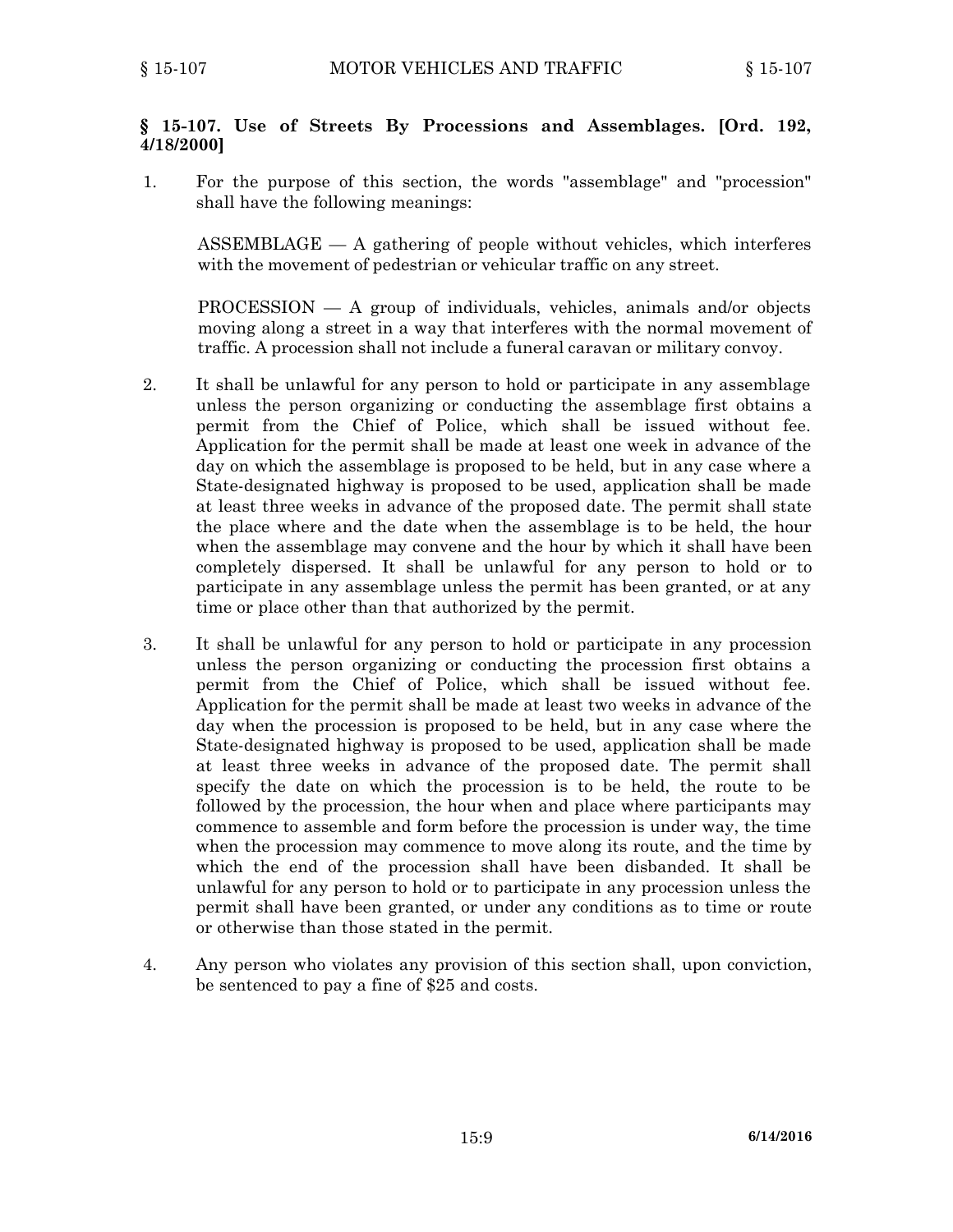## § 15-107. Use of Streets By Processions and Assemblages. [Ord. 192, 4/18/2000]

1. For the purpose of this section, the words "assemblage" and "procession" shall have the following meanings:

   ASSEMBLAGE — A gathering of people without vehicles, which interferes with the movement of pedestrian or vehicular traffic on any street.

   PROCESSION — A group of individuals, vehicles, animals and/or objects moving along a street in a way that interferes with the normal movement of traffic. A procession shall not include a funeral caravan or military convoy.

2. It shall be unlawful for any person to hold or participate in any assemblage unless the person organizing or conducting the assemblage first obtains a permit from the Chief of Police, which shall be issued without fee. Application for the permit shall be made at least one week in advance of the day on which the assemblage is proposed to be held, but in any case where a State-designated highway is proposed to be used, application shall be made at least three weeks in advance of the proposed date. The permit shall state the place where and the date when the assemblage is to be held, the hour when the assemblage may convene and the hour by which it shall have been completely dispersed. It shall be unlawful for any person to hold or to participate in any assemblage unless the permit has been granted, or at any time or place other than that authorized by the permit.

3. It shall be unlawful for any person to hold or participate in any procession unless the person organizing or conducting the procession first obtains a permit from the Chief of Police, which shall be issued without fee. Application for the permit shall be made at least two weeks in advance of the day when the procession is proposed to be held, but in any case where the State-designated highway is proposed to be used, application shall be made at least three weeks in advance of the proposed date. The permit shall specify the date on which the procession is to be held, the route to be followed by the procession, the hour when and place where participants may commence to assemble and form before the procession is under way, the time when the procession may commence to move along its route, and the time by which the end of the procession shall have been disbanded. It shall be unlawful for any person to hold or to participate in any procession unless the permit shall have been granted, or under any conditions as to time or route or otherwise than those stated in the permit.

4. Any person who violates any provision of this section shall, upon conviction, be sentenced to pay a fine of $25 and costs.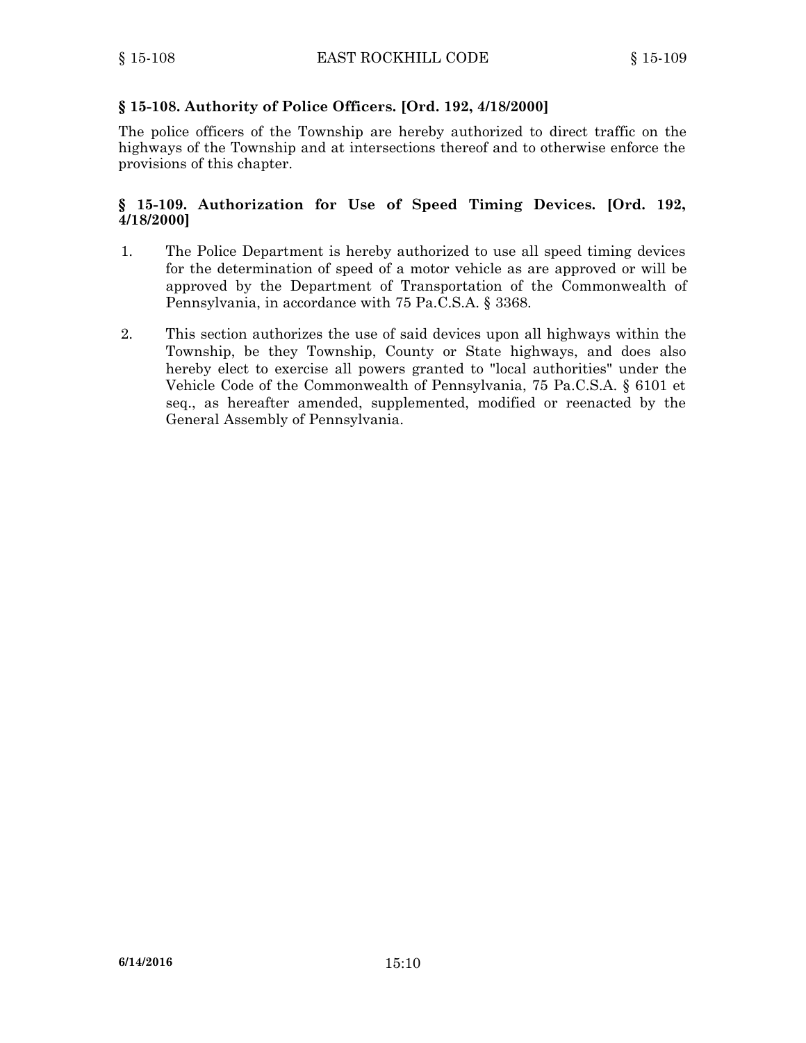## § 15-108. Authority of Police Officers. [Ord. 192, 4/18/2000]

The police officers of the Township are hereby authorized to direct traffic on the highways of the Township and at intersections thereof and to otherwise enforce the provisions of this chapter.

## § 15-109. Authorization for Use of Speed Timing Devices. [Ord. 192, 4/18/2000]

1. The Police Department is hereby authorized to use all speed timing devices for the determination of speed of a motor vehicle as are approved or will be approved by the Department of Transportation of the Commonwealth of Pennsylvania, in accordance with 75 Pa.C.S.A. § 3368.

2. This section authorizes the use of said devices upon all highways within the Township, be they Township, County or State highways, and does also hereby elect to exercise all powers granted to "local authorities" under the Vehicle Code of the Commonwealth of Pennsylvania, 75 Pa.C.S.A. § 6101 et seq., as hereafter amended, supplemented, modified or reenacted by the General Assembly of Pennsylvania.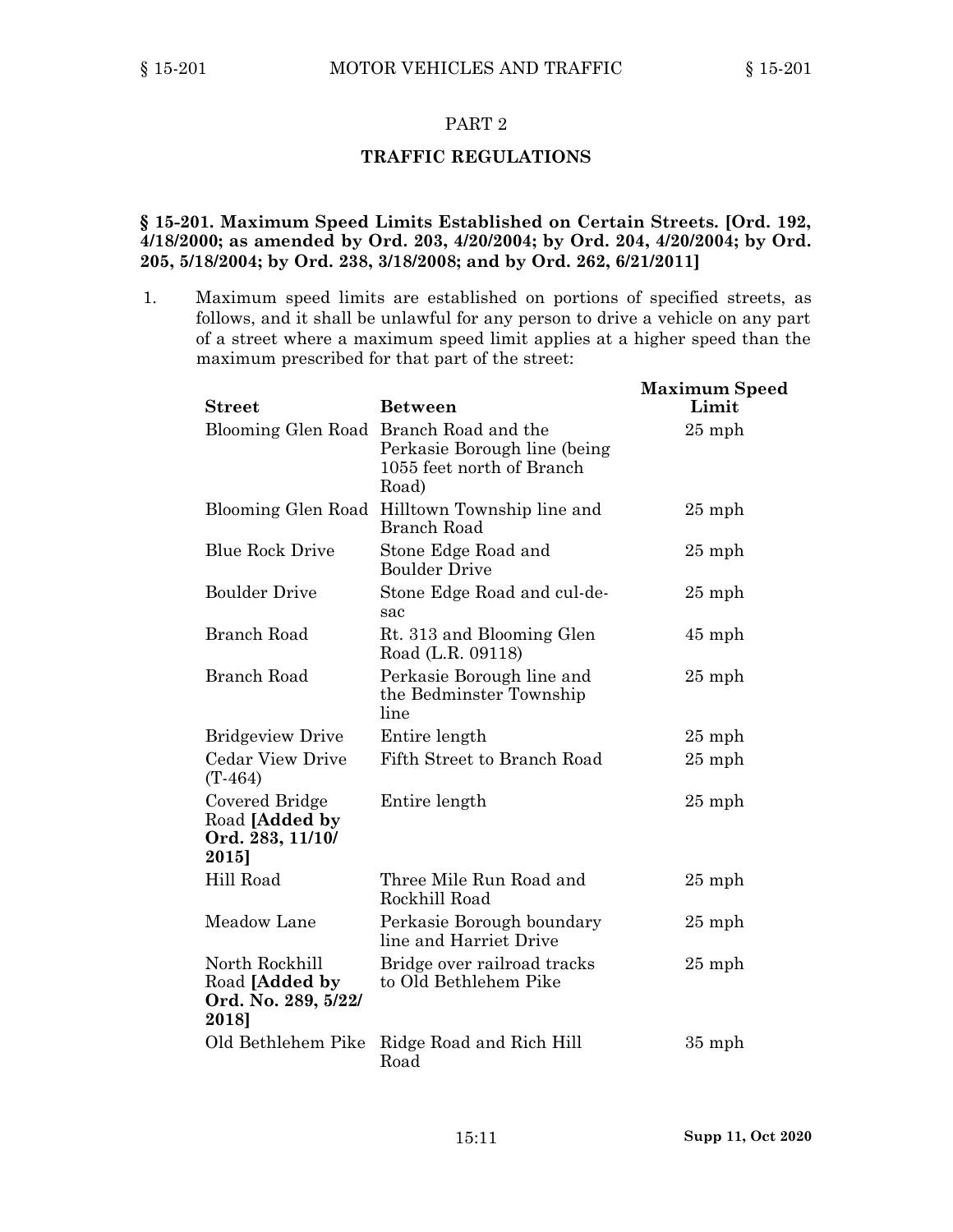## PART 2

## TRAFFIC REGULATIONS

### § 15-201. Maximum Speed Limits Established on Certain Streets. [Ord. 192, 4/18/2000; as amended by Ord. 203, 4/20/2004; by Ord. 204, 4/20/2004; by Ord. 205, 5/18/2004; by Ord. 238, 3/18/2008; and by Ord. 262, 6/21/2011]

1. Maximum speed limits are established on portions of specified streets, as follows, and it shall be unlawful for any person to drive a vehicle on any part of a street where a maximum speed limit applies at a higher speed than the maximum prescribed for that part of the street:

| Street | Between | Maximum Speed Limit |
|---|---|---|
| Blooming Glen Road | Branch Road and the Perkasie Borough line (being 1055 feet north of Branch Road) | 25 mph |
| Blooming Glen Road | Hilltown Township line and Branch Road | 25 mph |
| Blue Rock Drive | Stone Edge Road and Boulder Drive | 25 mph |
| Boulder Drive | Stone Edge Road and cul-de-sac | 25 mph |
| Branch Road | Rt. 313 and Blooming Glen Road (L.R. 09118) | 45 mph |
| Branch Road | Perkasie Borough line and the Bedminster Township line | 25 mph |
| Bridgeview Drive | Entire length | 25 mph |
| Cedar View Drive (T-464) | Fifth Street to Branch Road | 25 mph |
| Covered Bridge Road **[Added by Ord. 283, 11/10/2015]** | Entire length | 25 mph |
| Hill Road | Three Mile Run Road and Rockhill Road | 25 mph |
| Meadow Lane | Perkasie Borough boundary line and Harriet Drive | 25 mph |
| North Rockhill Road **[Added by Ord. No. 289, 5/22/2018]** | Bridge over railroad tracks to Old Bethlehem Pike | 25 mph |
| Old Bethlehem Pike | Ridge Road and Rich Hill Road | 35 mph |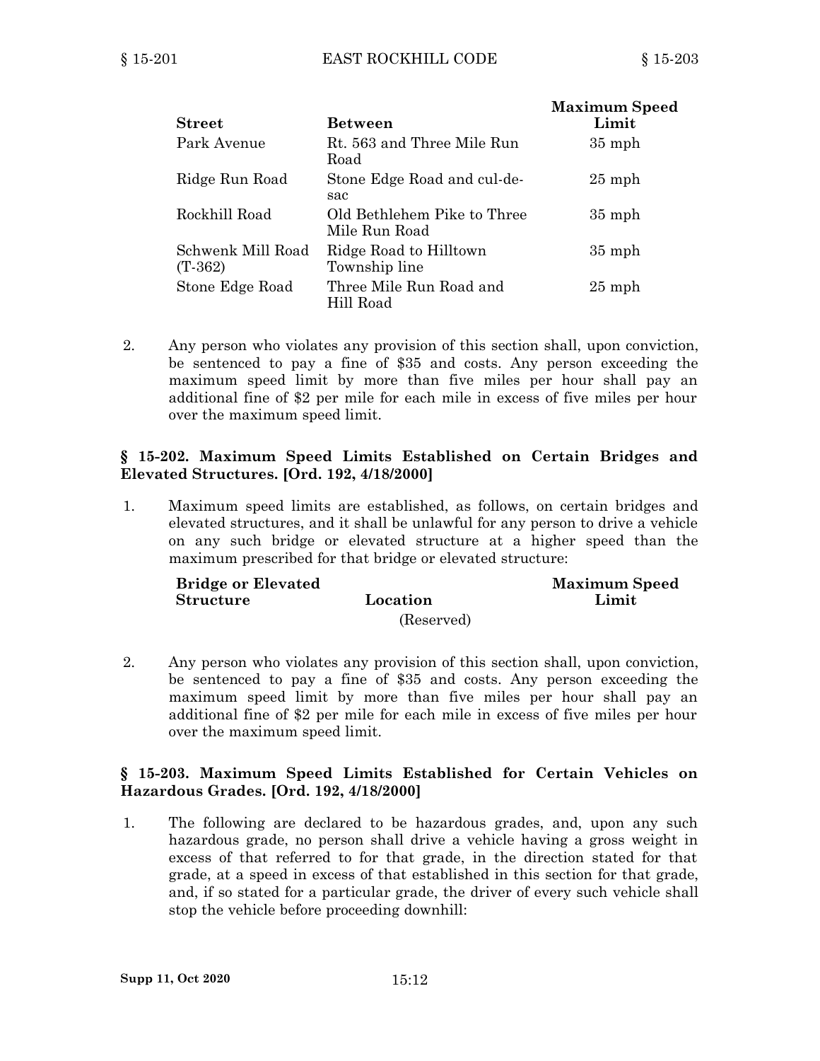| Street | Between | Maximum Speed Limit |
|---|---|---|
| Park Avenue | Rt. 563 and Three Mile Run Road | 35 mph |
| Ridge Run Road | Stone Edge Road and cul-de-sac | 25 mph |
| Rockhill Road | Old Bethlehem Pike to Three Mile Run Road | 35 mph |
| Schwenk Mill Road (T-362) | Ridge Road to Hilltown Township line | 35 mph |
| Stone Edge Road | Three Mile Run Road and Hill Road | 25 mph |

2. Any person who violates any provision of this section shall, upon conviction, be sentenced to pay a fine of $35 and costs. Any person exceeding the maximum speed limit by more than five miles per hour shall pay an additional fine of $2 per mile for each mile in excess of five miles per hour over the maximum speed limit.

**§ 15-202. Maximum Speed Limits Established on Certain Bridges and Elevated Structures. [Ord. 192, 4/18/2000]**

1. Maximum speed limits are established, as follows, on certain bridges and elevated structures, and it shall be unlawful for any person to drive a vehicle on any such bridge or elevated structure at a higher speed than the maximum prescribed for that bridge or elevated structure:

| Bridge or Elevated Structure | Location | Maximum Speed Limit |
|---|---|---|
| | (Reserved) | |

2. Any person who violates any provision of this section shall, upon conviction, be sentenced to pay a fine of $35 and costs. Any person exceeding the maximum speed limit by more than five miles per hour shall pay an additional fine of $2 per mile for each mile in excess of five miles per hour over the maximum speed limit.

**§ 15-203. Maximum Speed Limits Established for Certain Vehicles on Hazardous Grades. [Ord. 192, 4/18/2000]**

1. The following are declared to be hazardous grades, and, upon any such hazardous grade, no person shall drive a vehicle having a gross weight in excess of that referred to for that grade, in the direction stated for that grade, at a speed in excess of that established in this section for that grade, and, if so stated for a particular grade, the driver of every such vehicle shall stop the vehicle before proceeding downhill: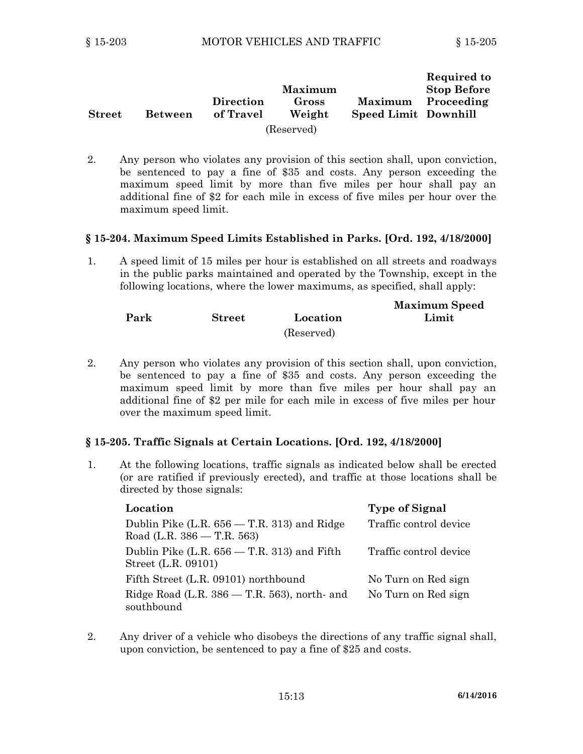| Street | Between | Direction of Travel | Maximum Gross Weight | Maximum Speed Limit | Required to Stop Before Proceeding Downhill |
|---|---|---|---|---|---|
| (Reserved) | | | | | |

2. Any person who violates any provision of this section shall, upon conviction, be sentenced to pay a fine of $35 and costs. Any person exceeding the maximum speed limit by more than five miles per hour shall pay an additional fine of $2 for each mile in excess of five miles per hour over the maximum speed limit.

### § 15-204. Maximum Speed Limits Established in Parks. [Ord. 192, 4/18/2000]

1. A speed limit of 15 miles per hour is established on all streets and roadways in the public parks maintained and operated by the Township, except in the following locations, where the lower maximums, as specified, shall apply:

| Park | Street | Location | Maximum Speed Limit |
|---|---|---|---|
| (Reserved) | | | |

2. Any person who violates any provision of this section shall, upon conviction, be sentenced to pay a fine of $35 and costs. Any person exceeding the maximum speed limit by more than five miles per hour shall pay an additional fine of $2 per mile for each mile in excess of five miles per hour over the maximum speed limit.

### § 15-205. Traffic Signals at Certain Locations. [Ord. 192, 4/18/2000]

1. At the following locations, traffic signals as indicated below shall be erected (or are ratified if previously erected), and traffic at those locations shall be directed by those signals:

| Location | Type of Signal |
|---|---|
| Dublin Pike (L.R. 656 — T.R. 313) and Ridge Road (L.R. 386 — T.R. 563) | Traffic control device |
| Dublin Pike (L.R. 656 — T.R. 313) and Fifth Street (L.R. 09101) | Traffic control device |
| Fifth Street (L.R. 09101) northbound | No Turn on Red sign |
| Ridge Road (L.R. 386 — T.R. 563), north- and southbound | No Turn on Red sign |

2. Any driver of a vehicle who disobeys the directions of any traffic signal shall, upon conviction, be sentenced to pay a fine of $25 and costs.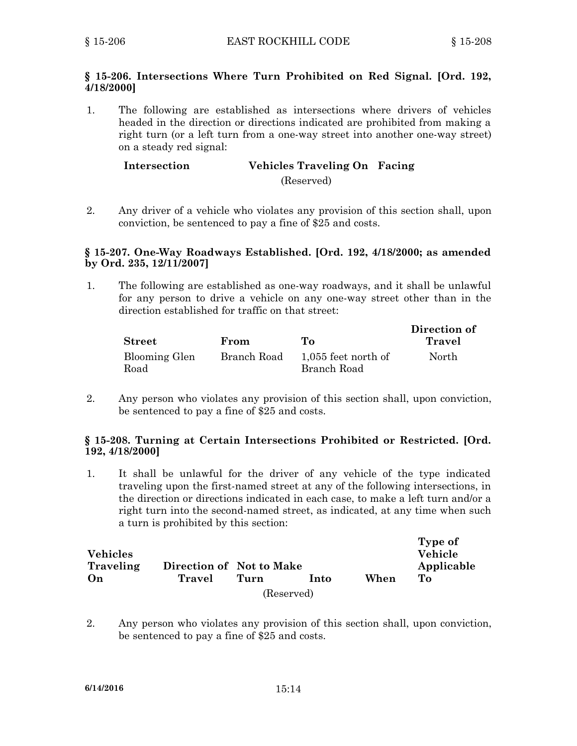### § 15-206. Intersections Where Turn Prohibited on Red Signal. [Ord. 192, 4/18/2000]

1. The following are established as intersections where drivers of vehicles headed in the direction or directions indicated are prohibited from making a right turn (or a left turn from a one-way street into another one-way street) on a steady red signal:

| Intersection | Vehicles Traveling On | Facing |
|---|---|---|
| | (Reserved) | |

2. Any driver of a vehicle who violates any provision of this section shall, upon conviction, be sentenced to pay a fine of $25 and costs.

### § 15-207. One-Way Roadways Established. [Ord. 192, 4/18/2000; as amended by Ord. 235, 12/11/2007]

1. The following are established as one-way roadways, and it shall be unlawful for any person to drive a vehicle on any one-way street other than in the direction established for traffic on that street:

| Street | From | To | Direction of Travel |
|---|---|---|---|
| Blooming Glen Road | Branch Road | 1,055 feet north of Branch Road | North |

2. Any person who violates any provision of this section shall, upon conviction, be sentenced to pay a fine of $25 and costs.

### § 15-208. Turning at Certain Intersections Prohibited or Restricted. [Ord. 192, 4/18/2000]

1. It shall be unlawful for the driver of any vehicle of the type indicated traveling upon the first-named street at any of the following intersections, in the direction or directions indicated in each case, to make a left turn and/or a right turn into the second-named street, as indicated, at any time when such a turn is prohibited by this section:

| Vehicles Traveling On | Direction of Travel | Not to Make Turn | Into | When | Type of Vehicle Applicable To |
|---|---|---|---|---|---|
| | | (Reserved) | | | |

2. Any person who violates any provision of this section shall, upon conviction, be sentenced to pay a fine of $25 and costs.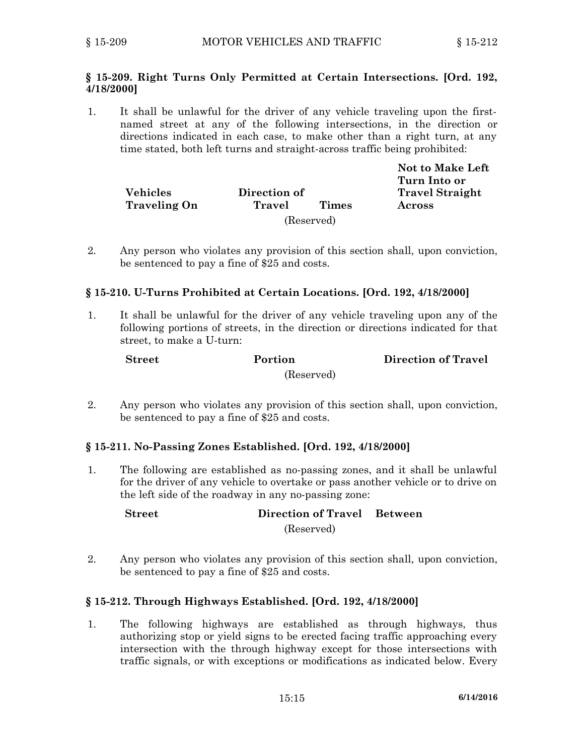### § 15-209. Right Turns Only Permitted at Certain Intersections. [Ord. 192, 4/18/2000]

1. It shall be unlawful for the driver of any vehicle traveling upon the first-named street at any of the following intersections, in the direction or directions indicated in each case, to make other than a right turn, at any time stated, both left turns and straight-across traffic being prohibited:

| Vehicles Traveling On | Direction of Travel | Times | Not to Make Left Turn Into or Travel Straight Across |
|---|---|---|---|
| | (Reserved) | | |

2. Any person who violates any provision of this section shall, upon conviction, be sentenced to pay a fine of $25 and costs.

### § 15-210. U-Turns Prohibited at Certain Locations. [Ord. 192, 4/18/2000]

1. It shall be unlawful for the driver of any vehicle traveling upon any of the following portions of streets, in the direction or directions indicated for that street, to make a U-turn:

| Street | Portion | Direction of Travel |
|---|---|---|
| | (Reserved) | |

2. Any person who violates any provision of this section shall, upon conviction, be sentenced to pay a fine of $25 and costs.

### § 15-211. No-Passing Zones Established. [Ord. 192, 4/18/2000]

1. The following are established as no-passing zones, and it shall be unlawful for the driver of any vehicle to overtake or pass another vehicle or to drive on the left side of the roadway in any no-passing zone:

| Street | Direction of Travel | Between |
|---|---|---|
| | (Reserved) | |

2. Any person who violates any provision of this section shall, upon conviction, be sentenced to pay a fine of $25 and costs.

### § 15-212. Through Highways Established. [Ord. 192, 4/18/2000]

1. The following highways are established as through highways, thus authorizing stop or yield signs to be erected facing traffic approaching every intersection with the through highway except for those intersections with traffic signals, or with exceptions or modifications as indicated below. Every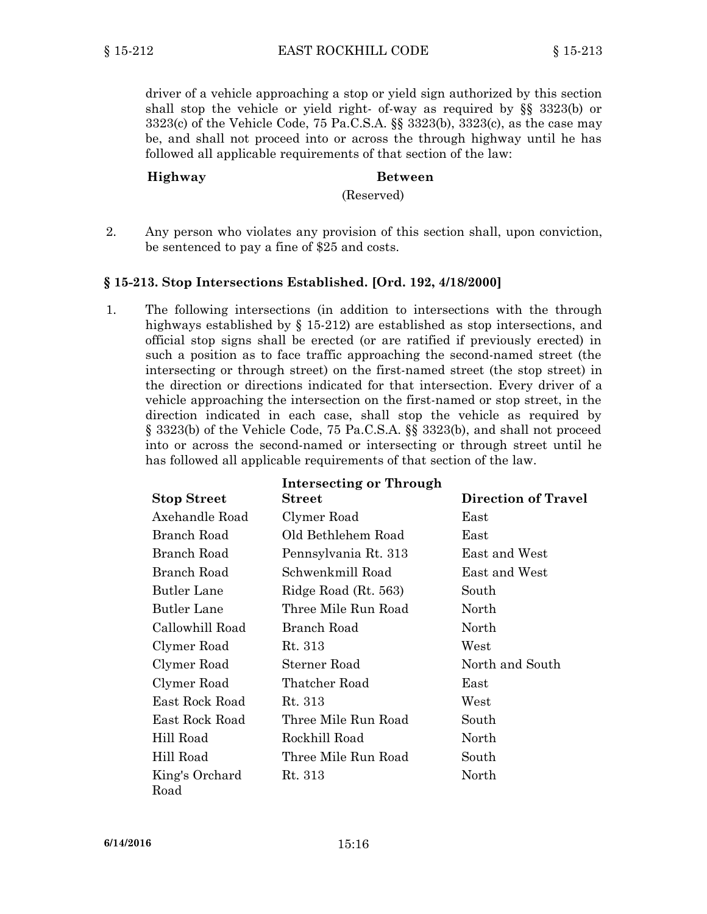driver of a vehicle approaching a stop or yield sign authorized by this section shall stop the vehicle or yield right- of-way as required by §§ 3323(b) or 3323(c) of the Vehicle Code, 75 Pa.C.S.A. §§ 3323(b), 3323(c), as the case may be, and shall not proceed into or across the through highway until he has followed all applicable requirements of that section of the law:

| Highway | Between |
|---|---|
| | (Reserved) |

2. Any person who violates any provision of this section shall, upon conviction, be sentenced to pay a fine of $25 and costs.

### § 15-213. Stop Intersections Established. [Ord. 192, 4/18/2000]

1. The following intersections (in addition to intersections with the through highways established by § 15-212) are established as stop intersections, and official stop signs shall be erected (or are ratified if previously erected) in such a position as to face traffic approaching the second-named street (the intersecting or through street) on the first-named street (the stop street) in the direction or directions indicated for that intersection. Every driver of a vehicle approaching the intersection on the first-named or stop street, in the direction indicated in each case, shall stop the vehicle as required by § 3323(b) of the Vehicle Code, 75 Pa.C.S.A. §§ 3323(b), and shall not proceed into or across the second-named or intersecting or through street until he has followed all applicable requirements of that section of the law.

| Stop Street | Intersecting or Through Street | Direction of Travel |
|---|---|---|
| Axehandle Road | Clymer Road | East |
| Branch Road | Old Bethlehem Road | East |
| Branch Road | Pennsylvania Rt. 313 | East and West |
| Branch Road | Schwenkmill Road | East and West |
| Butler Lane | Ridge Road (Rt. 563) | South |
| Butler Lane | Three Mile Run Road | North |
| Callowhill Road | Branch Road | North |
| Clymer Road | Rt. 313 | West |
| Clymer Road | Sterner Road | North and South |
| Clymer Road | Thatcher Road | East |
| East Rock Road | Rt. 313 | West |
| East Rock Road | Three Mile Run Road | South |
| Hill Road | Rockhill Road | North |
| Hill Road | Three Mile Run Road | South |
| King's Orchard Road | Rt. 313 | North |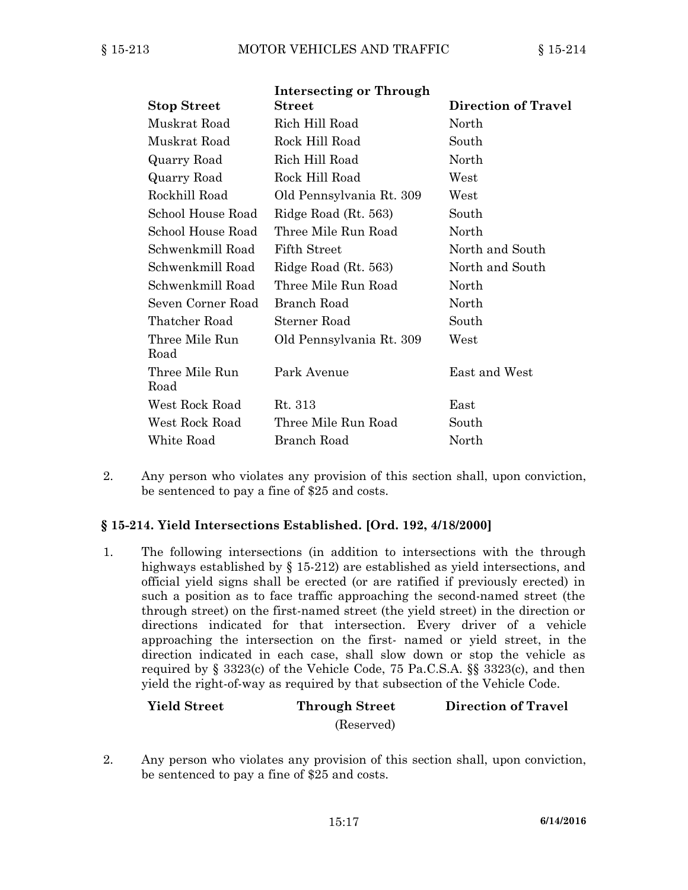| Stop Street | Intersecting or Through Street | Direction of Travel |
|---|---|---|
| Muskrat Road | Rich Hill Road | North |
| Muskrat Road | Rock Hill Road | South |
| Quarry Road | Rich Hill Road | North |
| Quarry Road | Rock Hill Road | West |
| Rockhill Road | Old Pennsylvania Rt. 309 | West |
| School House Road | Ridge Road (Rt. 563) | South |
| School House Road | Three Mile Run Road | North |
| Schwenkmill Road | Fifth Street | North and South |
| Schwenkmill Road | Ridge Road (Rt. 563) | North and South |
| Schwenkmill Road | Three Mile Run Road | North |
| Seven Corner Road | Branch Road | North |
| Thatcher Road | Sterner Road | South |
| Three Mile Run Road | Old Pennsylvania Rt. 309 | West |
| Three Mile Run Road | Park Avenue | East and West |
| West Rock Road | Rt. 313 | East |
| West Rock Road | Three Mile Run Road | South |
| White Road | Branch Road | North |

2. Any person who violates any provision of this section shall, upon conviction, be sentenced to pay a fine of $25 and costs.

### § 15-214. Yield Intersections Established. [Ord. 192, 4/18/2000]

1. The following intersections (in addition to intersections with the through highways established by § 15-212) are established as yield intersections, and official yield signs shall be erected (or are ratified if previously erected) in such a position as to face traffic approaching the second-named street (the through street) on the first-named street (the yield street) in the direction or directions indicated for that intersection. Every driver of a vehicle approaching the intersection on the first- named or yield street, in the direction indicated in each case, shall slow down or stop the vehicle as required by § 3323(c) of the Vehicle Code, 75 Pa.C.S.A. §§ 3323(c), and then yield the right-of-way as required by that subsection of the Vehicle Code.

| Yield Street | Through Street | Direction of Travel |
|---|---|---|
| | (Reserved) | |

2. Any person who violates any provision of this section shall, upon conviction, be sentenced to pay a fine of $25 and costs.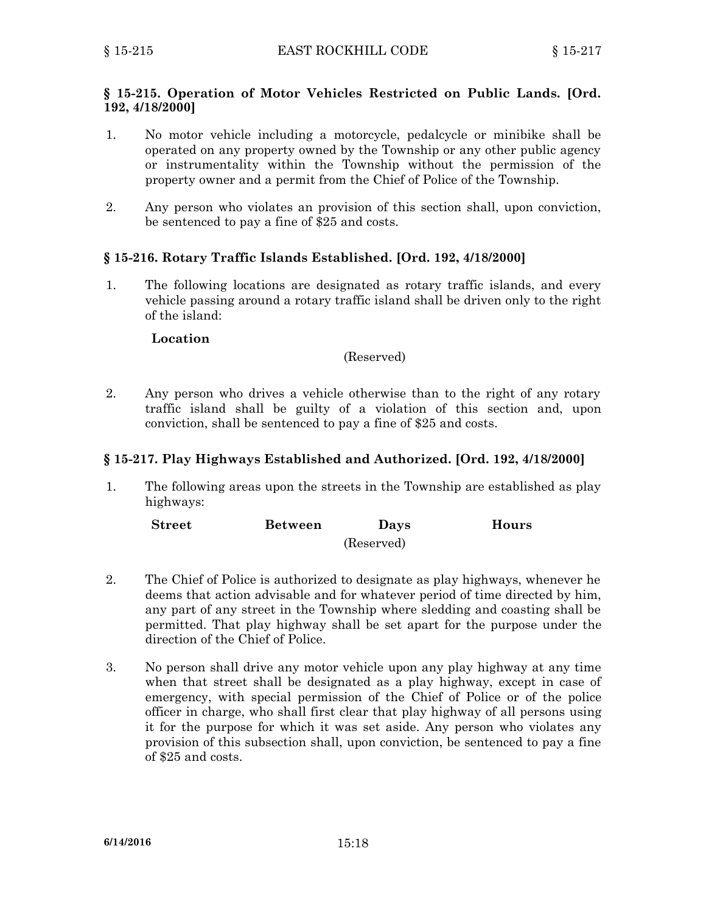### § 15-215. Operation of Motor Vehicles Restricted on Public Lands. [Ord. 192, 4/18/2000]

1. No motor vehicle including a motorcycle, pedalcycle or minibike shall be operated on any property owned by the Township or any other public agency or instrumentality within the Township without the permission of the property owner and a permit from the Chief of Police of the Township.

2. Any person who violates an provision of this section shall, upon conviction, be sentenced to pay a fine of $25 and costs.

### § 15-216. Rotary Traffic Islands Established. [Ord. 192, 4/18/2000]

1. The following locations are designated as rotary traffic islands, and every vehicle passing around a rotary traffic island shall be driven only to the right of the island:

| Location |
| --- |
| (Reserved) |

2. Any person who drives a vehicle otherwise than to the right of any rotary traffic island shall be guilty of a violation of this section and, upon conviction, shall be sentenced to pay a fine of $25 and costs.

### § 15-217. Play Highways Established and Authorized. [Ord. 192, 4/18/2000]

1. The following areas upon the streets in the Township are established as play highways:

| Street | Between | Days | Hours |
| --- | --- | --- | --- |
| | | (Reserved) | |

2. The Chief of Police is authorized to designate as play highways, whenever he deems that action advisable and for whatever period of time directed by him, any part of any street in the Township where sledding and coasting shall be permitted. That play highway shall be set apart for the purpose under the direction of the Chief of Police.

3. No person shall drive any motor vehicle upon any play highway at any time when that street shall be designated as a play highway, except in case of emergency, with special permission of the Chief of Police or of the police officer in charge, who shall first clear that play highway of all persons using it for the purpose for which it was set aside. Any person who violates any provision of this subsection shall, upon conviction, be sentenced to pay a fine of $25 and costs.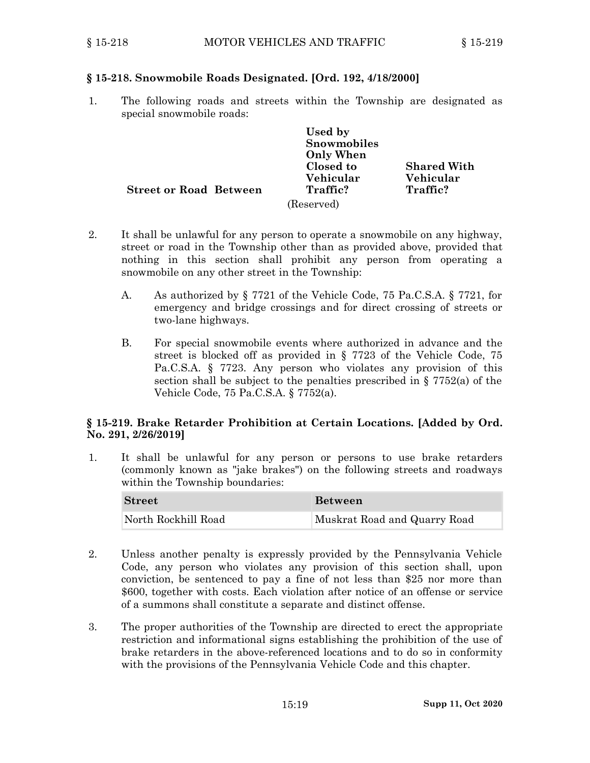### § 15-218. Snowmobile Roads Designated. [Ord. 192, 4/18/2000]

1. The following roads and streets within the Township are designated as special snowmobile roads:

| Street or Road | Between | Used by Snowmobiles Only When Closed to Vehicular Traffic? | Shared With Vehicular Traffic? |
|---|---|---|---|
| | | (Reserved) | |

2. It shall be unlawful for any person to operate a snowmobile on any highway, street or road in the Township other than as provided above, provided that nothing in this section shall prohibit any person from operating a snowmobile on any other street in the Township:

   A. As authorized by § 7721 of the Vehicle Code, 75 Pa.C.S.A. § 7721, for emergency and bridge crossings and for direct crossing of streets or two-lane highways.

   B. For special snowmobile events where authorized in advance and the street is blocked off as provided in § 7723 of the Vehicle Code, 75 Pa.C.S.A. § 7723. Any person who violates any provision of this section shall be subject to the penalties prescribed in § 7752(a) of the Vehicle Code, 75 Pa.C.S.A. § 7752(a).

### § 15-219. Brake Retarder Prohibition at Certain Locations. [Added by Ord. No. 291, 2/26/2019]

1. It shall be unlawful for any person or persons to use brake retarders (commonly known as "jake brakes") on the following streets and roadways within the Township boundaries:

| Street | Between |
|---|---|
| North Rockhill Road | Muskrat Road and Quarry Road |

2. Unless another penalty is expressly provided by the Pennsylvania Vehicle Code, any person who violates any provision of this section shall, upon conviction, be sentenced to pay a fine of not less than $25 nor more than $600, together with costs. Each violation after notice of an offense or service of a summons shall constitute a separate and distinct offense.

3. The proper authorities of the Township are directed to erect the appropriate restriction and informational signs establishing the prohibition of the use of brake retarders in the above-referenced locations and to do so in conformity with the provisions of the Pennsylvania Vehicle Code and this chapter.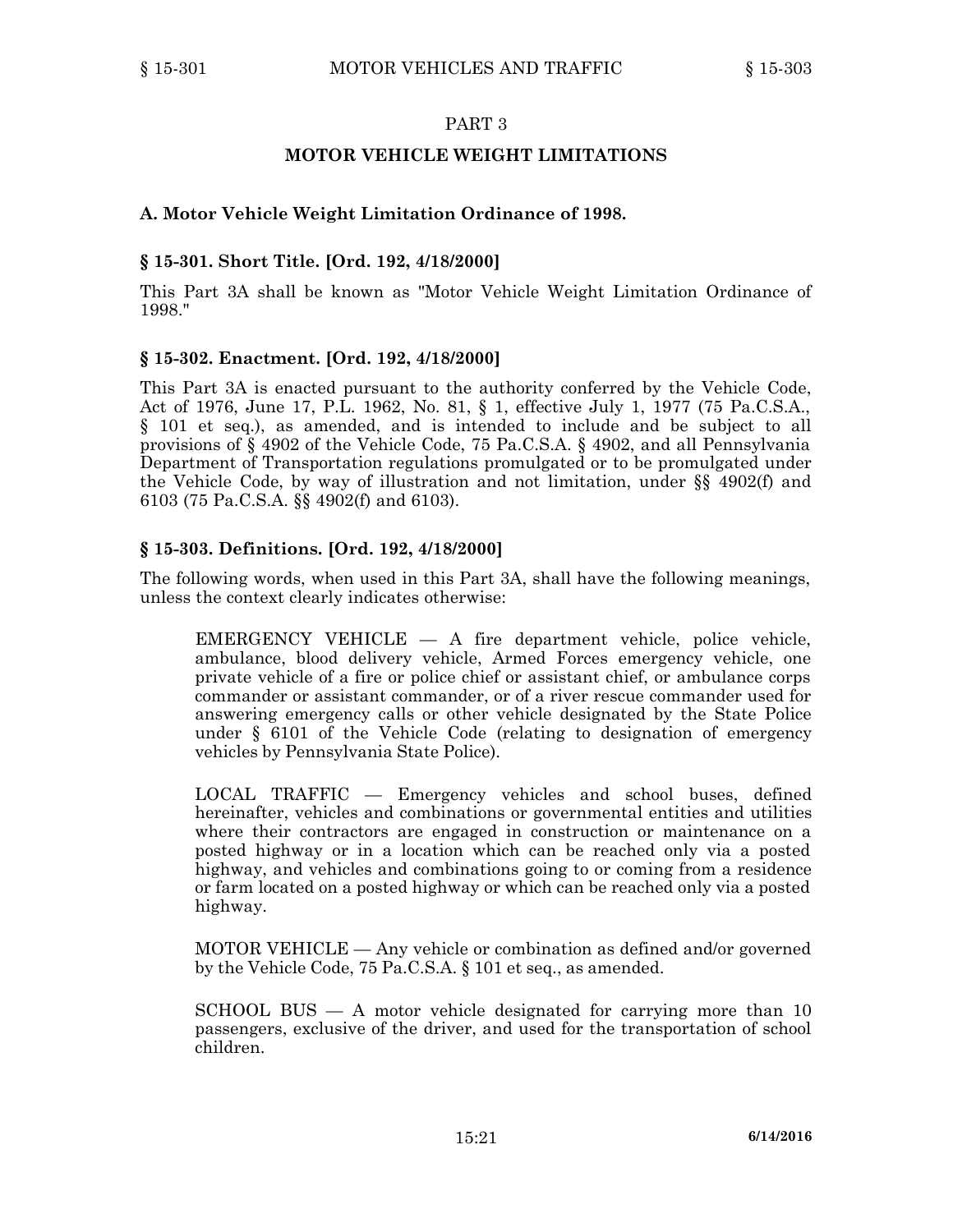# PART 3

## MOTOR VEHICLE WEIGHT LIMITATIONS

### A. Motor Vehicle Weight Limitation Ordinance of 1998.

### § 15-301. Short Title. [Ord. 192, 4/18/2000]

This Part 3A shall be known as "Motor Vehicle Weight Limitation Ordinance of 1998."

### § 15-302. Enactment. [Ord. 192, 4/18/2000]

This Part 3A is enacted pursuant to the authority conferred by the Vehicle Code, Act of 1976, June 17, P.L. 1962, No. 81, § 1, effective July 1, 1977 (75 Pa.C.S.A., § 101 et seq.), as amended, and is intended to include and be subject to all provisions of § 4902 of the Vehicle Code, 75 Pa.C.S.A. § 4902, and all Pennsylvania Department of Transportation regulations promulgated or to be promulgated under the Vehicle Code, by way of illustration and not limitation, under §§ 4902(f) and 6103 (75 Pa.C.S.A. §§ 4902(f) and 6103).

### § 15-303. Definitions. [Ord. 192, 4/18/2000]

The following words, when used in this Part 3A, shall have the following meanings, unless the context clearly indicates otherwise:

> EMERGENCY VEHICLE — A fire department vehicle, police vehicle, ambulance, blood delivery vehicle, Armed Forces emergency vehicle, one private vehicle of a fire or police chief or assistant chief, or ambulance corps commander or assistant commander, or of a river rescue commander used for answering emergency calls or other vehicle designated by the State Police under § 6101 of the Vehicle Code (relating to designation of emergency vehicles by Pennsylvania State Police).
>
> LOCAL TRAFFIC — Emergency vehicles and school buses, defined hereinafter, vehicles and combinations or governmental entities and utilities where their contractors are engaged in construction or maintenance on a posted highway or in a location which can be reached only via a posted highway, and vehicles and combinations going to or coming from a residence or farm located on a posted highway or which can be reached only via a posted highway.
>
> MOTOR VEHICLE — Any vehicle or combination as defined and/or governed by the Vehicle Code, 75 Pa.C.S.A. § 101 et seq., as amended.
>
> SCHOOL BUS — A motor vehicle designated for carrying more than 10 passengers, exclusive of the driver, and used for the transportation of school children.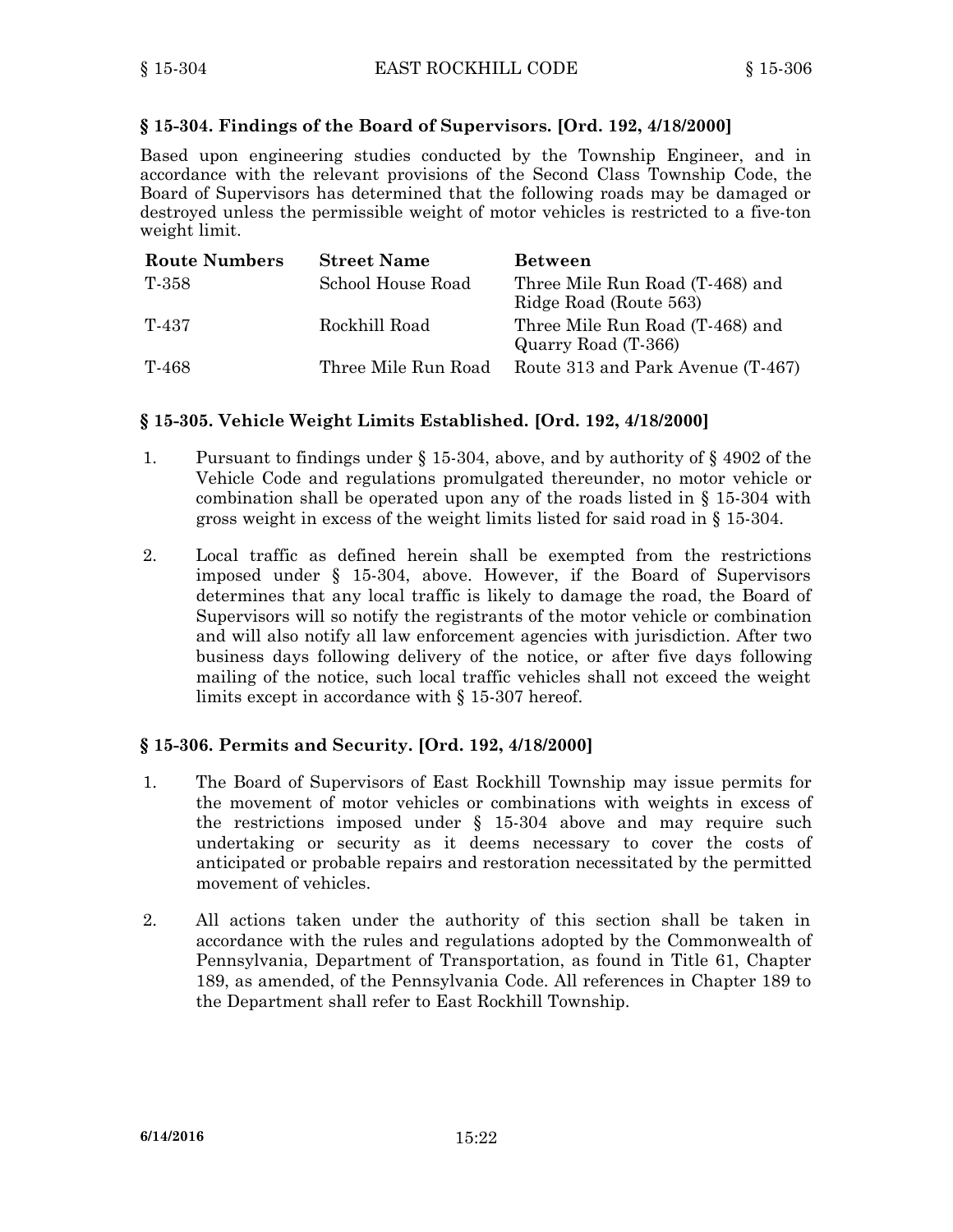### § 15-304. Findings of the Board of Supervisors. [Ord. 192, 4/18/2000]

Based upon engineering studies conducted by the Township Engineer, and in accordance with the relevant provisions of the Second Class Township Code, the Board of Supervisors has determined that the following roads may be damaged or destroyed unless the permissible weight of motor vehicles is restricted to a five-ton weight limit.

| Route Numbers | Street Name | Between |
|---|---|---|
| T-358 | School House Road | Three Mile Run Road (T-468) and Ridge Road (Route 563) |
| T-437 | Rockhill Road | Three Mile Run Road (T-468) and Quarry Road (T-366) |
| T-468 | Three Mile Run Road | Route 313 and Park Avenue (T-467) |

### § 15-305. Vehicle Weight Limits Established. [Ord. 192, 4/18/2000]

1. Pursuant to findings under § 15-304, above, and by authority of § 4902 of the Vehicle Code and regulations promulgated thereunder, no motor vehicle or combination shall be operated upon any of the roads listed in § 15-304 with gross weight in excess of the weight limits listed for said road in § 15-304.

2. Local traffic as defined herein shall be exempted from the restrictions imposed under § 15-304, above. However, if the Board of Supervisors determines that any local traffic is likely to damage the road, the Board of Supervisors will so notify the registrants of the motor vehicle or combination and will also notify all law enforcement agencies with jurisdiction. After two business days following delivery of the notice, or after five days following mailing of the notice, such local traffic vehicles shall not exceed the weight limits except in accordance with § 15-307 hereof.

### § 15-306. Permits and Security. [Ord. 192, 4/18/2000]

1. The Board of Supervisors of East Rockhill Township may issue permits for the movement of motor vehicles or combinations with weights in excess of the restrictions imposed under § 15-304 above and may require such undertaking or security as it deems necessary to cover the costs of anticipated or probable repairs and restoration necessitated by the permitted movement of vehicles.

2. All actions taken under the authority of this section shall be taken in accordance with the rules and regulations adopted by the Commonwealth of Pennsylvania, Department of Transportation, as found in Title 61, Chapter 189, as amended, of the Pennsylvania Code. All references in Chapter 189 to the Department shall refer to East Rockhill Township.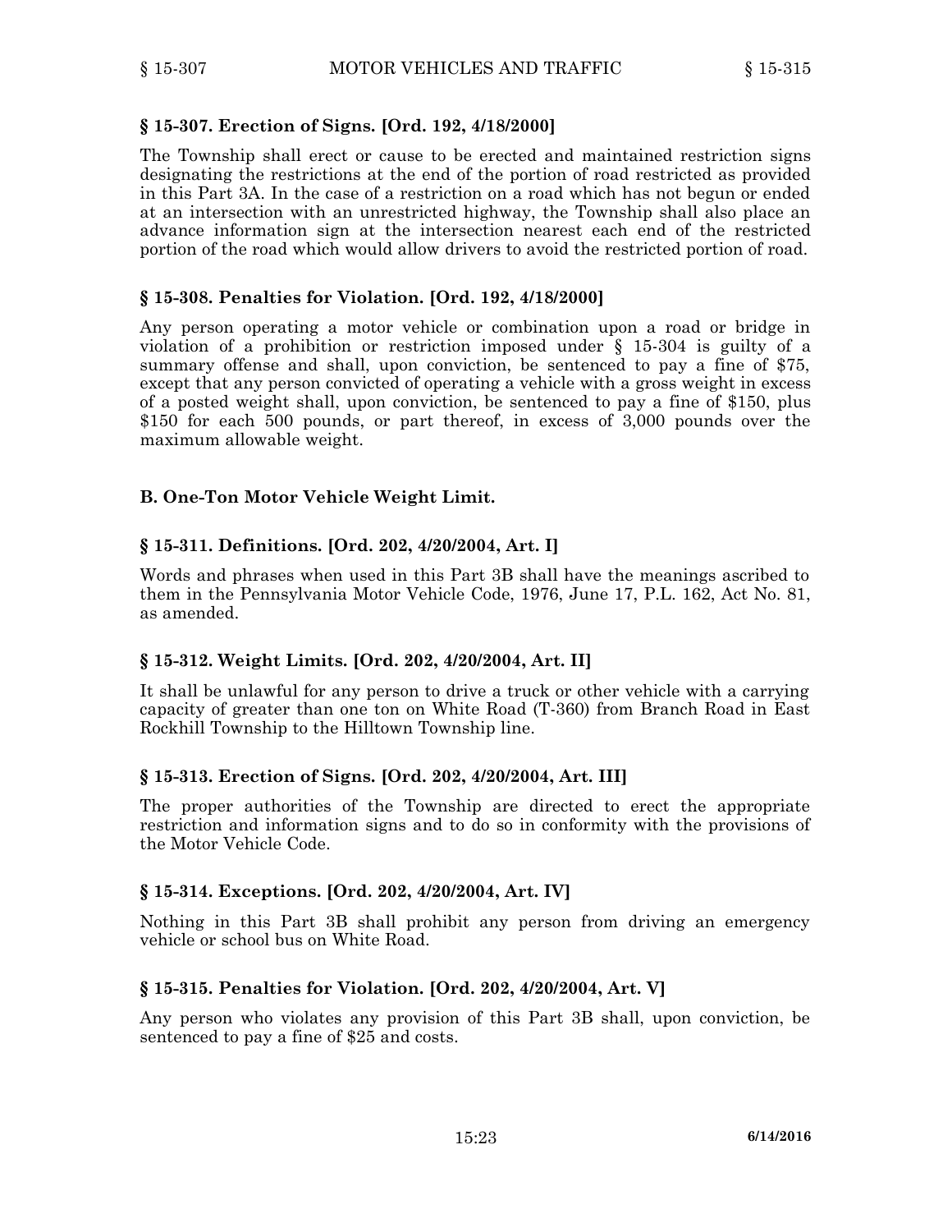### § 15-307. Erection of Signs. [Ord. 192, 4/18/2000]

The Township shall erect or cause to be erected and maintained restriction signs designating the restrictions at the end of the portion of road restricted as provided in this Part 3A. In the case of a restriction on a road which has not begun or ended at an intersection with an unrestricted highway, the Township shall also place an advance information sign at the intersection nearest each end of the restricted portion of the road which would allow drivers to avoid the restricted portion of road.

### § 15-308. Penalties for Violation. [Ord. 192, 4/18/2000]

Any person operating a motor vehicle or combination upon a road or bridge in violation of a prohibition or restriction imposed under § 15-304 is guilty of a summary offense and shall, upon conviction, be sentenced to pay a fine of $75, except that any person convicted of operating a vehicle with a gross weight in excess of a posted weight shall, upon conviction, be sentenced to pay a fine of $150, plus $150 for each 500 pounds, or part thereof, in excess of 3,000 pounds over the maximum allowable weight.

## B. One-Ton Motor Vehicle Weight Limit.

### § 15-311. Definitions. [Ord. 202, 4/20/2004, Art. I]

Words and phrases when used in this Part 3B shall have the meanings ascribed to them in the Pennsylvania Motor Vehicle Code, 1976, June 17, P.L. 162, Act No. 81, as amended.

### § 15-312. Weight Limits. [Ord. 202, 4/20/2004, Art. II]

It shall be unlawful for any person to drive a truck or other vehicle with a carrying capacity of greater than one ton on White Road (T-360) from Branch Road in East Rockhill Township to the Hilltown Township line.

### § 15-313. Erection of Signs. [Ord. 202, 4/20/2004, Art. III]

The proper authorities of the Township are directed to erect the appropriate restriction and information signs and to do so in conformity with the provisions of the Motor Vehicle Code.

### § 15-314. Exceptions. [Ord. 202, 4/20/2004, Art. IV]

Nothing in this Part 3B shall prohibit any person from driving an emergency vehicle or school bus on White Road.

### § 15-315. Penalties for Violation. [Ord. 202, 4/20/2004, Art. V]

Any person who violates any provision of this Part 3B shall, upon conviction, be sentenced to pay a fine of $25 and costs.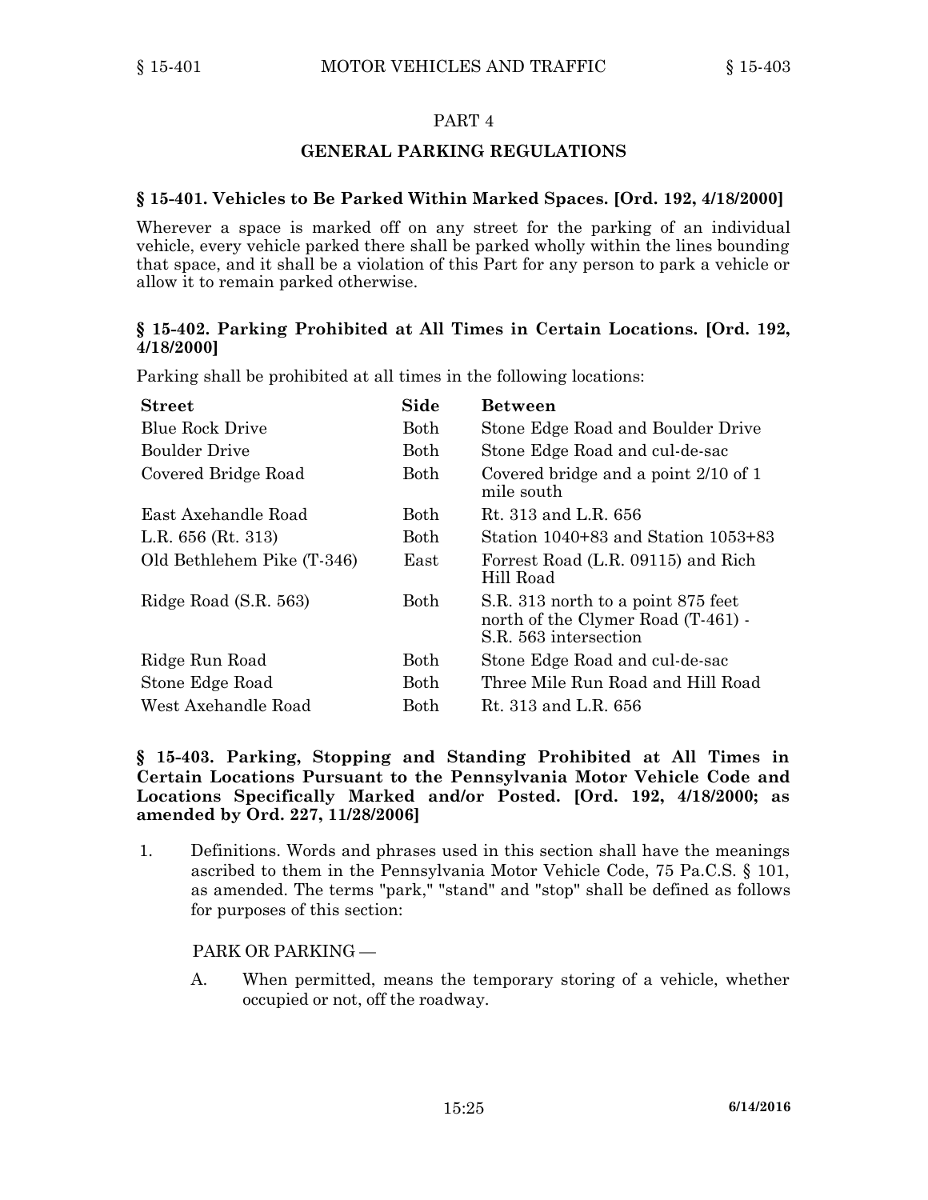## PART 4

## GENERAL PARKING REGULATIONS

### § 15-401. Vehicles to Be Parked Within Marked Spaces. [Ord. 192, 4/18/2000]

Wherever a space is marked off on any street for the parking of an individual vehicle, every vehicle parked there shall be parked wholly within the lines bounding that space, and it shall be a violation of this Part for any person to park a vehicle or allow it to remain parked otherwise.

### § 15-402. Parking Prohibited at All Times in Certain Locations. [Ord. 192, 4/18/2000]

Parking shall be prohibited at all times in the following locations:

| Street | Side | Between |
|---|---|---|
| Blue Rock Drive | Both | Stone Edge Road and Boulder Drive |
| Boulder Drive | Both | Stone Edge Road and cul-de-sac |
| Covered Bridge Road | Both | Covered bridge and a point 2/10 of 1 mile south |
| East Axehandle Road | Both | Rt. 313 and L.R. 656 |
| L.R. 656 (Rt. 313) | Both | Station 1040+83 and Station 1053+83 |
| Old Bethlehem Pike (T-346) | East | Forrest Road (L.R. 09115) and Rich Hill Road |
| Ridge Road (S.R. 563) | Both | S.R. 313 north to a point 875 feet north of the Clymer Road (T-461) - S.R. 563 intersection |
| Ridge Run Road | Both | Stone Edge Road and cul-de-sac |
| Stone Edge Road | Both | Three Mile Run Road and Hill Road |
| West Axehandle Road | Both | Rt. 313 and L.R. 656 |

### § 15-403. Parking, Stopping and Standing Prohibited at All Times in Certain Locations Pursuant to the Pennsylvania Motor Vehicle Code and Locations Specifically Marked and/or Posted. [Ord. 192, 4/18/2000; as amended by Ord. 227, 11/28/2006]

1. Definitions. Words and phrases used in this section shall have the meanings ascribed to them in the Pennsylvania Motor Vehicle Code, 75 Pa.C.S. § 101, as amended. The terms "park," "stand" and "stop" shall be defined as follows for purposes of this section:

   PARK OR PARKING —

   A. When permitted, means the temporary storing of a vehicle, whether occupied or not, off the roadway.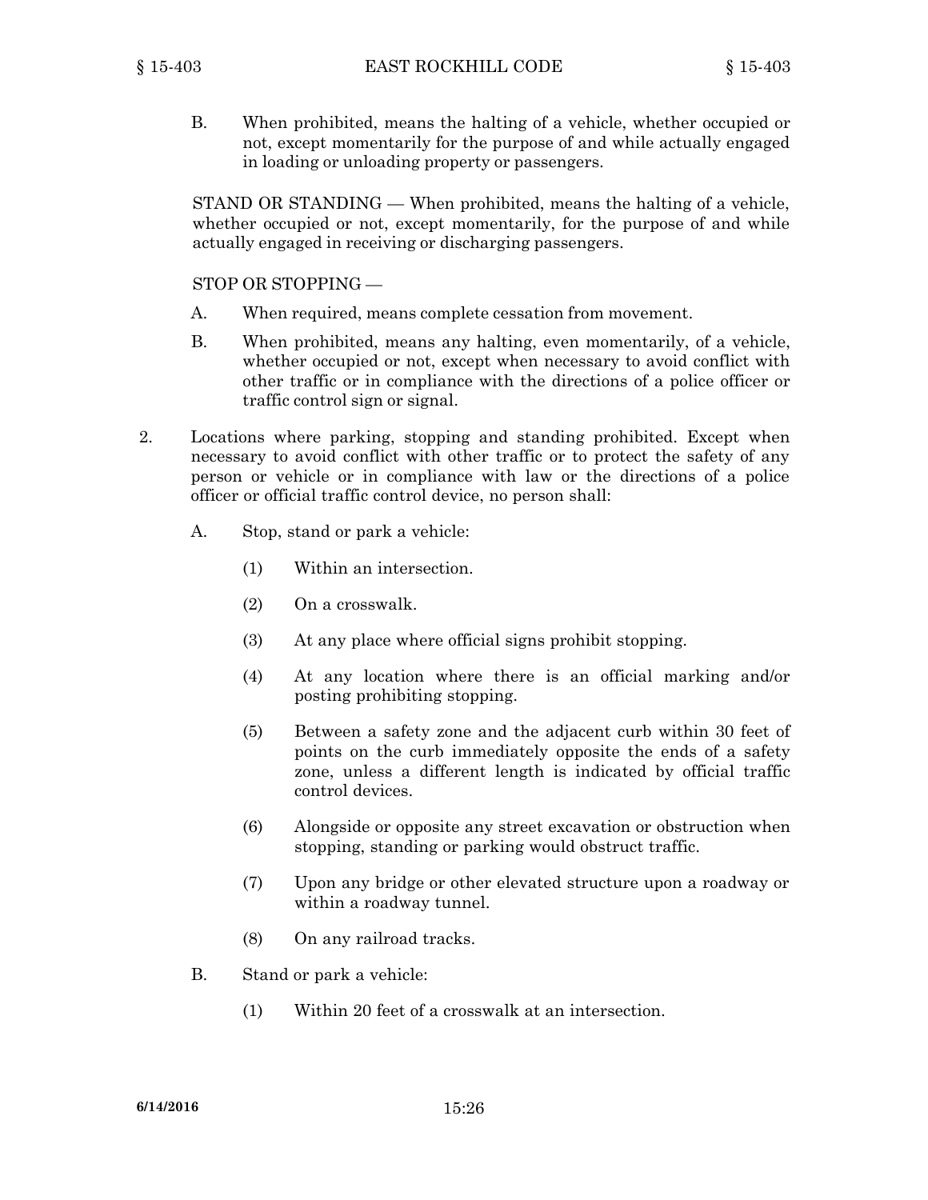B. When prohibited, means the halting of a vehicle, whether occupied or not, except momentarily for the purpose of and while actually engaged in loading or unloading property or passengers.

STAND OR STANDING — When prohibited, means the halting of a vehicle, whether occupied or not, except momentarily, for the purpose of and while actually engaged in receiving or discharging passengers.

STOP OR STOPPING —

A. When required, means complete cessation from movement.

B. When prohibited, means any halting, even momentarily, of a vehicle, whether occupied or not, except when necessary to avoid conflict with other traffic or in compliance with the directions of a police officer or traffic control sign or signal.

2. Locations where parking, stopping and standing prohibited. Except when necessary to avoid conflict with other traffic or to protect the safety of any person or vehicle or in compliance with law or the directions of a police officer or official traffic control device, no person shall:

   A. Stop, stand or park a vehicle:

      (1) Within an intersection.

      (2) On a crosswalk.

      (3) At any place where official signs prohibit stopping.

      (4) At any location where there is an official marking and/or posting prohibiting stopping.

      (5) Between a safety zone and the adjacent curb within 30 feet of points on the curb immediately opposite the ends of a safety zone, unless a different length is indicated by official traffic control devices.

      (6) Alongside or opposite any street excavation or obstruction when stopping, standing or parking would obstruct traffic.

      (7) Upon any bridge or other elevated structure upon a roadway or within a roadway tunnel.

      (8) On any railroad tracks.

   B. Stand or park a vehicle:

      (1) Within 20 feet of a crosswalk at an intersection.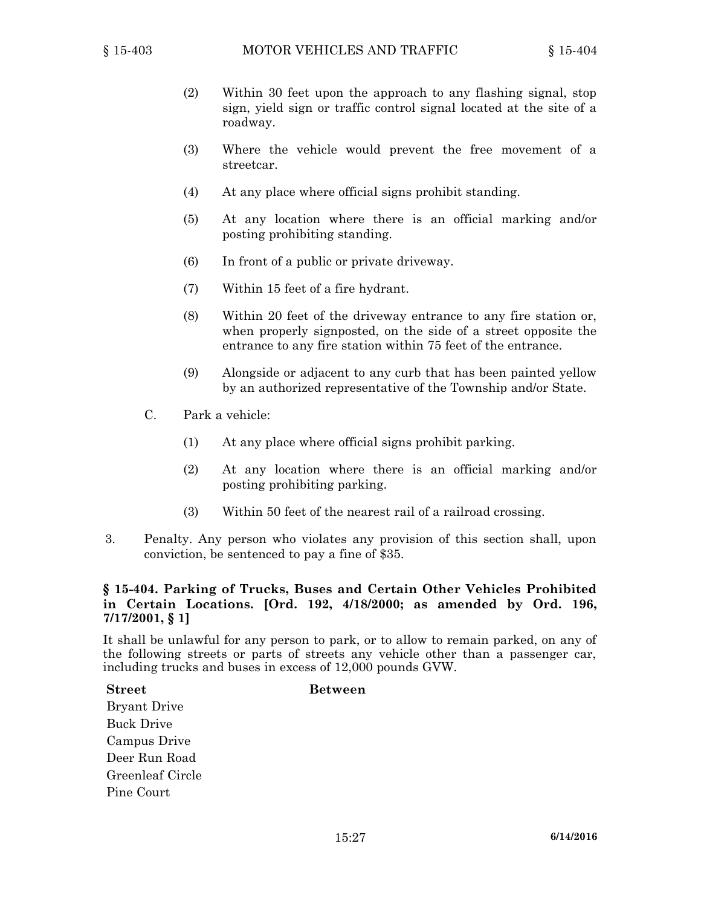(2) Within 30 feet upon the approach to any flashing signal, stop sign, yield sign or traffic control signal located at the site of a roadway.

(3) Where the vehicle would prevent the free movement of a streetcar.

(4) At any place where official signs prohibit standing.

(5) At any location where there is an official marking and/or posting prohibiting standing.

(6) In front of a public or private driveway.

(7) Within 15 feet of a fire hydrant.

(8) Within 20 feet of the driveway entrance to any fire station or, when properly signposted, on the side of a street opposite the entrance to any fire station within 75 feet of the entrance.

(9) Alongside or adjacent to any curb that has been painted yellow by an authorized representative of the Township and/or State.

C. Park a vehicle:

(1) At any place where official signs prohibit parking.

(2) At any location where there is an official marking and/or posting prohibiting parking.

(3) Within 50 feet of the nearest rail of a railroad crossing.

3. Penalty. Any person who violates any provision of this section shall, upon conviction, be sentenced to pay a fine of $35.

**§ 15-404. Parking of Trucks, Buses and Certain Other Vehicles Prohibited in Certain Locations. [Ord. 192, 4/18/2000; as amended by Ord. 196, 7/17/2001, § 1]**

It shall be unlawful for any person to park, or to allow to remain parked, on any of the following streets or parts of streets any vehicle other than a passenger car, including trucks and buses in excess of 12,000 pounds GVW.

| Street | Between |
|---|---|
| Bryant Drive | |
| Buck Drive | |
| Campus Drive | |
| Deer Run Road | |
| Greenleaf Circle | |
| Pine Court | |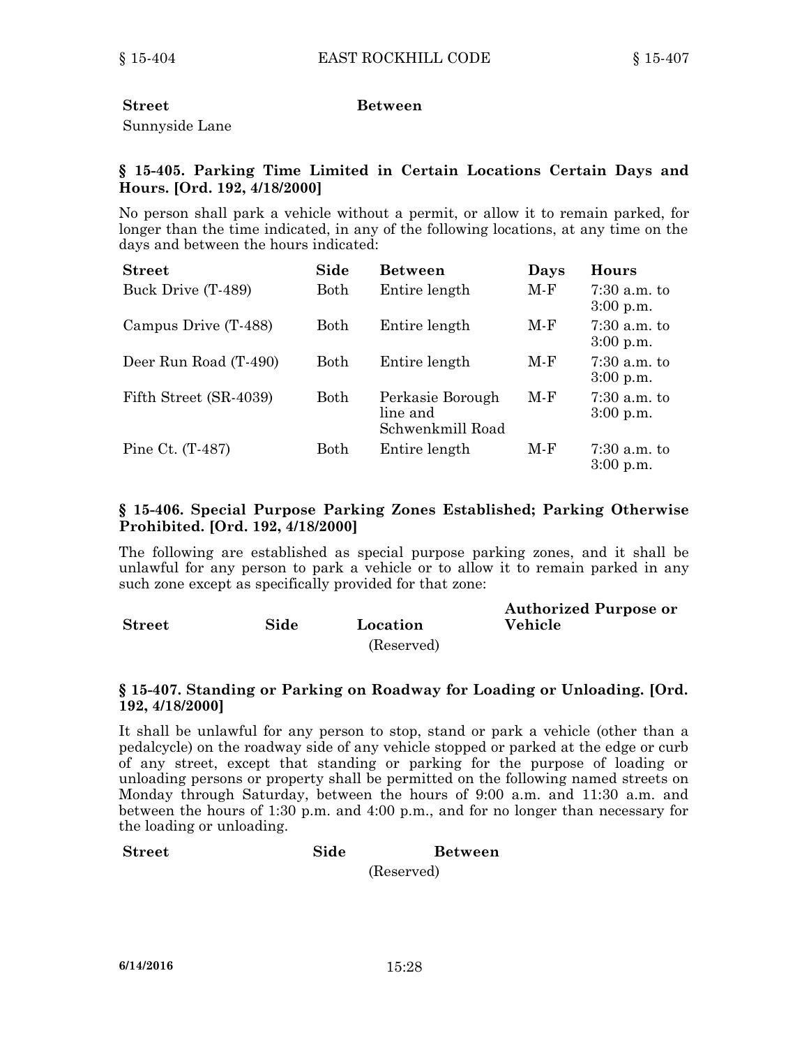| Street | Between |
|---|---|
| Sunnyside Lane | |

### § 15-405. Parking Time Limited in Certain Locations Certain Days and Hours. [Ord. 192, 4/18/2000]

No person shall park a vehicle without a permit, or allow it to remain parked, for longer than the time indicated, in any of the following locations, at any time on the days and between the hours indicated:

| Street | Side | Between | Days | Hours |
|---|---|---|---|---|
| Buck Drive (T-489) | Both | Entire length | M-F | 7:30 a.m. to 3:00 p.m. |
| Campus Drive (T-488) | Both | Entire length | M-F | 7:30 a.m. to 3:00 p.m. |
| Deer Run Road (T-490) | Both | Entire length | M-F | 7:30 a.m. to 3:00 p.m. |
| Fifth Street (SR-4039) | Both | Perkasie Borough line and Schwenkmill Road | M-F | 7:30 a.m. to 3:00 p.m. |
| Pine Ct. (T-487) | Both | Entire length | M-F | 7:30 a.m. to 3:00 p.m. |

### § 15-406. Special Purpose Parking Zones Established; Parking Otherwise Prohibited. [Ord. 192, 4/18/2000]

The following are established as special purpose parking zones, and it shall be unlawful for any person to park a vehicle or to allow it to remain parked in any such zone except as specifically provided for that zone:

| Street | Side | Location | Authorized Purpose or Vehicle |
|---|---|---|---|
| | | (Reserved) | |

### § 15-407. Standing or Parking on Roadway for Loading or Unloading. [Ord. 192, 4/18/2000]

It shall be unlawful for any person to stop, stand or park a vehicle (other than a pedalcycle) on the roadway side of any vehicle stopped or parked at the edge or curb of any street, except that standing or parking for the purpose of loading or unloading persons or property shall be permitted on the following named streets on Monday through Saturday, between the hours of 9:00 a.m. and 11:30 a.m. and between the hours of 1:30 p.m. and 4:00 p.m., and for no longer than necessary for the loading or unloading.

| Street | Side | Between |
|---|---|---|
| | (Reserved) | |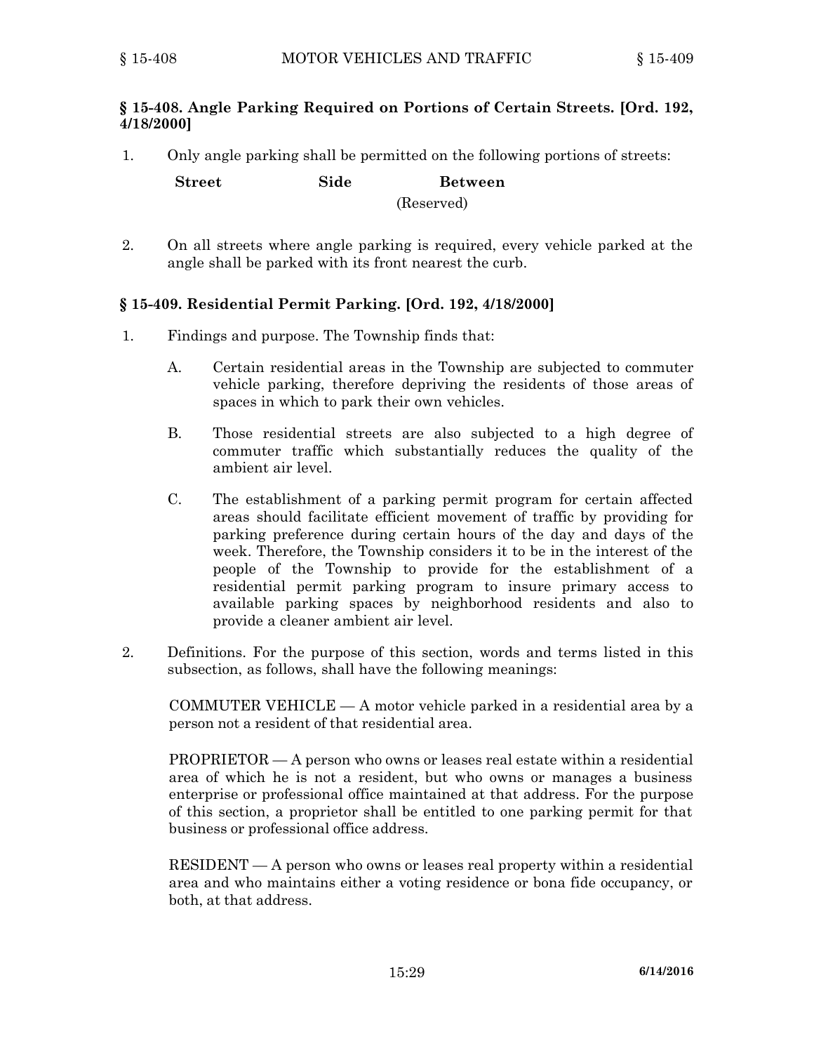### § 15-408. Angle Parking Required on Portions of Certain Streets. [Ord. 192, 4/18/2000]

1. Only angle parking shall be permitted on the following portions of streets:

| Street | Side | Between |
|---|---|---|
| | | (Reserved) |

2. On all streets where angle parking is required, every vehicle parked at the angle shall be parked with its front nearest the curb.

### § 15-409. Residential Permit Parking. [Ord. 192, 4/18/2000]

1. Findings and purpose. The Township finds that:

   A. Certain residential areas in the Township are subjected to commuter vehicle parking, therefore depriving the residents of those areas of spaces in which to park their own vehicles.

   B. Those residential streets are also subjected to a high degree of commuter traffic which substantially reduces the quality of the ambient air level.

   C. The establishment of a parking permit program for certain affected areas should facilitate efficient movement of traffic by providing for parking preference during certain hours of the day and days of the week. Therefore, the Township considers it to be in the interest of the people of the Township to provide for the establishment of a residential permit parking program to insure primary access to available parking spaces by neighborhood residents and also to provide a cleaner ambient air level.

2. Definitions. For the purpose of this section, words and terms listed in this subsection, as follows, shall have the following meanings:

   COMMUTER VEHICLE — A motor vehicle parked in a residential area by a person not a resident of that residential area.

   PROPRIETOR — A person who owns or leases real estate within a residential area of which he is not a resident, but who owns or manages a business enterprise or professional office maintained at that address. For the purpose of this section, a proprietor shall be entitled to one parking permit for that business or professional office address.

   RESIDENT — A person who owns or leases real property within a residential area and who maintains either a voting residence or bona fide occupancy, or both, at that address.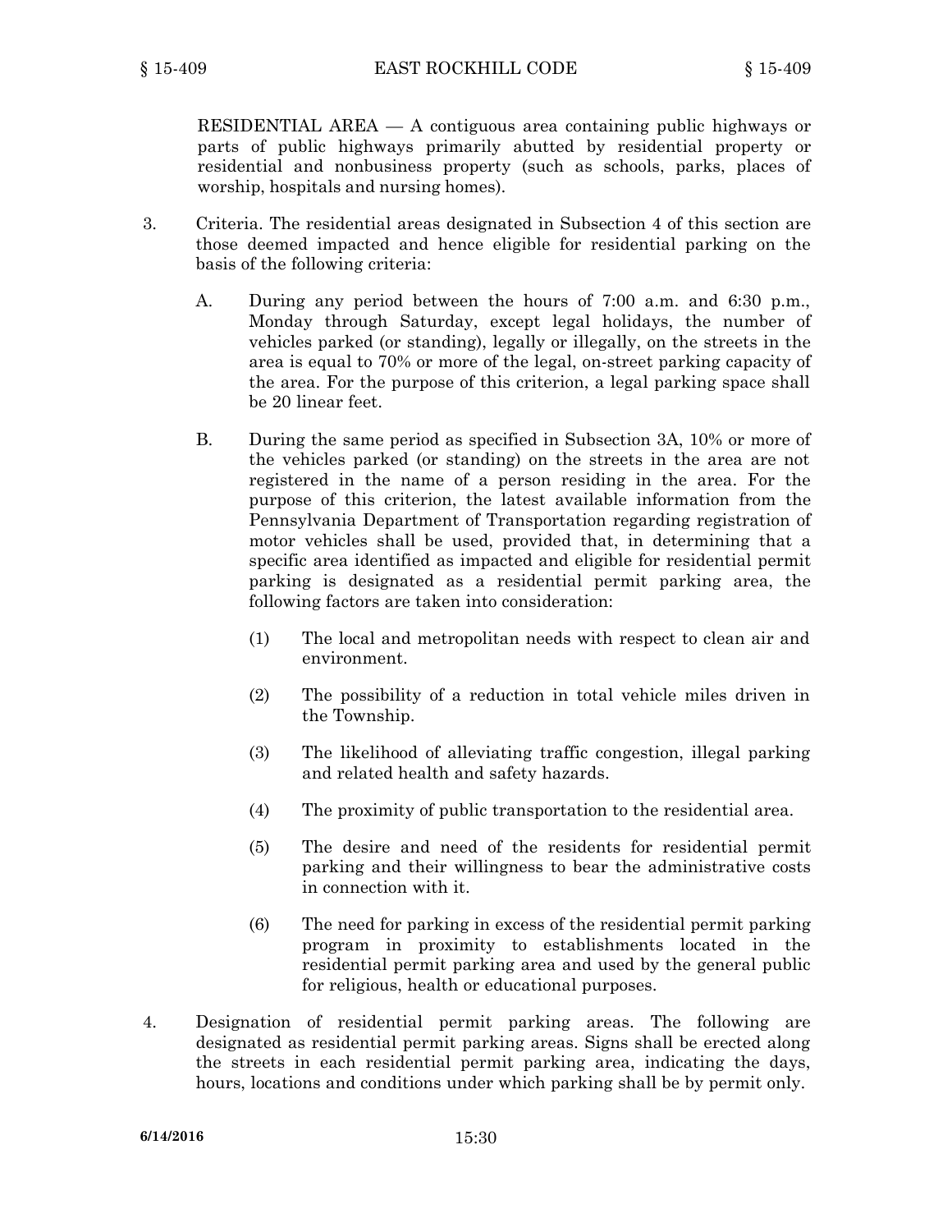RESIDENTIAL AREA — A contiguous area containing public highways or parts of public highways primarily abutted by residential property or residential and nonbusiness property (such as schools, parks, places of worship, hospitals and nursing homes).

3. Criteria. The residential areas designated in Subsection 4 of this section are those deemed impacted and hence eligible for residential parking on the basis of the following criteria:

   A. During any period between the hours of 7:00 a.m. and 6:30 p.m., Monday through Saturday, except legal holidays, the number of vehicles parked (or standing), legally or illegally, on the streets in the area is equal to 70% or more of the legal, on-street parking capacity of the area. For the purpose of this criterion, a legal parking space shall be 20 linear feet.

   B. During the same period as specified in Subsection 3A, 10% or more of the vehicles parked (or standing) on the streets in the area are not registered in the name of a person residing in the area. For the purpose of this criterion, the latest available information from the Pennsylvania Department of Transportation regarding registration of motor vehicles shall be used, provided that, in determining that a specific area identified as impacted and eligible for residential permit parking is designated as a residential permit parking area, the following factors are taken into consideration:

      (1) The local and metropolitan needs with respect to clean air and environment.

      (2) The possibility of a reduction in total vehicle miles driven in the Township.

      (3) The likelihood of alleviating traffic congestion, illegal parking and related health and safety hazards.

      (4) The proximity of public transportation to the residential area.

      (5) The desire and need of the residents for residential permit parking and their willingness to bear the administrative costs in connection with it.

      (6) The need for parking in excess of the residential permit parking program in proximity to establishments located in the residential permit parking area and used by the general public for religious, health or educational purposes.

4. Designation of residential permit parking areas. The following are designated as residential permit parking areas. Signs shall be erected along the streets in each residential permit parking area, indicating the days, hours, locations and conditions under which parking shall be by permit only.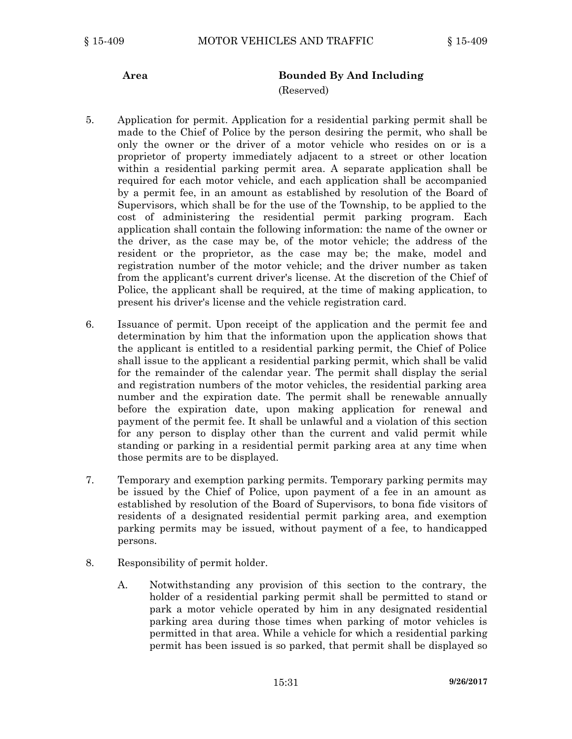| Area | Bounded By And Including |
| --- | --- |
| | (Reserved) |

5. Application for permit. Application for a residential parking permit shall be made to the Chief of Police by the person desiring the permit, who shall be only the owner or the driver of a motor vehicle who resides on or is a proprietor of property immediately adjacent to a street or other location within a residential parking permit area. A separate application shall be required for each motor vehicle, and each application shall be accompanied by a permit fee, in an amount as established by resolution of the Board of Supervisors, which shall be for the use of the Township, to be applied to the cost of administering the residential permit parking program. Each application shall contain the following information: the name of the owner or the driver, as the case may be, of the motor vehicle; the address of the resident or the proprietor, as the case may be; the make, model and registration number of the motor vehicle; and the driver number as taken from the applicant's current driver's license. At the discretion of the Chief of Police, the applicant shall be required, at the time of making application, to present his driver's license and the vehicle registration card.

6. Issuance of permit. Upon receipt of the application and the permit fee and determination by him that the information upon the application shows that the applicant is entitled to a residential parking permit, the Chief of Police shall issue to the applicant a residential parking permit, which shall be valid for the remainder of the calendar year. The permit shall display the serial and registration numbers of the motor vehicles, the residential parking area number and the expiration date. The permit shall be renewable annually before the expiration date, upon making application for renewal and payment of the permit fee. It shall be unlawful and a violation of this section for any person to display other than the current and valid permit while standing or parking in a residential permit parking area at any time when those permits are to be displayed.

7. Temporary and exemption parking permits. Temporary parking permits may be issued by the Chief of Police, upon payment of a fee in an amount as established by resolution of the Board of Supervisors, to bona fide visitors of residents of a designated residential permit parking area, and exemption parking permits may be issued, without payment of a fee, to handicapped persons.

8. Responsibility of permit holder.

   A. Notwithstanding any provision of this section to the contrary, the holder of a residential parking permit shall be permitted to stand or park a motor vehicle operated by him in any designated residential parking area during those times when parking of motor vehicles is permitted in that area. While a vehicle for which a residential parking permit has been issued is so parked, that permit shall be displayed so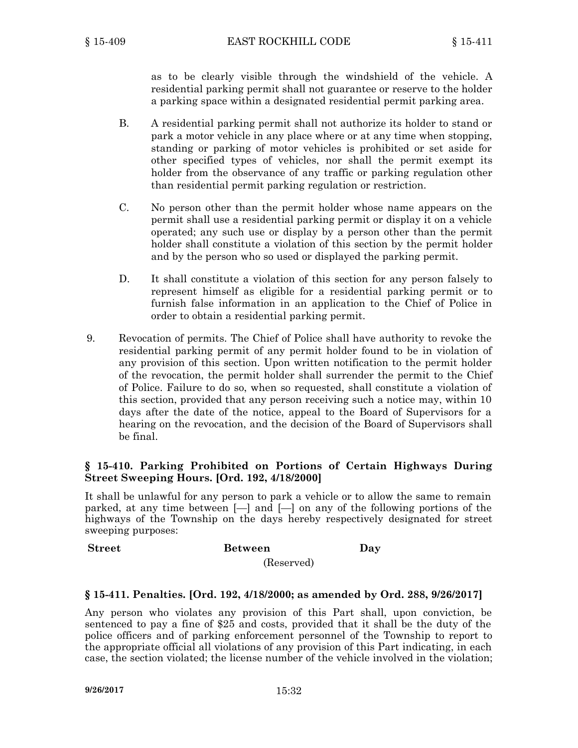as to be clearly visible through the windshield of the vehicle. A residential parking permit shall not guarantee or reserve to the holder a parking space within a designated residential permit parking area.

B. A residential parking permit shall not authorize its holder to stand or park a motor vehicle in any place where or at any time when stopping, standing or parking of motor vehicles is prohibited or set aside for other specified types of vehicles, nor shall the permit exempt its holder from the observance of any traffic or parking regulation other than residential permit parking regulation or restriction.

C. No person other than the permit holder whose name appears on the permit shall use a residential parking permit or display it on a vehicle operated; any such use or display by a person other than the permit holder shall constitute a violation of this section by the permit holder and by the person who so used or displayed the parking permit.

D. It shall constitute a violation of this section for any person falsely to represent himself as eligible for a residential parking permit or to furnish false information in an application to the Chief of Police in order to obtain a residential parking permit.

9. Revocation of permits. The Chief of Police shall have authority to revoke the residential parking permit of any permit holder found to be in violation of any provision of this section. Upon written notification to the permit holder of the revocation, the permit holder shall surrender the permit to the Chief of Police. Failure to do so, when so requested, shall constitute a violation of this section, provided that any person receiving such a notice may, within 10 days after the date of the notice, appeal to the Board of Supervisors for a hearing on the revocation, and the decision of the Board of Supervisors shall be final.

### § 15-410. Parking Prohibited on Portions of Certain Highways During Street Sweeping Hours. [Ord. 192, 4/18/2000]

It shall be unlawful for any person to park a vehicle or to allow the same to remain parked, at any time between [—] and [—] on any of the following portions of the highways of the Township on the days hereby respectively designated for street sweeping purposes:

| Street | Between | Day |
|---|---|---|
| | (Reserved) | |

### § 15-411. Penalties. [Ord. 192, 4/18/2000; as amended by Ord. 288, 9/26/2017]

Any person who violates any provision of this Part shall, upon conviction, be sentenced to pay a fine of $25 and costs, provided that it shall be the duty of the police officers and of parking enforcement personnel of the Township to report to the appropriate official all violations of any provision of this Part indicating, in each case, the section violated; the license number of the vehicle involved in the violation;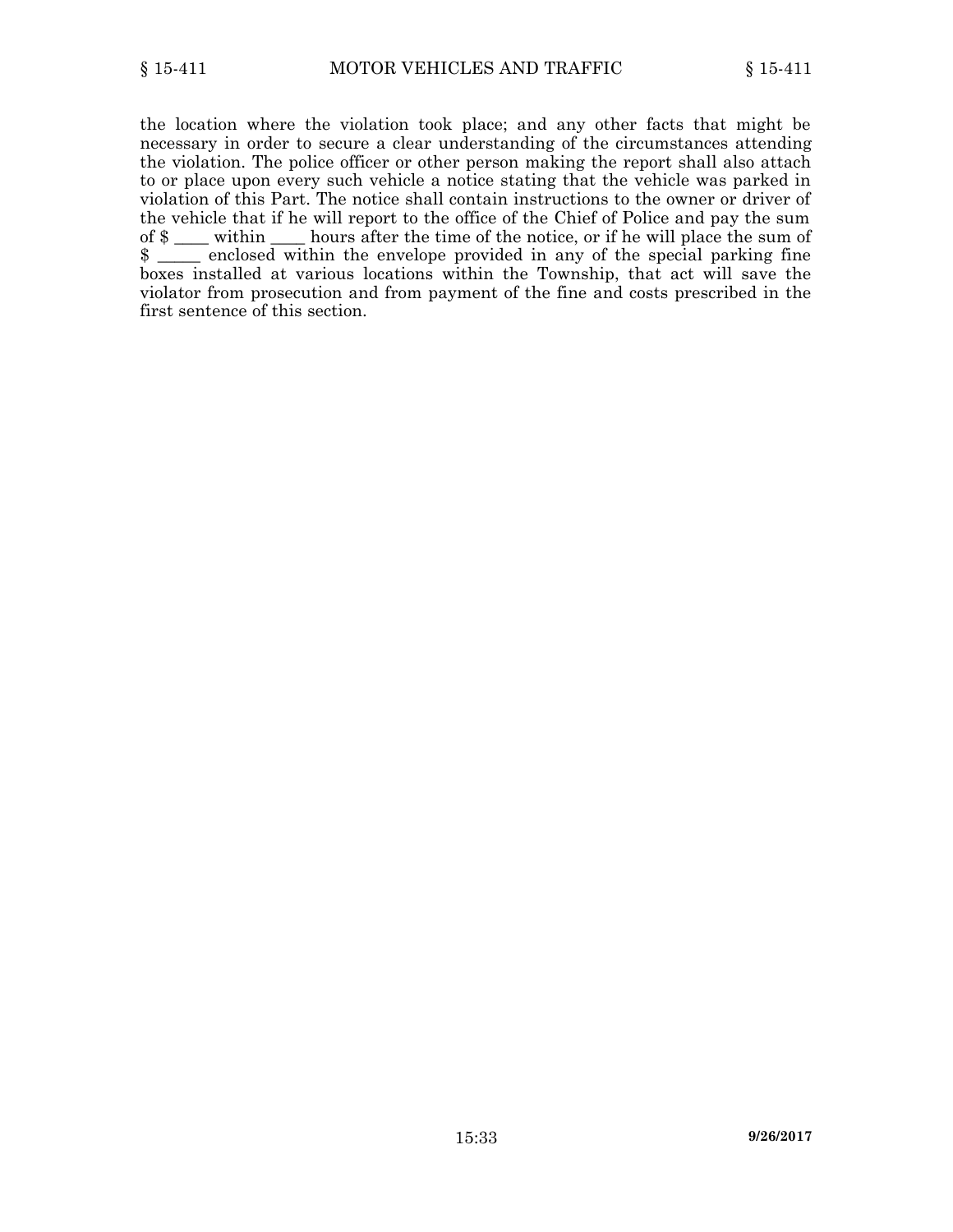the location where the violation took place; and any other facts that might be necessary in order to secure a clear understanding of the circumstances attending the violation. The police officer or other person making the report shall also attach to or place upon every such vehicle a notice stating that the vehicle was parked in violation of this Part. The notice shall contain instructions to the owner or driver of the vehicle that if he will report to the office of the Chief of Police and pay the sum of $ ____ within ____ hours after the time of the notice, or if he will place the sum of $ _____ enclosed within the envelope provided in any of the special parking fine boxes installed at various locations within the Township, that act will save the violator from prosecution and from payment of the fine and costs prescribed in the first sentence of this section.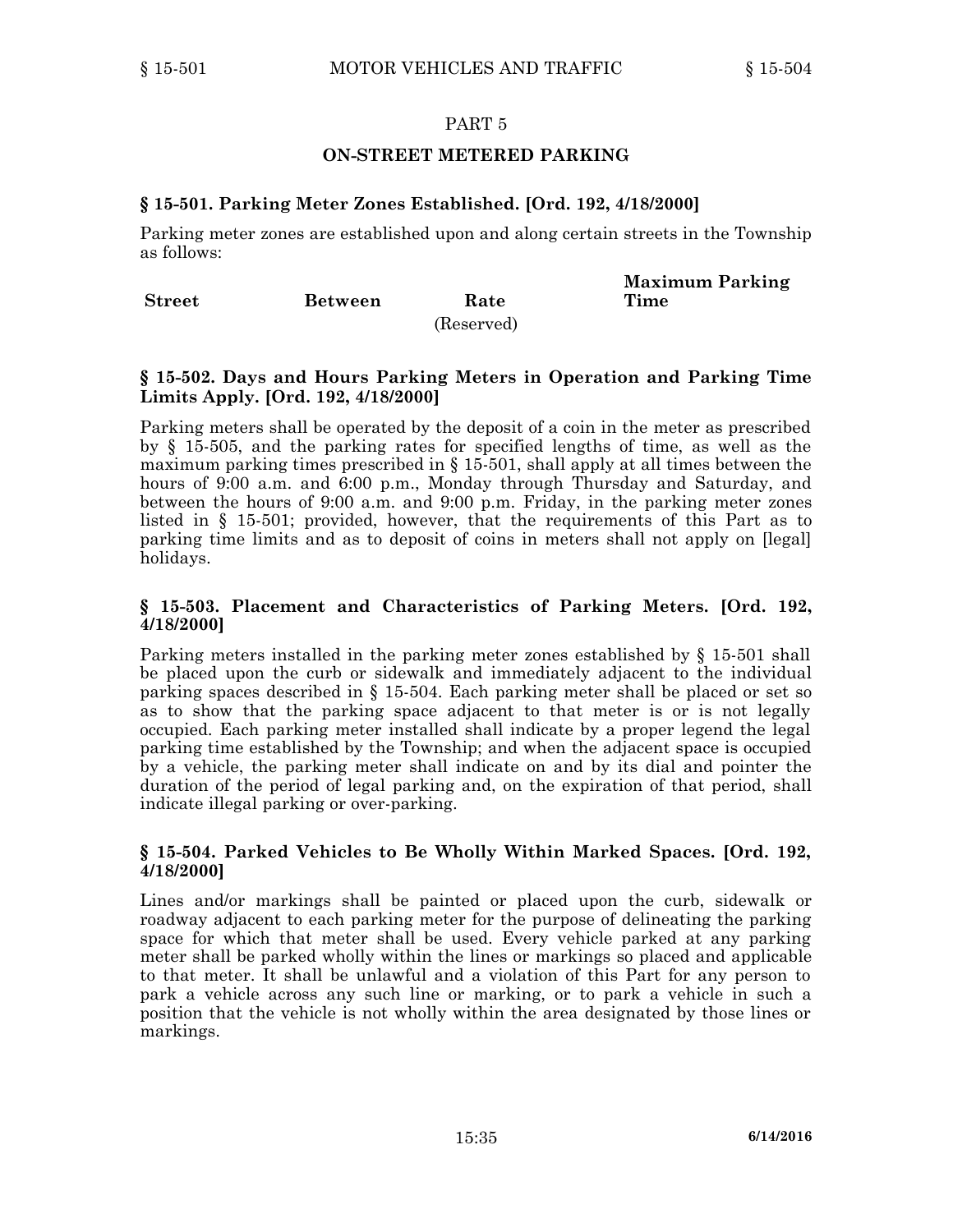# PART 5

## ON-STREET METERED PARKING

### § 15-501. Parking Meter Zones Established. [Ord. 192, 4/18/2000]

Parking meter zones are established upon and along certain streets in the Township as follows:

| Street | Between | Rate | Maximum Parking Time |
|---|---|---|---|
| | | (Reserved) | |

### § 15-502. Days and Hours Parking Meters in Operation and Parking Time Limits Apply. [Ord. 192, 4/18/2000]

Parking meters shall be operated by the deposit of a coin in the meter as prescribed by § 15-505, and the parking rates for specified lengths of time, as well as the maximum parking times prescribed in § 15-501, shall apply at all times between the hours of 9:00 a.m. and 6:00 p.m., Monday through Thursday and Saturday, and between the hours of 9:00 a.m. and 9:00 p.m. Friday, in the parking meter zones listed in § 15-501; provided, however, that the requirements of this Part as to parking time limits and as to deposit of coins in meters shall not apply on [legal] holidays.

### § 15-503. Placement and Characteristics of Parking Meters. [Ord. 192, 4/18/2000]

Parking meters installed in the parking meter zones established by § 15-501 shall be placed upon the curb or sidewalk and immediately adjacent to the individual parking spaces described in § 15-504. Each parking meter shall be placed or set so as to show that the parking space adjacent to that meter is or is not legally occupied. Each parking meter installed shall indicate by a proper legend the legal parking time established by the Township; and when the adjacent space is occupied by a vehicle, the parking meter shall indicate on and by its dial and pointer the duration of the period of legal parking and, on the expiration of that period, shall indicate illegal parking or over-parking.

### § 15-504. Parked Vehicles to Be Wholly Within Marked Spaces. [Ord. 192, 4/18/2000]

Lines and/or markings shall be painted or placed upon the curb, sidewalk or roadway adjacent to each parking meter for the purpose of delineating the parking space for which that meter shall be used. Every vehicle parked at any parking meter shall be parked wholly within the lines or markings so placed and applicable to that meter. It shall be unlawful and a violation of this Part for any person to park a vehicle across any such line or marking, or to park a vehicle in such a position that the vehicle is not wholly within the area designated by those lines or markings.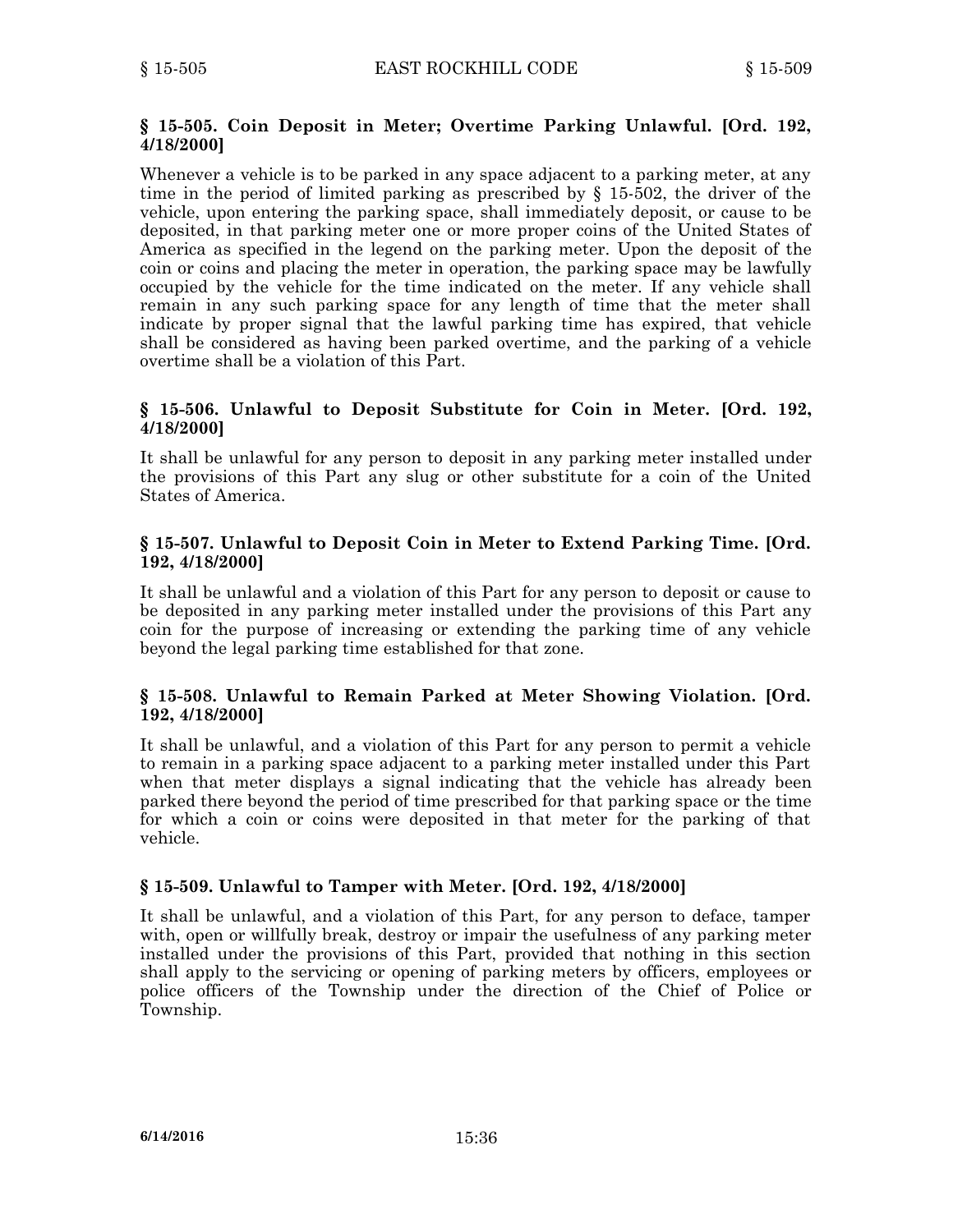### § 15-505. Coin Deposit in Meter; Overtime Parking Unlawful. [Ord. 192, 4/18/2000]

Whenever a vehicle is to be parked in any space adjacent to a parking meter, at any time in the period of limited parking as prescribed by § 15-502, the driver of the vehicle, upon entering the parking space, shall immediately deposit, or cause to be deposited, in that parking meter one or more proper coins of the United States of America as specified in the legend on the parking meter. Upon the deposit of the coin or coins and placing the meter in operation, the parking space may be lawfully occupied by the vehicle for the time indicated on the meter. If any vehicle shall remain in any such parking space for any length of time that the meter shall indicate by proper signal that the lawful parking time has expired, that vehicle shall be considered as having been parked overtime, and the parking of a vehicle overtime shall be a violation of this Part.

### § 15-506. Unlawful to Deposit Substitute for Coin in Meter. [Ord. 192, 4/18/2000]

It shall be unlawful for any person to deposit in any parking meter installed under the provisions of this Part any slug or other substitute for a coin of the United States of America.

### § 15-507. Unlawful to Deposit Coin in Meter to Extend Parking Time. [Ord. 192, 4/18/2000]

It shall be unlawful and a violation of this Part for any person to deposit or cause to be deposited in any parking meter installed under the provisions of this Part any coin for the purpose of increasing or extending the parking time of any vehicle beyond the legal parking time established for that zone.

### § 15-508. Unlawful to Remain Parked at Meter Showing Violation. [Ord. 192, 4/18/2000]

It shall be unlawful, and a violation of this Part for any person to permit a vehicle to remain in a parking space adjacent to a parking meter installed under this Part when that meter displays a signal indicating that the vehicle has already been parked there beyond the period of time prescribed for that parking space or the time for which a coin or coins were deposited in that meter for the parking of that vehicle.

### § 15-509. Unlawful to Tamper with Meter. [Ord. 192, 4/18/2000]

It shall be unlawful, and a violation of this Part, for any person to deface, tamper with, open or willfully break, destroy or impair the usefulness of any parking meter installed under the provisions of this Part, provided that nothing in this section shall apply to the servicing or opening of parking meters by officers, employees or police officers of the Township under the direction of the Chief of Police or Township.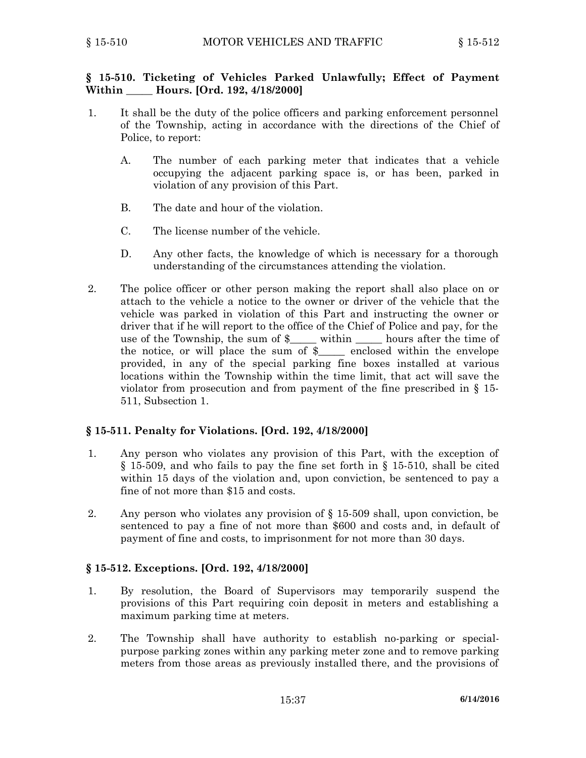## § 15-510. Ticketing of Vehicles Parked Unlawfully; Effect of Payment Within _____ Hours. [Ord. 192, 4/18/2000]

1. It shall be the duty of the police officers and parking enforcement personnel of the Township, acting in accordance with the directions of the Chief of Police, to report:

   A. The number of each parking meter that indicates that a vehicle occupying the adjacent parking space is, or has been, parked in violation of any provision of this Part.

   B. The date and hour of the violation.

   C. The license number of the vehicle.

   D. Any other facts, the knowledge of which is necessary for a thorough understanding of the circumstances attending the violation.

2. The police officer or other person making the report shall also place on or attach to the vehicle a notice to the owner or driver of the vehicle that the vehicle was parked in violation of this Part and instructing the owner or driver that if he will report to the office of the Chief of Police and pay, for the use of the Township, the sum of $_____ within _____ hours after the time of the notice, or will place the sum of $_____ enclosed within the envelope provided, in any of the special parking fine boxes installed at various locations within the Township within the time limit, that act will save the violator from prosecution and from payment of the fine prescribed in § 15-511, Subsection 1.

## § 15-511. Penalty for Violations. [Ord. 192, 4/18/2000]

1. Any person who violates any provision of this Part, with the exception of § 15-509, and who fails to pay the fine set forth in § 15-510, shall be cited within 15 days of the violation and, upon conviction, be sentenced to pay a fine of not more than $15 and costs.

2. Any person who violates any provision of § 15-509 shall, upon conviction, be sentenced to pay a fine of not more than $600 and costs and, in default of payment of fine and costs, to imprisonment for not more than 30 days.

## § 15-512. Exceptions. [Ord. 192, 4/18/2000]

1. By resolution, the Board of Supervisors may temporarily suspend the provisions of this Part requiring coin deposit in meters and establishing a maximum parking time at meters.

2. The Township shall have authority to establish no-parking or special-purpose parking zones within any parking meter zone and to remove parking meters from those areas as previously installed there, and the provisions of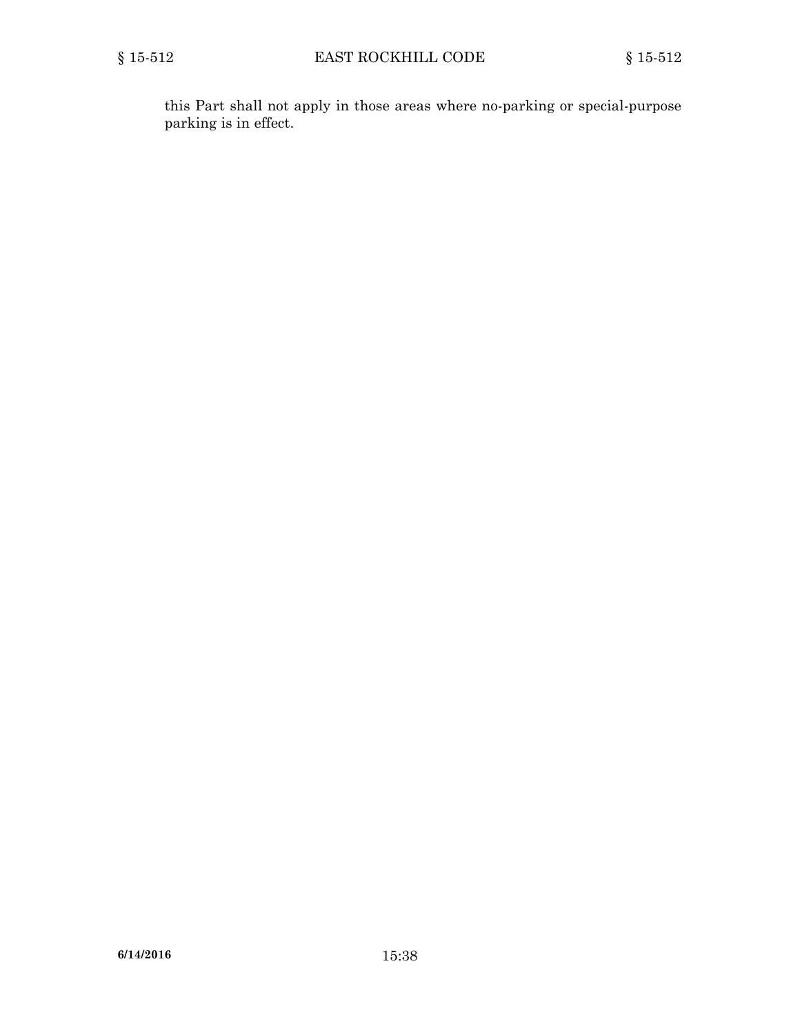this Part shall not apply in those areas where no-parking or special-purpose parking is in effect.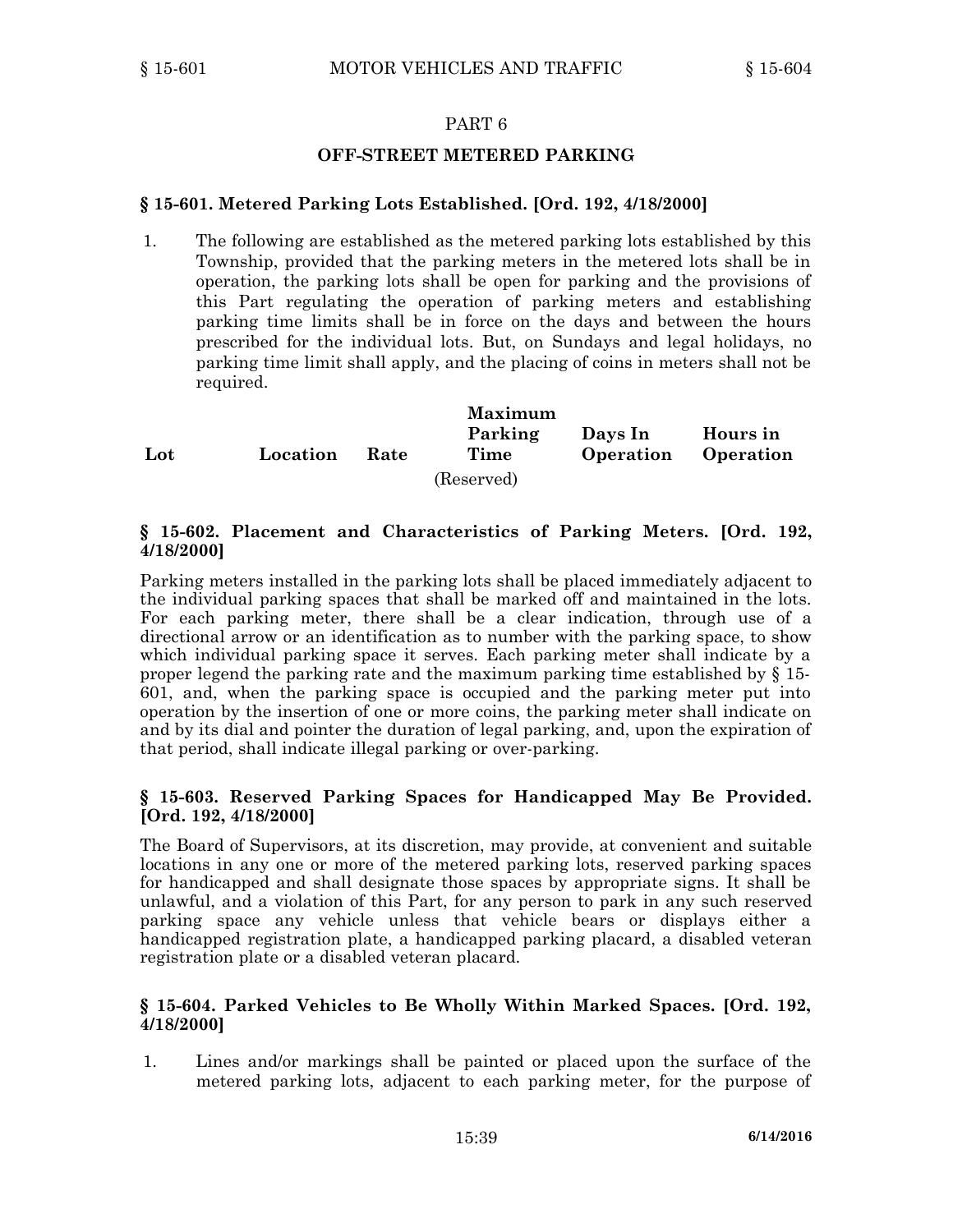## PART 6

## OFF-STREET METERED PARKING

### § 15-601. Metered Parking Lots Established. [Ord. 192, 4/18/2000]

1. The following are established as the metered parking lots established by this Township, provided that the parking meters in the metered lots shall be in operation, the parking lots shall be open for parking and the provisions of this Part regulating the operation of parking meters and establishing parking time limits shall be in force on the days and between the hours prescribed for the individual lots. But, on Sundays and legal holidays, no parking time limit shall apply, and the placing of coins in meters shall not be required.

| Lot | Location | Rate | Maximum Parking Time | Days In Operation | Hours in Operation |
|---|---|---|---|---|---|
| | | | (Reserved) | | |

### § 15-602. Placement and Characteristics of Parking Meters. [Ord. 192, 4/18/2000]

Parking meters installed in the parking lots shall be placed immediately adjacent to the individual parking spaces that shall be marked off and maintained in the lots. For each parking meter, there shall be a clear indication, through use of a directional arrow or an identification as to number with the parking space, to show which individual parking space it serves. Each parking meter shall indicate by a proper legend the parking rate and the maximum parking time established by § 15-601, and, when the parking space is occupied and the parking meter put into operation by the insertion of one or more coins, the parking meter shall indicate on and by its dial and pointer the duration of legal parking, and, upon the expiration of that period, shall indicate illegal parking or over-parking.

### § 15-603. Reserved Parking Spaces for Handicapped May Be Provided. [Ord. 192, 4/18/2000]

The Board of Supervisors, at its discretion, may provide, at convenient and suitable locations in any one or more of the metered parking lots, reserved parking spaces for handicapped and shall designate those spaces by appropriate signs. It shall be unlawful, and a violation of this Part, for any person to park in any such reserved parking space any vehicle unless that vehicle bears or displays either a handicapped registration plate, a handicapped parking placard, a disabled veteran registration plate or a disabled veteran placard.

### § 15-604. Parked Vehicles to Be Wholly Within Marked Spaces. [Ord. 192, 4/18/2000]

1. Lines and/or markings shall be painted or placed upon the surface of the metered parking lots, adjacent to each parking meter, for the purpose of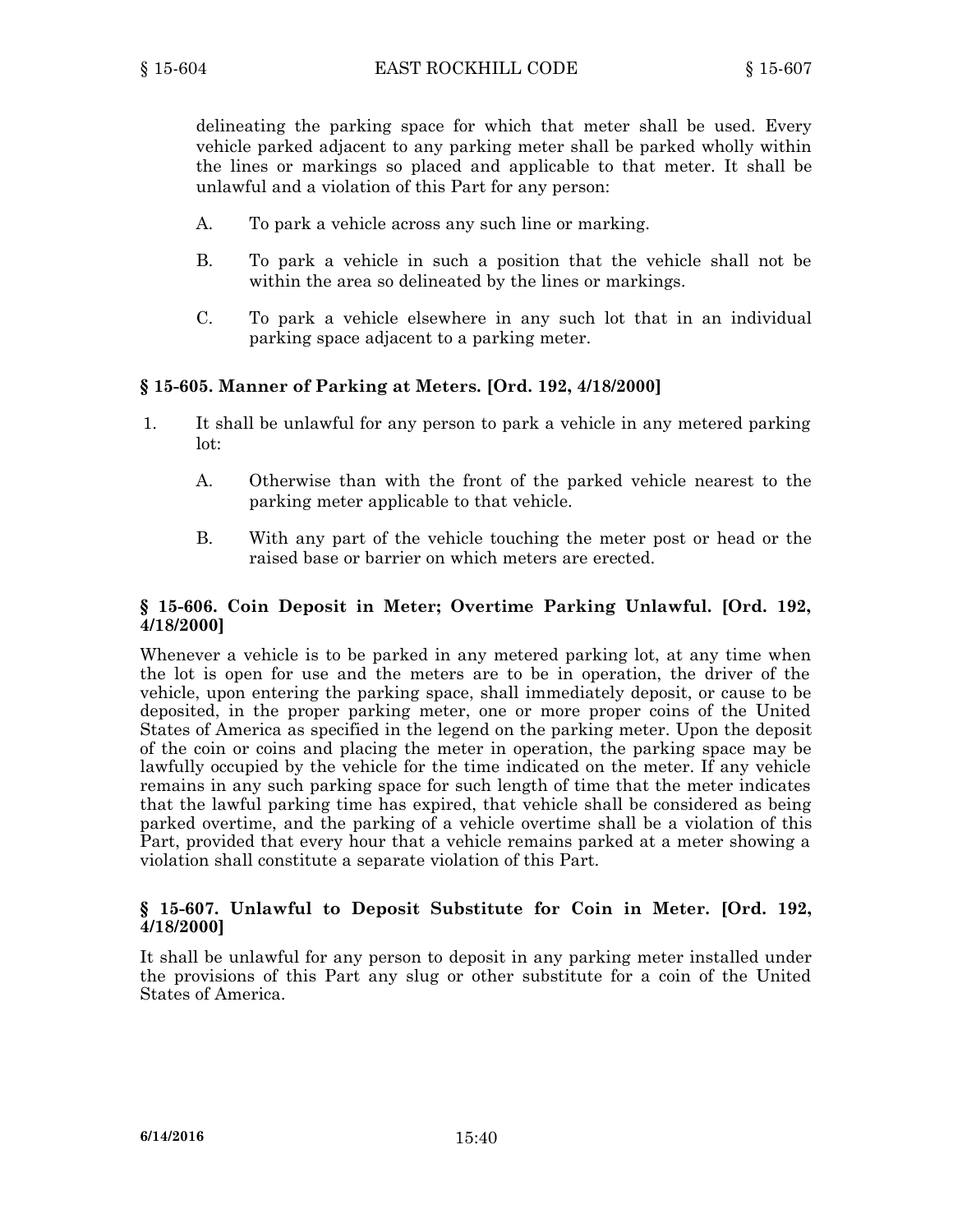delineating the parking space for which that meter shall be used. Every vehicle parked adjacent to any parking meter shall be parked wholly within the lines or markings so placed and applicable to that meter. It shall be unlawful and a violation of this Part for any person:

A. To park a vehicle across any such line or marking.

B. To park a vehicle in such a position that the vehicle shall not be within the area so delineated by the lines or markings.

C. To park a vehicle elsewhere in any such lot that in an individual parking space adjacent to a parking meter.

### § 15-605. Manner of Parking at Meters. [Ord. 192, 4/18/2000]

1. It shall be unlawful for any person to park a vehicle in any metered parking lot:

   A. Otherwise than with the front of the parked vehicle nearest to the parking meter applicable to that vehicle.

   B. With any part of the vehicle touching the meter post or head or the raised base or barrier on which meters are erected.

### § 15-606. Coin Deposit in Meter; Overtime Parking Unlawful. [Ord. 192, 4/18/2000]

Whenever a vehicle is to be parked in any metered parking lot, at any time when the lot is open for use and the meters are to be in operation, the driver of the vehicle, upon entering the parking space, shall immediately deposit, or cause to be deposited, in the proper parking meter, one or more proper coins of the United States of America as specified in the legend on the parking meter. Upon the deposit of the coin or coins and placing the meter in operation, the parking space may be lawfully occupied by the vehicle for the time indicated on the meter. If any vehicle remains in any such parking space for such length of time that the meter indicates that the lawful parking time has expired, that vehicle shall be considered as being parked overtime, and the parking of a vehicle overtime shall be a violation of this Part, provided that every hour that a vehicle remains parked at a meter showing a violation shall constitute a separate violation of this Part.

### § 15-607. Unlawful to Deposit Substitute for Coin in Meter. [Ord. 192, 4/18/2000]

It shall be unlawful for any person to deposit in any parking meter installed under the provisions of this Part any slug or other substitute for a coin of the United States of America.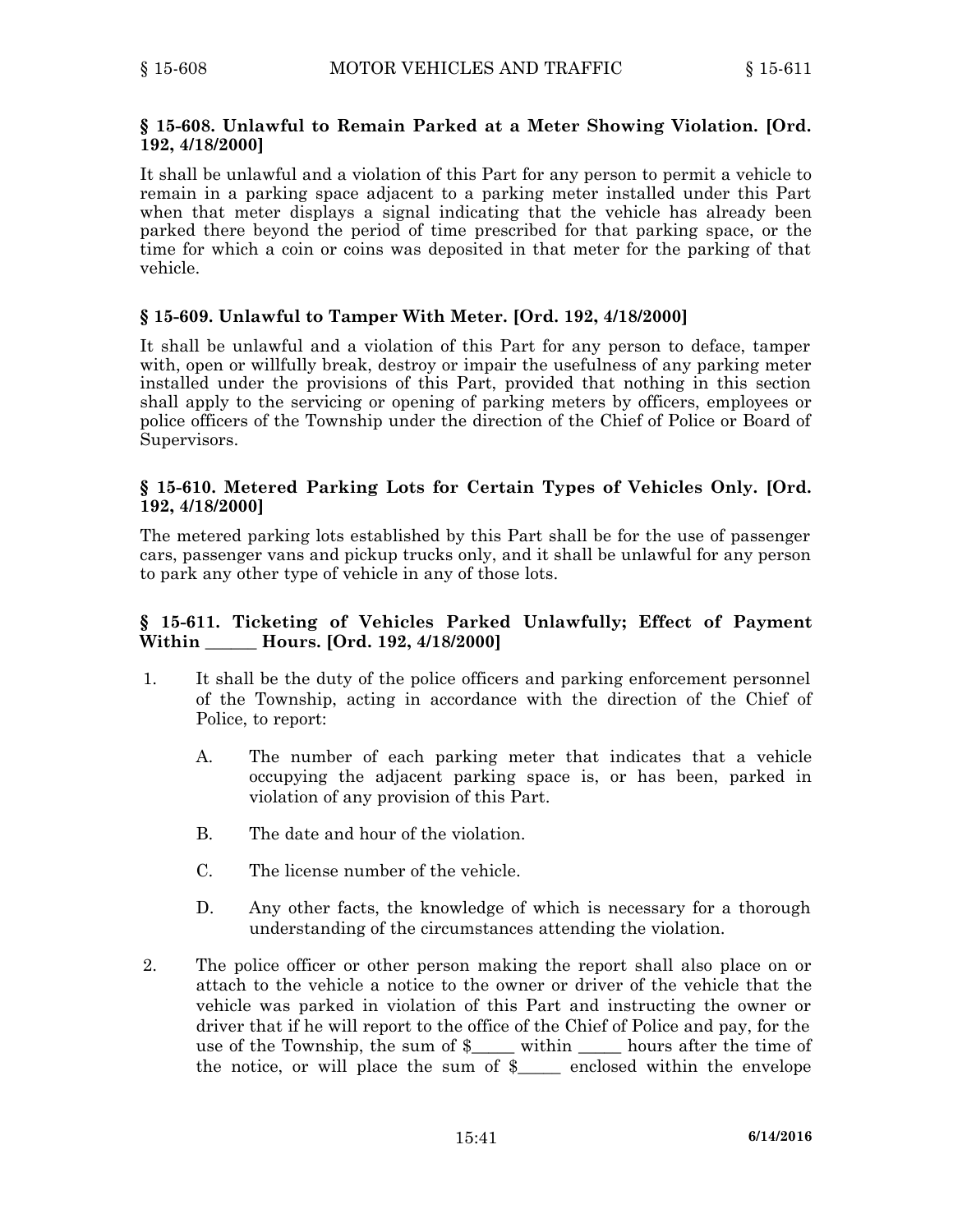### § 15-608. Unlawful to Remain Parked at a Meter Showing Violation. [Ord. 192, 4/18/2000]

It shall be unlawful and a violation of this Part for any person to permit a vehicle to remain in a parking space adjacent to a parking meter installed under this Part when that meter displays a signal indicating that the vehicle has already been parked there beyond the period of time prescribed for that parking space, or the time for which a coin or coins was deposited in that meter for the parking of that vehicle.

### § 15-609. Unlawful to Tamper With Meter. [Ord. 192, 4/18/2000]

It shall be unlawful and a violation of this Part for any person to deface, tamper with, open or willfully break, destroy or impair the usefulness of any parking meter installed under the provisions of this Part, provided that nothing in this section shall apply to the servicing or opening of parking meters by officers, employees or police officers of the Township under the direction of the Chief of Police or Board of Supervisors.

### § 15-610. Metered Parking Lots for Certain Types of Vehicles Only. [Ord. 192, 4/18/2000]

The metered parking lots established by this Part shall be for the use of passenger cars, passenger vans and pickup trucks only, and it shall be unlawful for any person to park any other type of vehicle in any of those lots.

### § 15-611. Ticketing of Vehicles Parked Unlawfully; Effect of Payment Within ______ Hours. [Ord. 192, 4/18/2000]

1. It shall be the duty of the police officers and parking enforcement personnel of the Township, acting in accordance with the direction of the Chief of Police, to report:

   A. The number of each parking meter that indicates that a vehicle occupying the adjacent parking space is, or has been, parked in violation of any provision of this Part.

   B. The date and hour of the violation.

   C. The license number of the vehicle.

   D. Any other facts, the knowledge of which is necessary for a thorough understanding of the circumstances attending the violation.

2. The police officer or other person making the report shall also place on or attach to the vehicle a notice to the owner or driver of the vehicle that the vehicle was parked in violation of this Part and instructing the owner or driver that if he will report to the office of the Chief of Police and pay, for the use of the Township, the sum of $_____ within _____ hours after the time of the notice, or will place the sum of $_____ enclosed within the envelope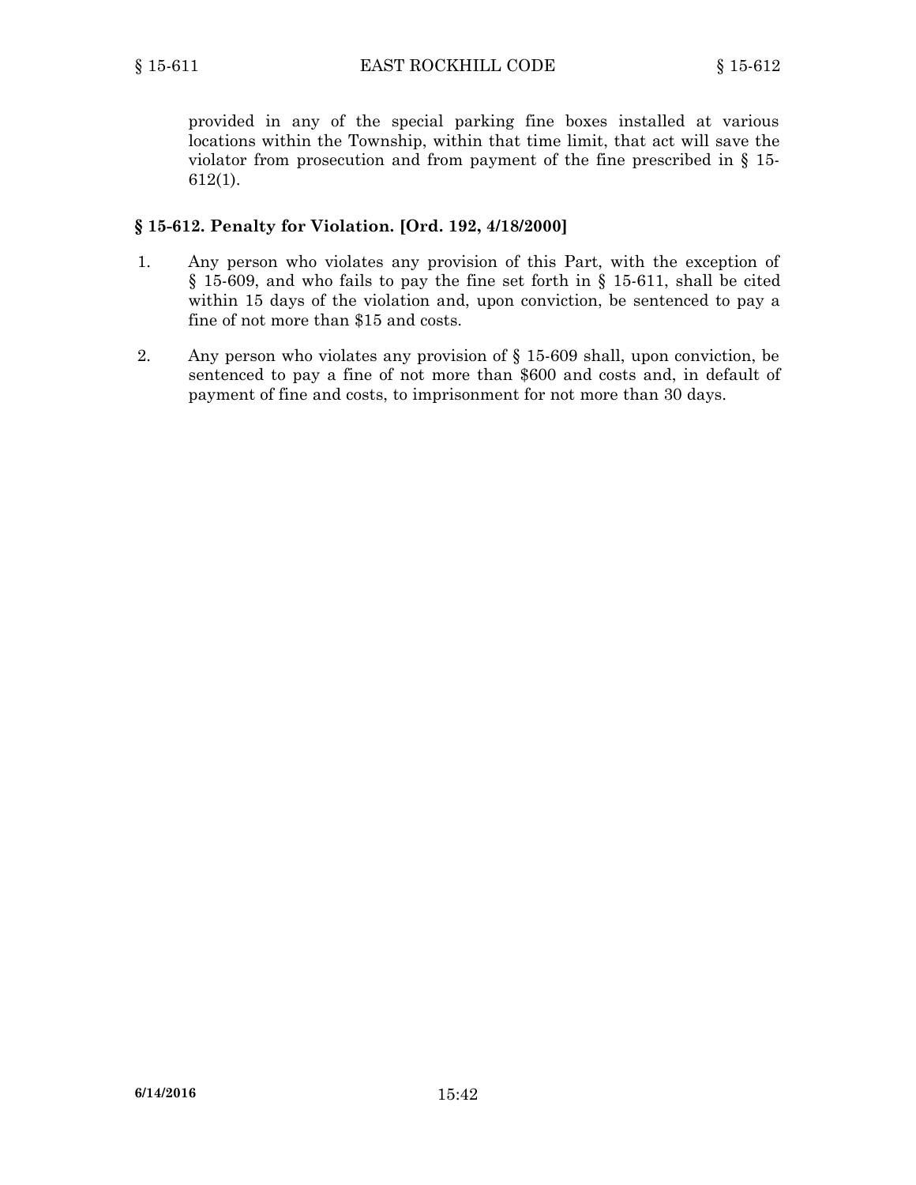provided in any of the special parking fine boxes installed at various locations within the Township, within that time limit, that act will save the violator from prosecution and from payment of the fine prescribed in § 15-612(1).

### § 15-612. Penalty for Violation. [Ord. 192, 4/18/2000]

1. Any person who violates any provision of this Part, with the exception of § 15-609, and who fails to pay the fine set forth in § 15-611, shall be cited within 15 days of the violation and, upon conviction, be sentenced to pay a fine of not more than $15 and costs.

2. Any person who violates any provision of § 15-609 shall, upon conviction, be sentenced to pay a fine of not more than $600 and costs and, in default of payment of fine and costs, to imprisonment for not more than 30 days.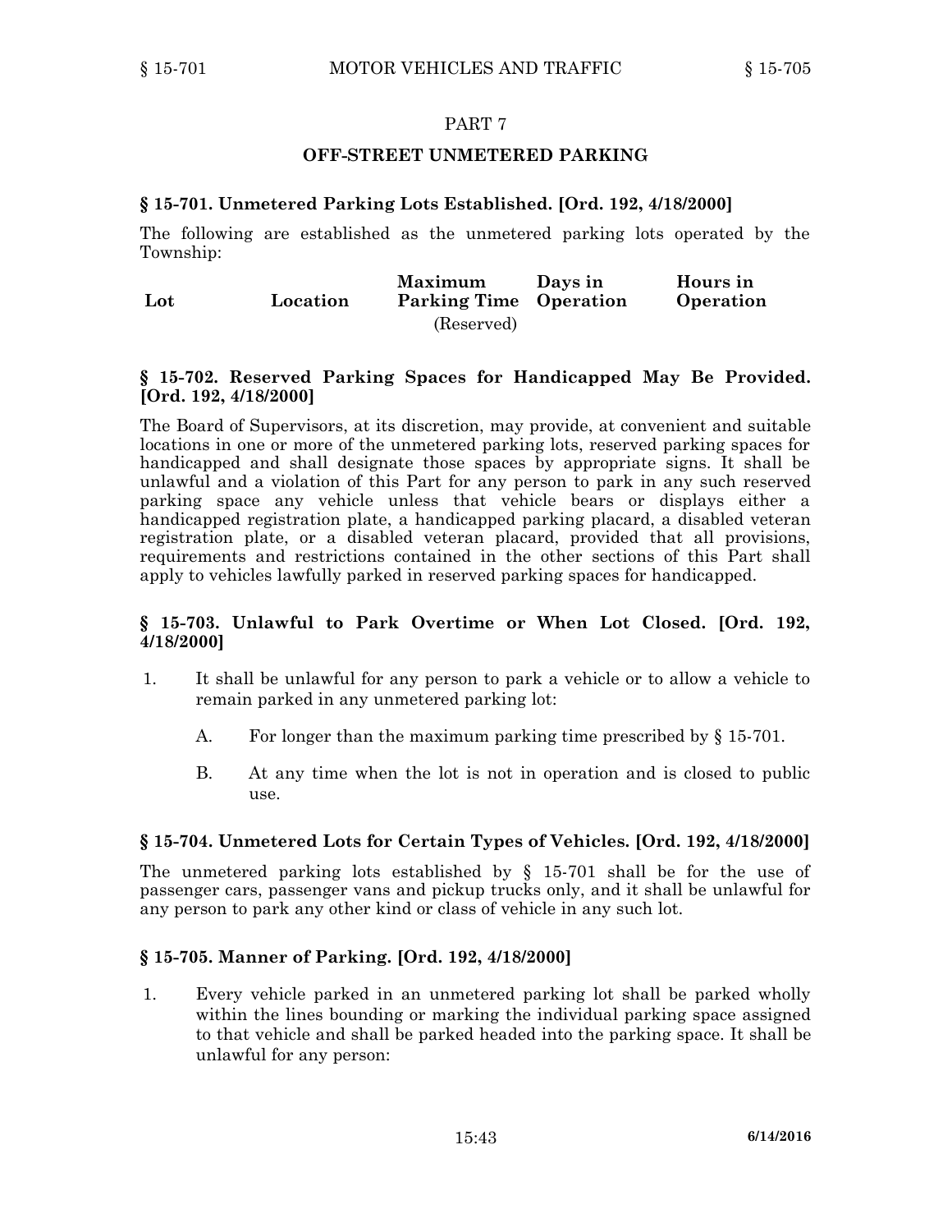## PART 7

## OFF-STREET UNMETERED PARKING

### § 15-701. Unmetered Parking Lots Established. [Ord. 192, 4/18/2000]

The following are established as the unmetered parking lots operated by the Township:

| Lot | Location | Maximum Parking Time | Days in Operation | Hours in Operation |
|---|---|---|---|---|
| | | (Reserved) | | |

### § 15-702. Reserved Parking Spaces for Handicapped May Be Provided. [Ord. 192, 4/18/2000]

The Board of Supervisors, at its discretion, may provide, at convenient and suitable locations in one or more of the unmetered parking lots, reserved parking spaces for handicapped and shall designate those spaces by appropriate signs. It shall be unlawful and a violation of this Part for any person to park in any such reserved parking space any vehicle unless that vehicle bears or displays either a handicapped registration plate, a handicapped parking placard, a disabled veteran registration plate, or a disabled veteran placard, provided that all provisions, requirements and restrictions contained in the other sections of this Part shall apply to vehicles lawfully parked in reserved parking spaces for handicapped.

### § 15-703. Unlawful to Park Overtime or When Lot Closed. [Ord. 192, 4/18/2000]

1. It shall be unlawful for any person to park a vehicle or to allow a vehicle to remain parked in any unmetered parking lot:

   A. For longer than the maximum parking time prescribed by § 15-701.

   B. At any time when the lot is not in operation and is closed to public use.

### § 15-704. Unmetered Lots for Certain Types of Vehicles. [Ord. 192, 4/18/2000]

The unmetered parking lots established by § 15-701 shall be for the use of passenger cars, passenger vans and pickup trucks only, and it shall be unlawful for any person to park any other kind or class of vehicle in any such lot.

### § 15-705. Manner of Parking. [Ord. 192, 4/18/2000]

1. Every vehicle parked in an unmetered parking lot shall be parked wholly within the lines bounding or marking the individual parking space assigned to that vehicle and shall be parked headed into the parking space. It shall be unlawful for any person: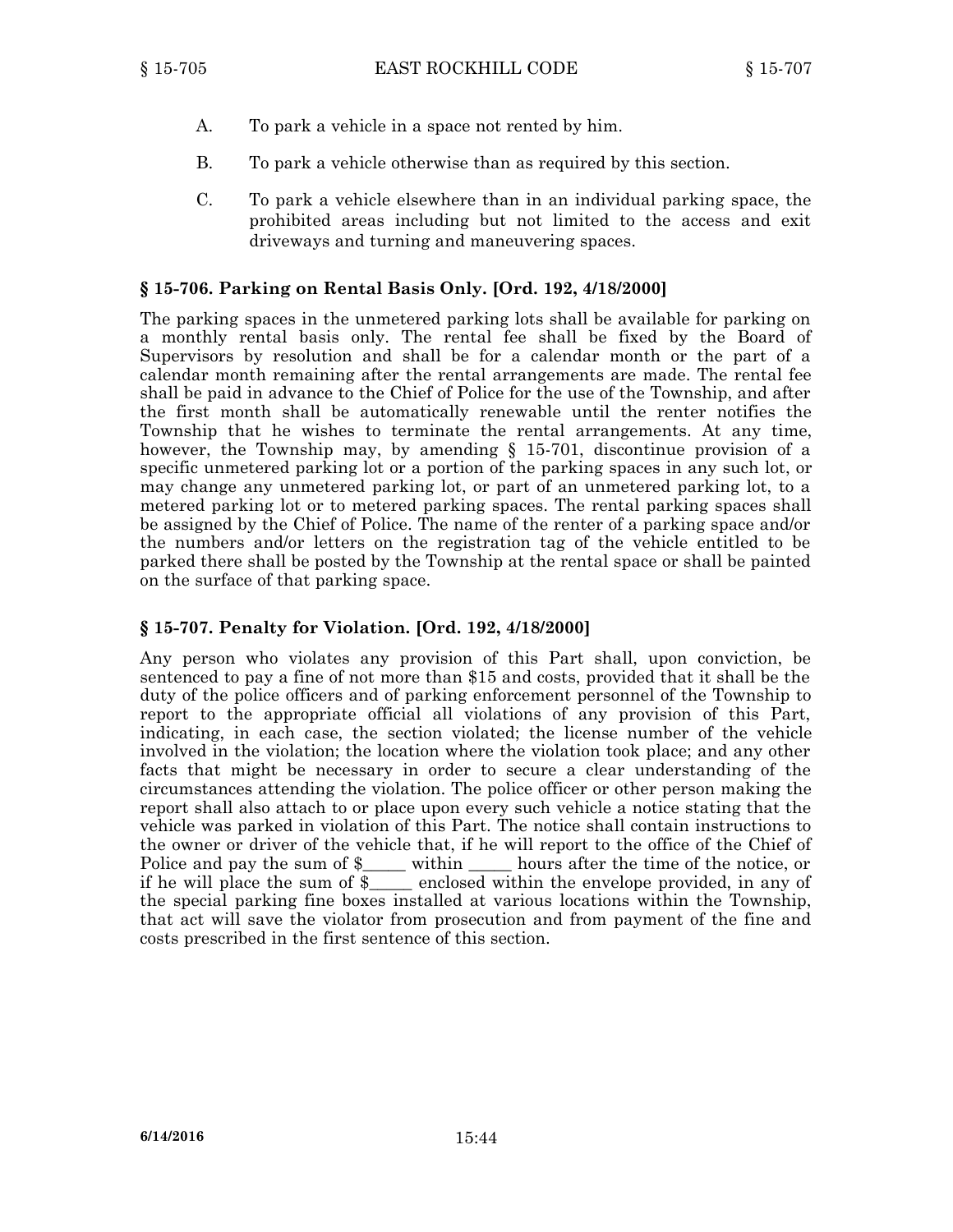A. To park a vehicle in a space not rented by him.

B. To park a vehicle otherwise than as required by this section.

C. To park a vehicle elsewhere than in an individual parking space, the prohibited areas including but not limited to the access and exit driveways and turning and maneuvering spaces.

### § 15-706. Parking on Rental Basis Only. [Ord. 192, 4/18/2000]

The parking spaces in the unmetered parking lots shall be available for parking on a monthly rental basis only. The rental fee shall be fixed by the Board of Supervisors by resolution and shall be for a calendar month or the part of a calendar month remaining after the rental arrangements are made. The rental fee shall be paid in advance to the Chief of Police for the use of the Township, and after the first month shall be automatically renewable until the renter notifies the Township that he wishes to terminate the rental arrangements. At any time, however, the Township may, by amending § 15-701, discontinue provision of a specific unmetered parking lot or a portion of the parking spaces in any such lot, or may change any unmetered parking lot, or part of an unmetered parking lot, to a metered parking lot or to metered parking spaces. The rental parking spaces shall be assigned by the Chief of Police. The name of the renter of a parking space and/or the numbers and/or letters on the registration tag of the vehicle entitled to be parked there shall be posted by the Township at the rental space or shall be painted on the surface of that parking space.

### § 15-707. Penalty for Violation. [Ord. 192, 4/18/2000]

Any person who violates any provision of this Part shall, upon conviction, be sentenced to pay a fine of not more than $15 and costs, provided that it shall be the duty of the police officers and of parking enforcement personnel of the Township to report to the appropriate official all violations of any provision of this Part, indicating, in each case, the section violated; the license number of the vehicle involved in the violation; the location where the violation took place; and any other facts that might be necessary in order to secure a clear understanding of the circumstances attending the violation. The police officer or other person making the report shall also attach to or place upon every such vehicle a notice stating that the vehicle was parked in violation of this Part. The notice shall contain instructions to the owner or driver of the vehicle that, if he will report to the office of the Chief of Police and pay the sum of $_____ within _____ hours after the time of the notice, or if he will place the sum of $_____ enclosed within the envelope provided, in any of the special parking fine boxes installed at various locations within the Township, that act will save the violator from prosecution and from payment of the fine and costs prescribed in the first sentence of this section.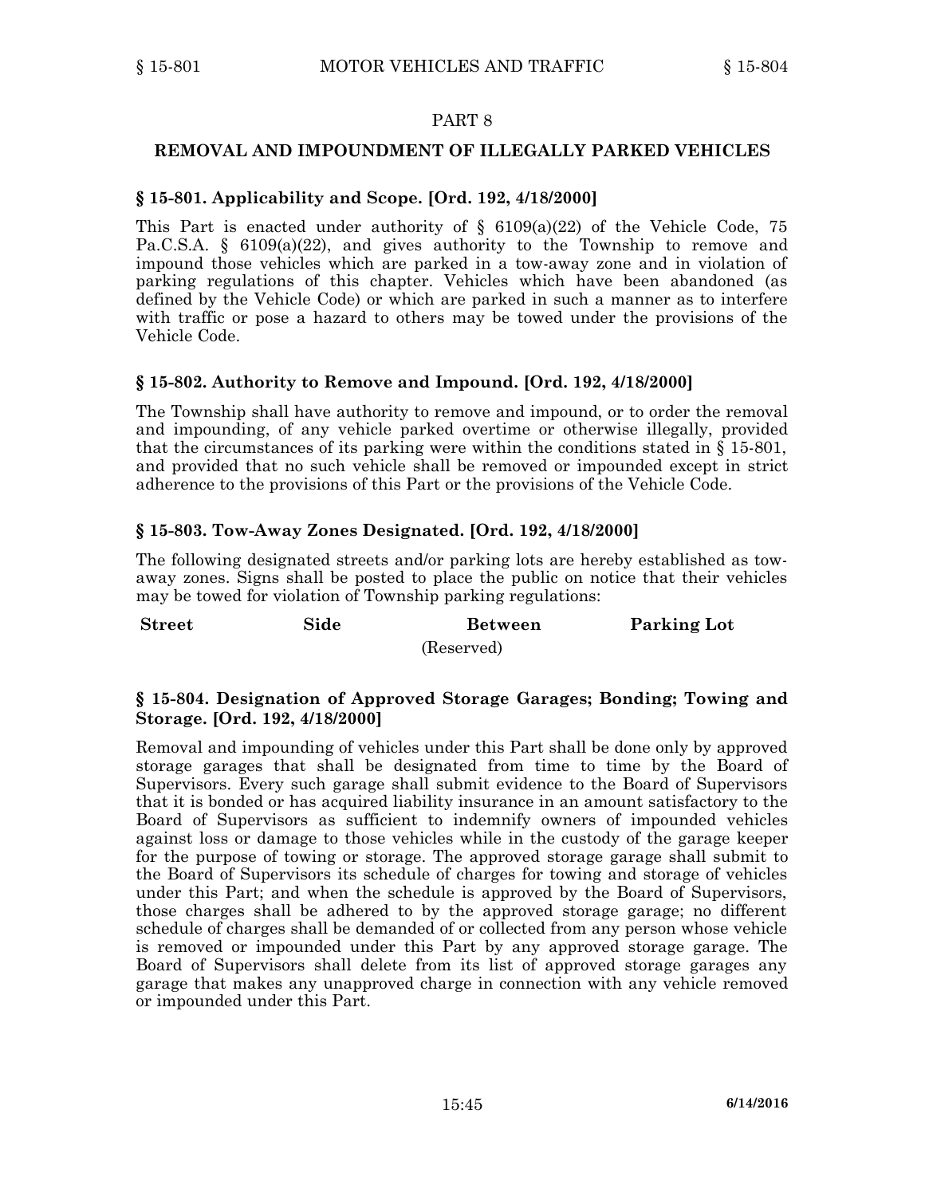## PART 8

## REMOVAL AND IMPOUNDMENT OF ILLEGALLY PARKED VEHICLES

### § 15-801. Applicability and Scope. [Ord. 192, 4/18/2000]

This Part is enacted under authority of § 6109(a)(22) of the Vehicle Code, 75 Pa.C.S.A. § 6109(a)(22), and gives authority to the Township to remove and impound those vehicles which are parked in a tow-away zone and in violation of parking regulations of this chapter. Vehicles which have been abandoned (as defined by the Vehicle Code) or which are parked in such a manner as to interfere with traffic or pose a hazard to others may be towed under the provisions of the Vehicle Code.

### § 15-802. Authority to Remove and Impound. [Ord. 192, 4/18/2000]

The Township shall have authority to remove and impound, or to order the removal and impounding, of any vehicle parked overtime or otherwise illegally, provided that the circumstances of its parking were within the conditions stated in § 15-801, and provided that no such vehicle shall be removed or impounded except in strict adherence to the provisions of this Part or the provisions of the Vehicle Code.

### § 15-803. Tow-Away Zones Designated. [Ord. 192, 4/18/2000]

The following designated streets and/or parking lots are hereby established as tow-away zones. Signs shall be posted to place the public on notice that their vehicles may be towed for violation of Township parking regulations:

| Street | Side | Between | Parking Lot |
|---|---|---|---|
| | | (Reserved) | |

### § 15-804. Designation of Approved Storage Garages; Bonding; Towing and Storage. [Ord. 192, 4/18/2000]

Removal and impounding of vehicles under this Part shall be done only by approved storage garages that shall be designated from time to time by the Board of Supervisors. Every such garage shall submit evidence to the Board of Supervisors that it is bonded or has acquired liability insurance in an amount satisfactory to the Board of Supervisors as sufficient to indemnify owners of impounded vehicles against loss or damage to those vehicles while in the custody of the garage keeper for the purpose of towing or storage. The approved storage garage shall submit to the Board of Supervisors its schedule of charges for towing and storage of vehicles under this Part; and when the schedule is approved by the Board of Supervisors, those charges shall be adhered to by the approved storage garage; no different schedule of charges shall be demanded of or collected from any person whose vehicle is removed or impounded under this Part by any approved storage garage. The Board of Supervisors shall delete from its list of approved storage garages any garage that makes any unapproved charge in connection with any vehicle removed or impounded under this Part.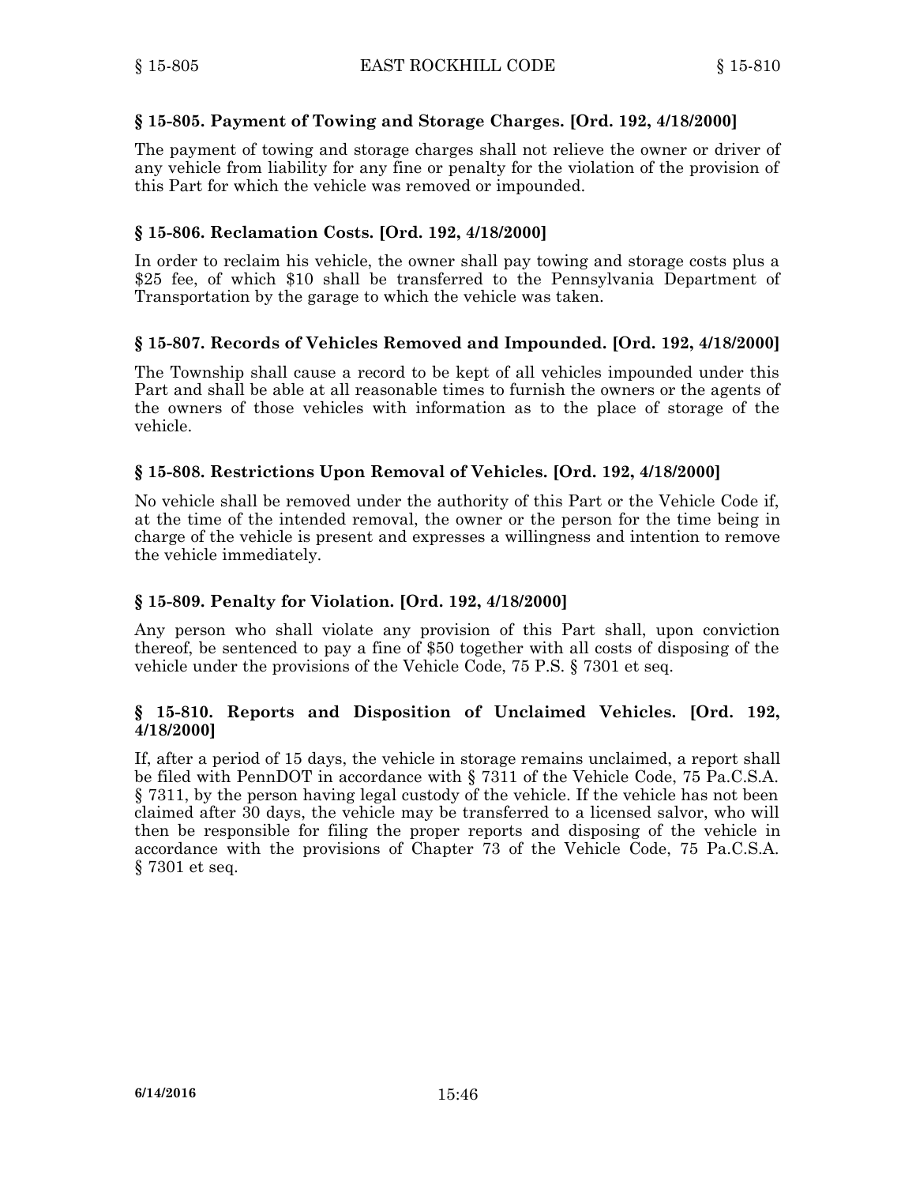### § 15-805. Payment of Towing and Storage Charges. [Ord. 192, 4/18/2000]

The payment of towing and storage charges shall not relieve the owner or driver of any vehicle from liability for any fine or penalty for the violation of the provision of this Part for which the vehicle was removed or impounded.

### § 15-806. Reclamation Costs. [Ord. 192, 4/18/2000]

In order to reclaim his vehicle, the owner shall pay towing and storage costs plus a $25 fee, of which $10 shall be transferred to the Pennsylvania Department of Transportation by the garage to which the vehicle was taken.

### § 15-807. Records of Vehicles Removed and Impounded. [Ord. 192, 4/18/2000]

The Township shall cause a record to be kept of all vehicles impounded under this Part and shall be able at all reasonable times to furnish the owners or the agents of the owners of those vehicles with information as to the place of storage of the vehicle.

### § 15-808. Restrictions Upon Removal of Vehicles. [Ord. 192, 4/18/2000]

No vehicle shall be removed under the authority of this Part or the Vehicle Code if, at the time of the intended removal, the owner or the person for the time being in charge of the vehicle is present and expresses a willingness and intention to remove the vehicle immediately.

### § 15-809. Penalty for Violation. [Ord. 192, 4/18/2000]

Any person who shall violate any provision of this Part shall, upon conviction thereof, be sentenced to pay a fine of $50 together with all costs of disposing of the vehicle under the provisions of the Vehicle Code, 75 P.S. § 7301 et seq.

### § 15-810. Reports and Disposition of Unclaimed Vehicles. [Ord. 192, 4/18/2000]

If, after a period of 15 days, the vehicle in storage remains unclaimed, a report shall be filed with PennDOT in accordance with § 7311 of the Vehicle Code, 75 Pa.C.S.A. § 7311, by the person having legal custody of the vehicle. If the vehicle has not been claimed after 30 days, the vehicle may be transferred to a licensed salvor, who will then be responsible for filing the proper reports and disposing of the vehicle in accordance with the provisions of Chapter 73 of the Vehicle Code, 75 Pa.C.S.A. § 7301 et seq.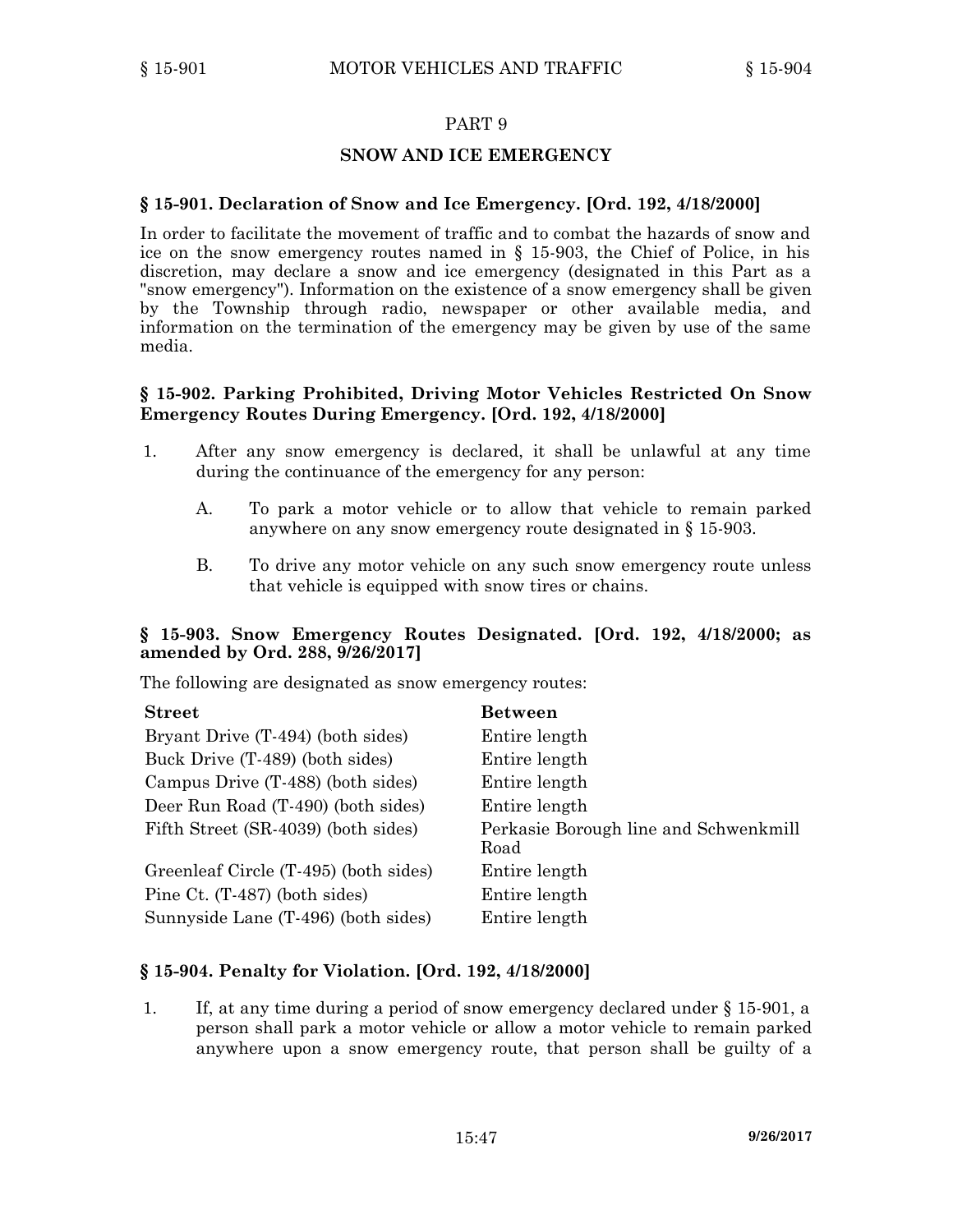## PART 9

## SNOW AND ICE EMERGENCY

### § 15-901. Declaration of Snow and Ice Emergency. [Ord. 192, 4/18/2000]

In order to facilitate the movement of traffic and to combat the hazards of snow and ice on the snow emergency routes named in § 15-903, the Chief of Police, in his discretion, may declare a snow and ice emergency (designated in this Part as a "snow emergency"). Information on the existence of a snow emergency shall be given by the Township through radio, newspaper or other available media, and information on the termination of the emergency may be given by use of the same media.

### § 15-902. Parking Prohibited, Driving Motor Vehicles Restricted On Snow Emergency Routes During Emergency. [Ord. 192, 4/18/2000]

1. After any snow emergency is declared, it shall be unlawful at any time during the continuance of the emergency for any person:

   A. To park a motor vehicle or to allow that vehicle to remain parked anywhere on any snow emergency route designated in § 15-903.

   B. To drive any motor vehicle on any such snow emergency route unless that vehicle is equipped with snow tires or chains.

### § 15-903. Snow Emergency Routes Designated. [Ord. 192, 4/18/2000; as amended by Ord. 288, 9/26/2017]

The following are designated as snow emergency routes:

| Street | Between |
|---|---|
| Bryant Drive (T-494) (both sides) | Entire length |
| Buck Drive (T-489) (both sides) | Entire length |
| Campus Drive (T-488) (both sides) | Entire length |
| Deer Run Road (T-490) (both sides) | Entire length |
| Fifth Street (SR-4039) (both sides) | Perkasie Borough line and Schwenkmill Road |
| Greenleaf Circle (T-495) (both sides) | Entire length |
| Pine Ct. (T-487) (both sides) | Entire length |
| Sunnyside Lane (T-496) (both sides) | Entire length |

### § 15-904. Penalty for Violation. [Ord. 192, 4/18/2000]

1. If, at any time during a period of snow emergency declared under § 15-901, a person shall park a motor vehicle or allow a motor vehicle to remain parked anywhere upon a snow emergency route, that person shall be guilty of a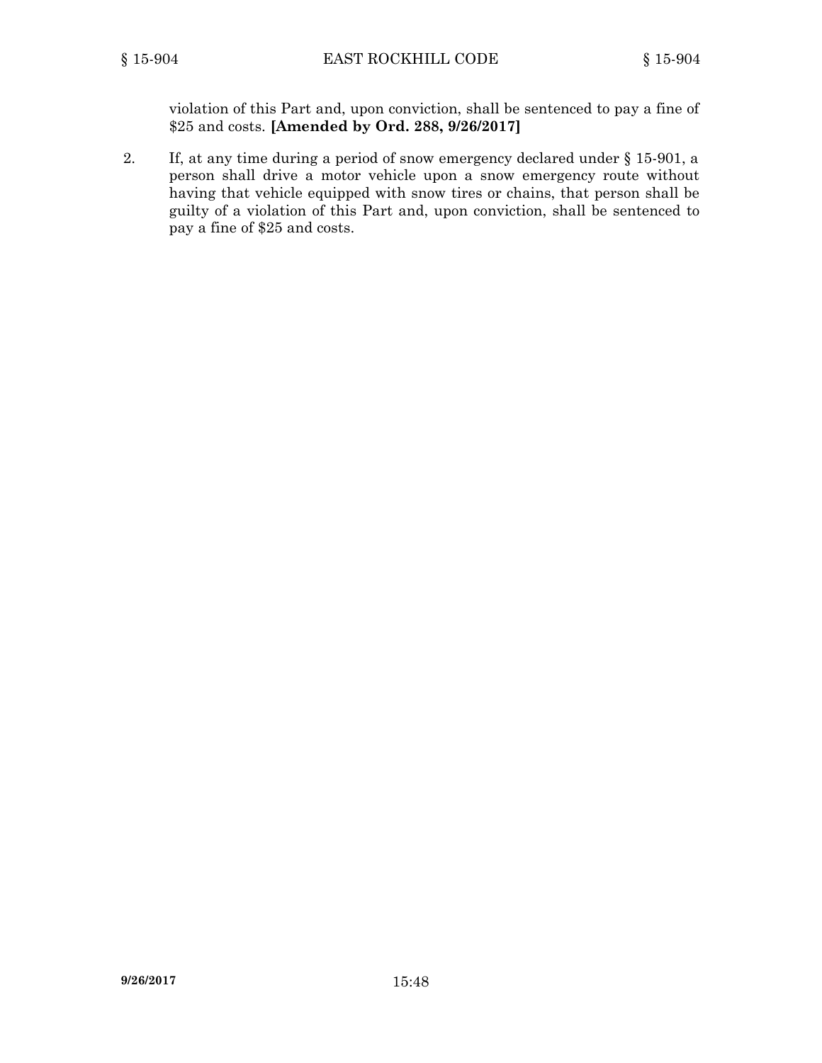violation of this Part and, upon conviction, shall be sentenced to pay a fine of $25 and costs. **[Amended by Ord. 288, 9/26/2017]**

2. If, at any time during a period of snow emergency declared under § 15-901, a person shall drive a motor vehicle upon a snow emergency route without having that vehicle equipped with snow tires or chains, that person shall be guilty of a violation of this Part and, upon conviction, shall be sentenced to pay a fine of $25 and costs.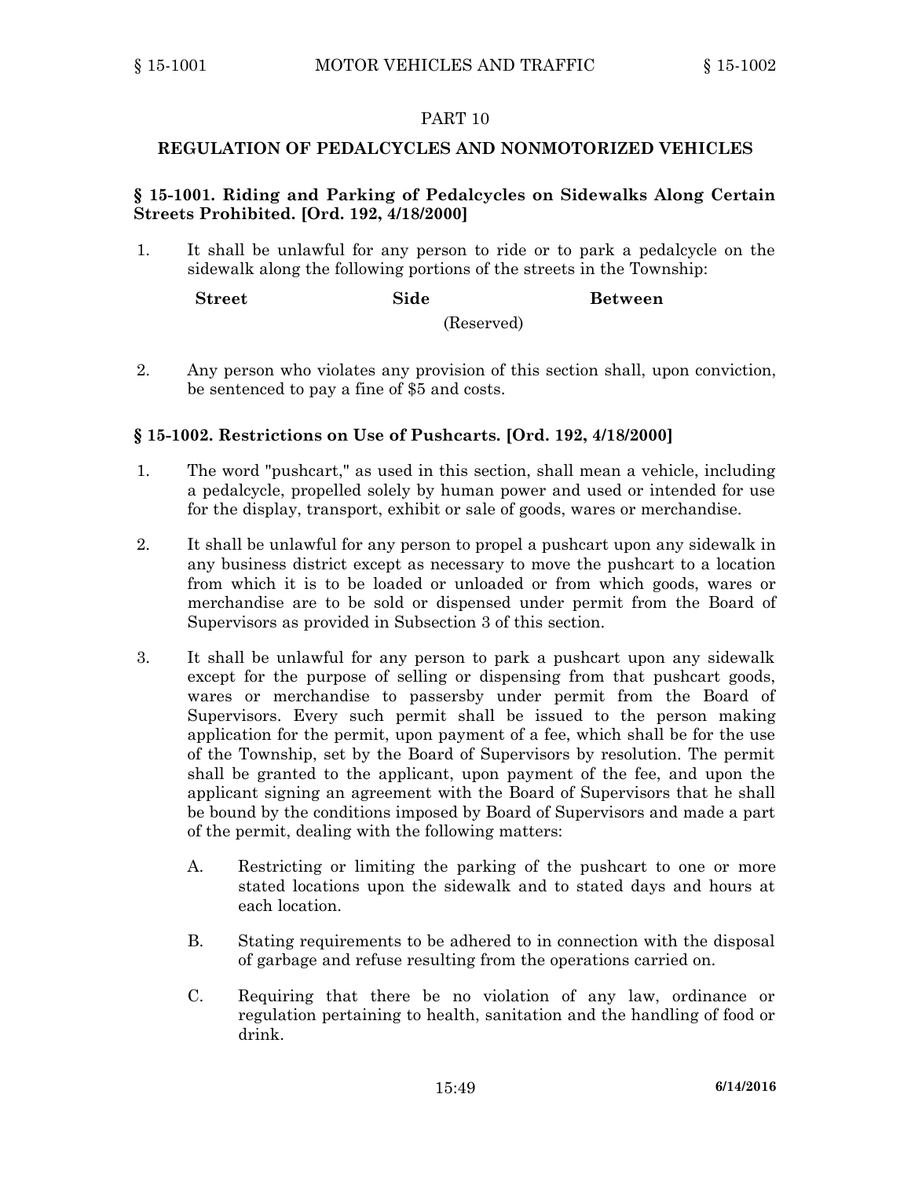# PART 10

## REGULATION OF PEDALCYCLES AND NONMOTORIZED VEHICLES

### § 15-1001. Riding and Parking of Pedalcycles on Sidewalks Along Certain Streets Prohibited. [Ord. 192, 4/18/2000]

1. It shall be unlawful for any person to ride or to park a pedalcycle on the sidewalk along the following portions of the streets in the Township:

| Street | Side | Between |
|---|---|---|
| | (Reserved) | |

2. Any person who violates any provision of this section shall, upon conviction, be sentenced to pay a fine of $5 and costs.

### § 15-1002. Restrictions on Use of Pushcarts. [Ord. 192, 4/18/2000]

1. The word "pushcart," as used in this section, shall mean a vehicle, including a pedalcycle, propelled solely by human power and used or intended for use for the display, transport, exhibit or sale of goods, wares or merchandise.

2. It shall be unlawful for any person to propel a pushcart upon any sidewalk in any business district except as necessary to move the pushcart to a location from which it is to be loaded or unloaded or from which goods, wares or merchandise are to be sold or dispensed under permit from the Board of Supervisors as provided in Subsection 3 of this section.

3. It shall be unlawful for any person to park a pushcart upon any sidewalk except for the purpose of selling or dispensing from that pushcart goods, wares or merchandise to passersby under permit from the Board of Supervisors. Every such permit shall be issued to the person making application for the permit, upon payment of a fee, which shall be for the use of the Township, set by the Board of Supervisors by resolution. The permit shall be granted to the applicant, upon payment of the fee, and upon the applicant signing an agreement with the Board of Supervisors that he shall be bound by the conditions imposed by Board of Supervisors and made a part of the permit, dealing with the following matters:

   A. Restricting or limiting the parking of the pushcart to one or more stated locations upon the sidewalk and to stated days and hours at each location.

   B. Stating requirements to be adhered to in connection with the disposal of garbage and refuse resulting from the operations carried on.

   C. Requiring that there be no violation of any law, ordinance or regulation pertaining to health, sanitation and the handling of food or drink.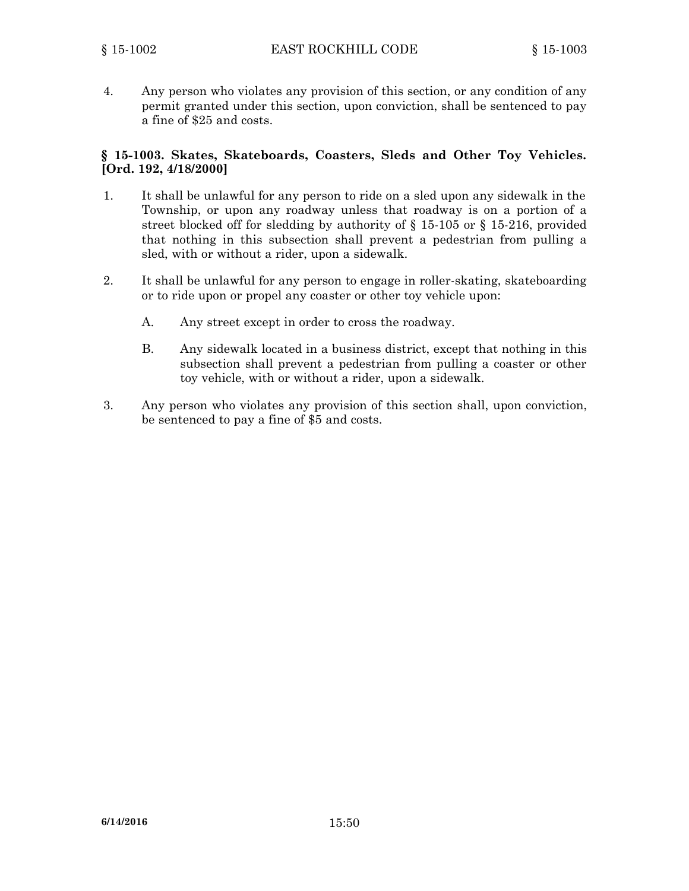4. Any person who violates any provision of this section, or any condition of any permit granted under this section, upon conviction, shall be sentenced to pay a fine of $25 and costs.

### § 15-1003. Skates, Skateboards, Coasters, Sleds and Other Toy Vehicles. [Ord. 192, 4/18/2000]

1. It shall be unlawful for any person to ride on a sled upon any sidewalk in the Township, or upon any roadway unless that roadway is on a portion of a street blocked off for sledding by authority of § 15-105 or § 15-216, provided that nothing in this subsection shall prevent a pedestrian from pulling a sled, with or without a rider, upon a sidewalk.

2. It shall be unlawful for any person to engage in roller-skating, skateboarding or to ride upon or propel any coaster or other toy vehicle upon:

   A. Any street except in order to cross the roadway.

   B. Any sidewalk located in a business district, except that nothing in this subsection shall prevent a pedestrian from pulling a coaster or other toy vehicle, with or without a rider, upon a sidewalk.

3. Any person who violates any provision of this section shall, upon conviction, be sentenced to pay a fine of $5 and costs.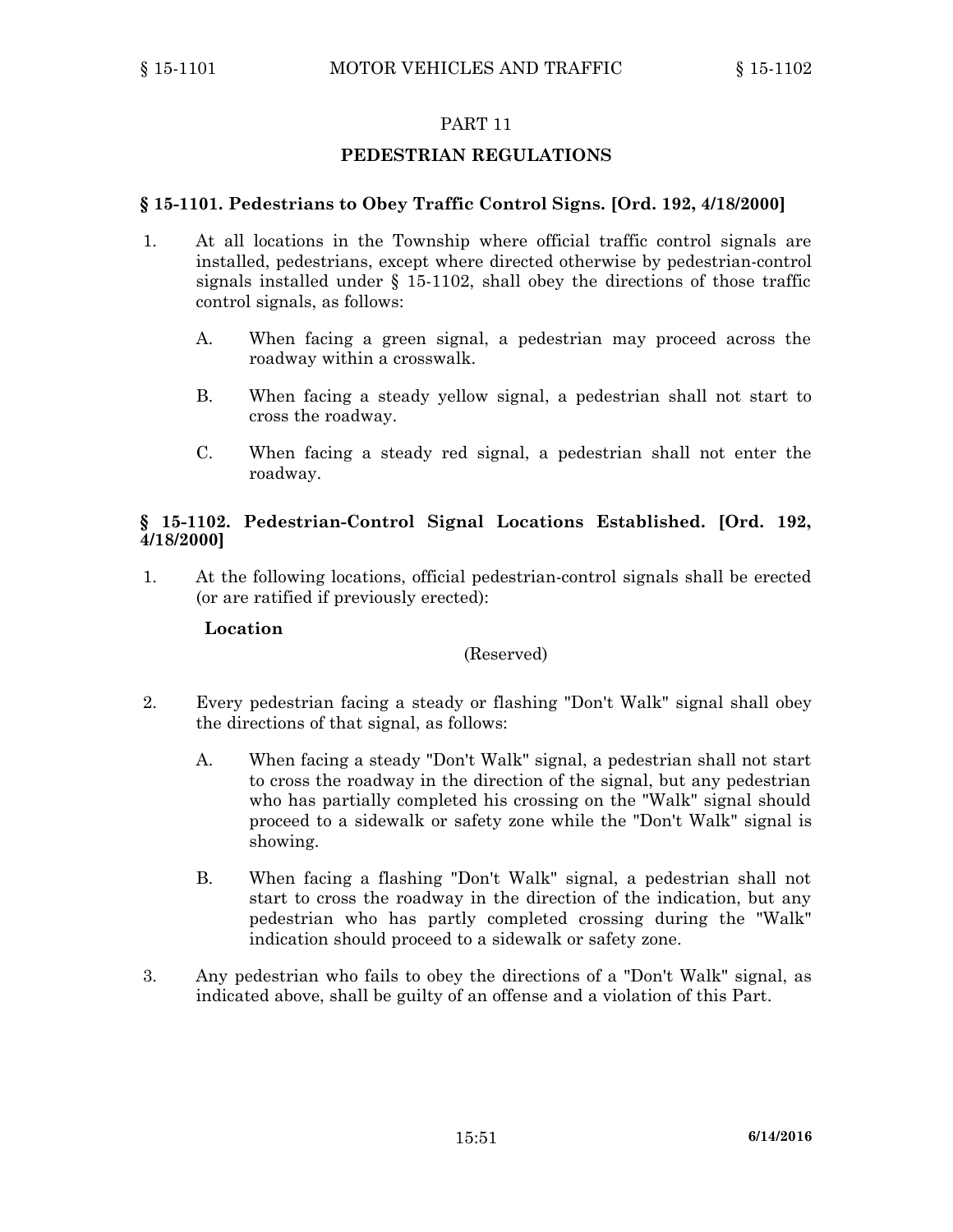# PART 11

## PEDESTRIAN REGULATIONS

### § 15-1101. Pedestrians to Obey Traffic Control Signs. [Ord. 192, 4/18/2000]

1. At all locations in the Township where official traffic control signals are installed, pedestrians, except where directed otherwise by pedestrian-control signals installed under § 15-1102, shall obey the directions of those traffic control signals, as follows:

   A. When facing a green signal, a pedestrian may proceed across the roadway within a crosswalk.

   B. When facing a steady yellow signal, a pedestrian shall not start to cross the roadway.

   C. When facing a steady red signal, a pedestrian shall not enter the roadway.

### § 15-1102. Pedestrian-Control Signal Locations Established. [Ord. 192, 4/18/2000]

1. At the following locations, official pedestrian-control signals shall be erected (or are ratified if previously erected):

   **Location**

   (Reserved)

2. Every pedestrian facing a steady or flashing "Don't Walk" signal shall obey the directions of that signal, as follows:

   A. When facing a steady "Don't Walk" signal, a pedestrian shall not start to cross the roadway in the direction of the signal, but any pedestrian who has partially completed his crossing on the "Walk" signal should proceed to a sidewalk or safety zone while the "Don't Walk" signal is showing.

   B. When facing a flashing "Don't Walk" signal, a pedestrian shall not start to cross the roadway in the direction of the indication, but any pedestrian who has partly completed crossing during the "Walk" indication should proceed to a sidewalk or safety zone.

3. Any pedestrian who fails to obey the directions of a "Don't Walk" signal, as indicated above, shall be guilty of an offense and a violation of this Part.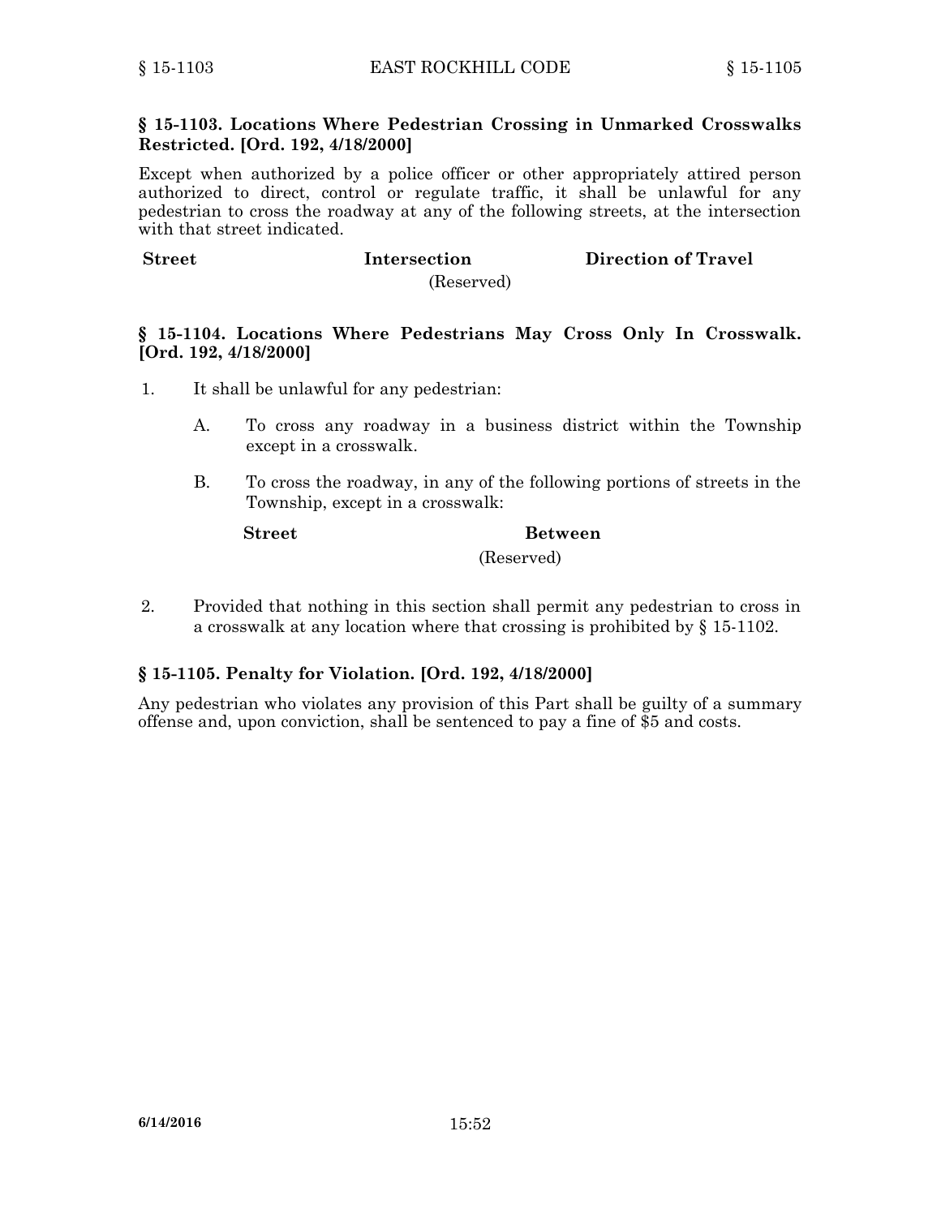### § 15-1103. Locations Where Pedestrian Crossing in Unmarked Crosswalks Restricted. [Ord. 192, 4/18/2000]

Except when authorized by a police officer or other appropriately attired person authorized to direct, control or regulate traffic, it shall be unlawful for any pedestrian to cross the roadway at any of the following streets, at the intersection with that street indicated.

| Street | Intersection | Direction of Travel |
|---|---|---|
| | (Reserved) | |

### § 15-1104. Locations Where Pedestrians May Cross Only In Crosswalk. [Ord. 192, 4/18/2000]

1. It shall be unlawful for any pedestrian:

   A. To cross any roadway in a business district within the Township except in a crosswalk.

   B. To cross the roadway, in any of the following portions of streets in the Township, except in a crosswalk:

   | Street | Between |
   |---|---|
   | | (Reserved) |

2. Provided that nothing in this section shall permit any pedestrian to cross in a crosswalk at any location where that crossing is prohibited by § 15-1102.

### § 15-1105. Penalty for Violation. [Ord. 192, 4/18/2000]

Any pedestrian who violates any provision of this Part shall be guilty of a summary offense and, upon conviction, shall be sentenced to pay a fine of $5 and costs.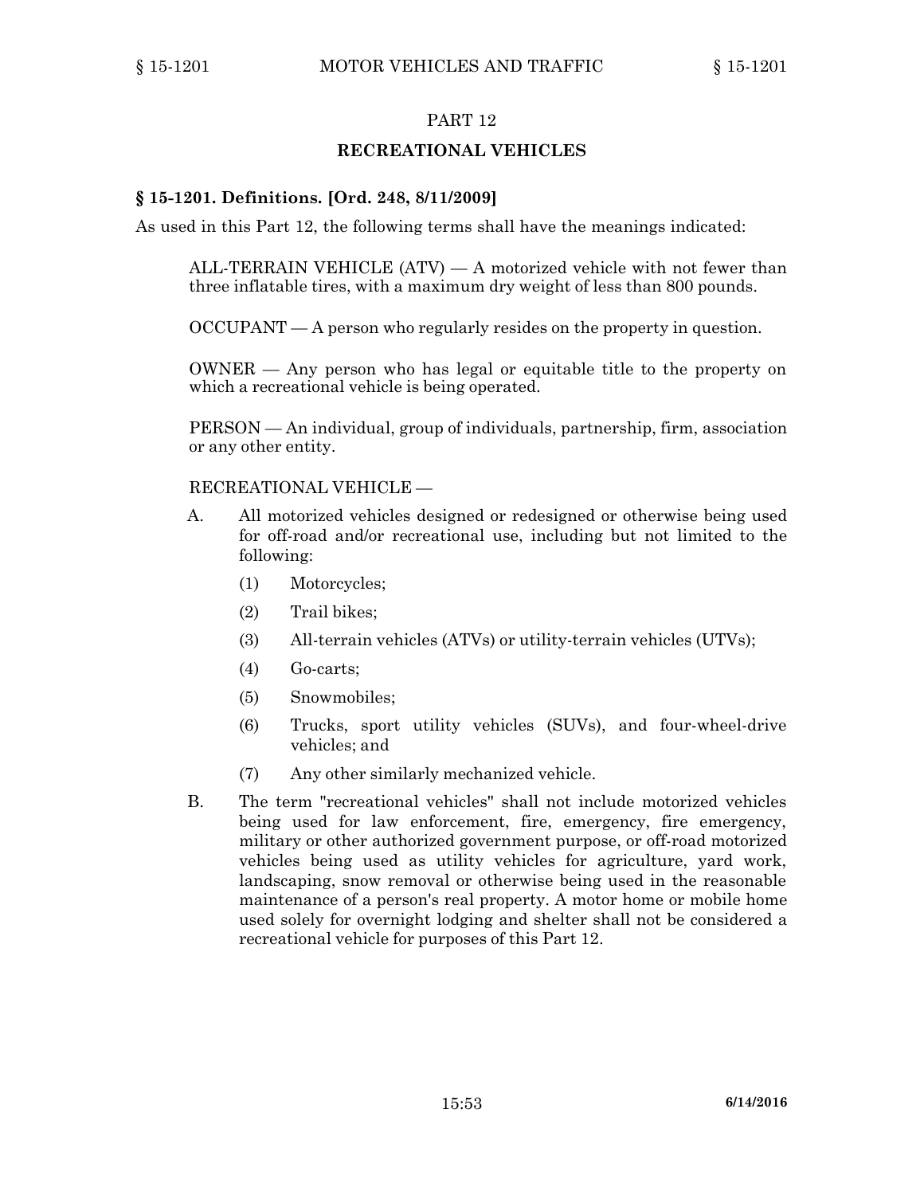## PART 12

## RECREATIONAL VEHICLES

### § 15-1201. Definitions. [Ord. 248, 8/11/2009]

As used in this Part 12, the following terms shall have the meanings indicated:

ALL-TERRAIN VEHICLE (ATV) — A motorized vehicle with not fewer than three inflatable tires, with a maximum dry weight of less than 800 pounds.

OCCUPANT — A person who regularly resides on the property in question.

OWNER — Any person who has legal or equitable title to the property on which a recreational vehicle is being operated.

PERSON — An individual, group of individuals, partnership, firm, association or any other entity.

RECREATIONAL VEHICLE —

A. All motorized vehicles designed or redesigned or otherwise being used for off-road and/or recreational use, including but not limited to the following:

   (1) Motorcycles;

   (2) Trail bikes;

   (3) All-terrain vehicles (ATVs) or utility-terrain vehicles (UTVs);

   (4) Go-carts;

   (5) Snowmobiles;

   (6) Trucks, sport utility vehicles (SUVs), and four-wheel-drive vehicles; and

   (7) Any other similarly mechanized vehicle.

B. The term "recreational vehicles" shall not include motorized vehicles being used for law enforcement, fire, emergency, fire emergency, military or other authorized government purpose, or off-road motorized vehicles being used as utility vehicles for agriculture, yard work, landscaping, snow removal or otherwise being used in the reasonable maintenance of a person's real property. A motor home or mobile home used solely for overnight lodging and shelter shall not be considered a recreational vehicle for purposes of this Part 12.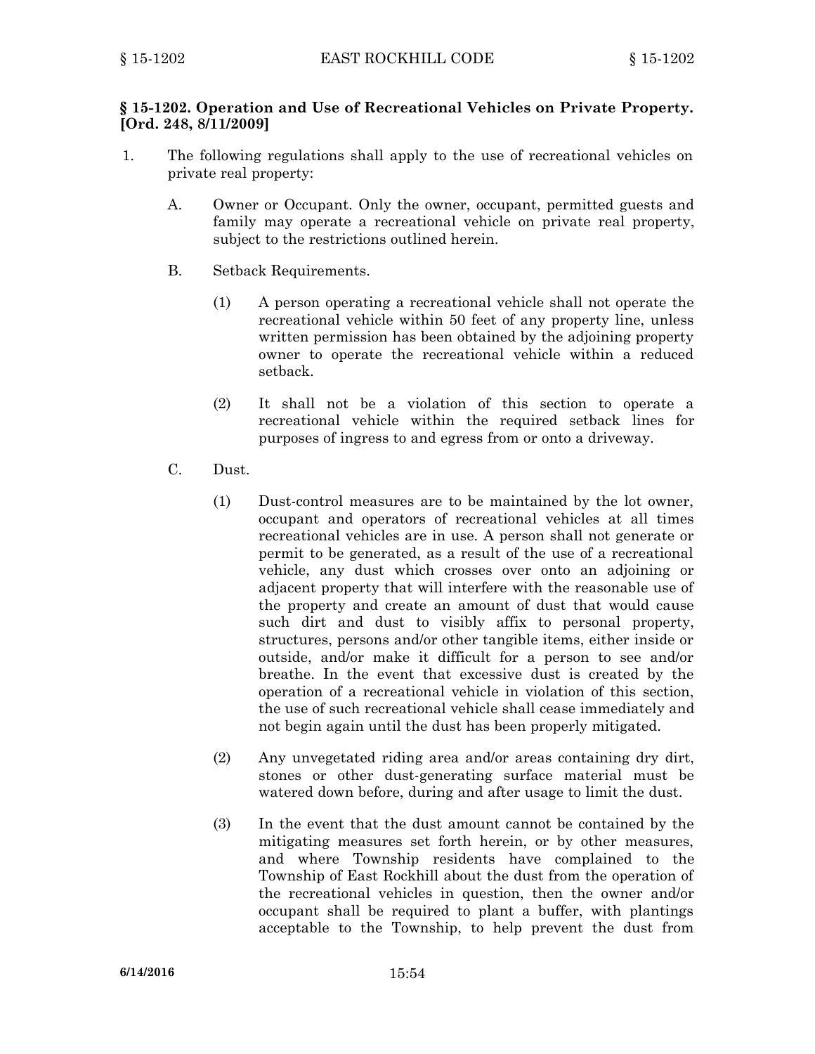**§ 15-1202. Operation and Use of Recreational Vehicles on Private Property. [Ord. 248, 8/11/2009]**

1. The following regulations shall apply to the use of recreational vehicles on private real property:

   A. Owner or Occupant. Only the owner, occupant, permitted guests and family may operate a recreational vehicle on private real property, subject to the restrictions outlined herein.

   B. Setback Requirements.

      (1) A person operating a recreational vehicle shall not operate the recreational vehicle within 50 feet of any property line, unless written permission has been obtained by the adjoining property owner to operate the recreational vehicle within a reduced setback.

      (2) It shall not be a violation of this section to operate a recreational vehicle within the required setback lines for purposes of ingress to and egress from or onto a driveway.

   C. Dust.

      (1) Dust-control measures are to be maintained by the lot owner, occupant and operators of recreational vehicles at all times recreational vehicles are in use. A person shall not generate or permit to be generated, as a result of the use of a recreational vehicle, any dust which crosses over onto an adjoining or adjacent property that will interfere with the reasonable use of the property and create an amount of dust that would cause such dirt and dust to visibly affix to personal property, structures, persons and/or other tangible items, either inside or outside, and/or make it difficult for a person to see and/or breathe. In the event that excessive dust is created by the operation of a recreational vehicle in violation of this section, the use of such recreational vehicle shall cease immediately and not begin again until the dust has been properly mitigated.

      (2) Any unvegetated riding area and/or areas containing dry dirt, stones or other dust-generating surface material must be watered down before, during and after usage to limit the dust.

      (3) In the event that the dust amount cannot be contained by the mitigating measures set forth herein, or by other measures, and where Township residents have complained to the Township of East Rockhill about the dust from the operation of the recreational vehicles in question, then the owner and/or occupant shall be required to plant a buffer, with plantings acceptable to the Township, to help prevent the dust from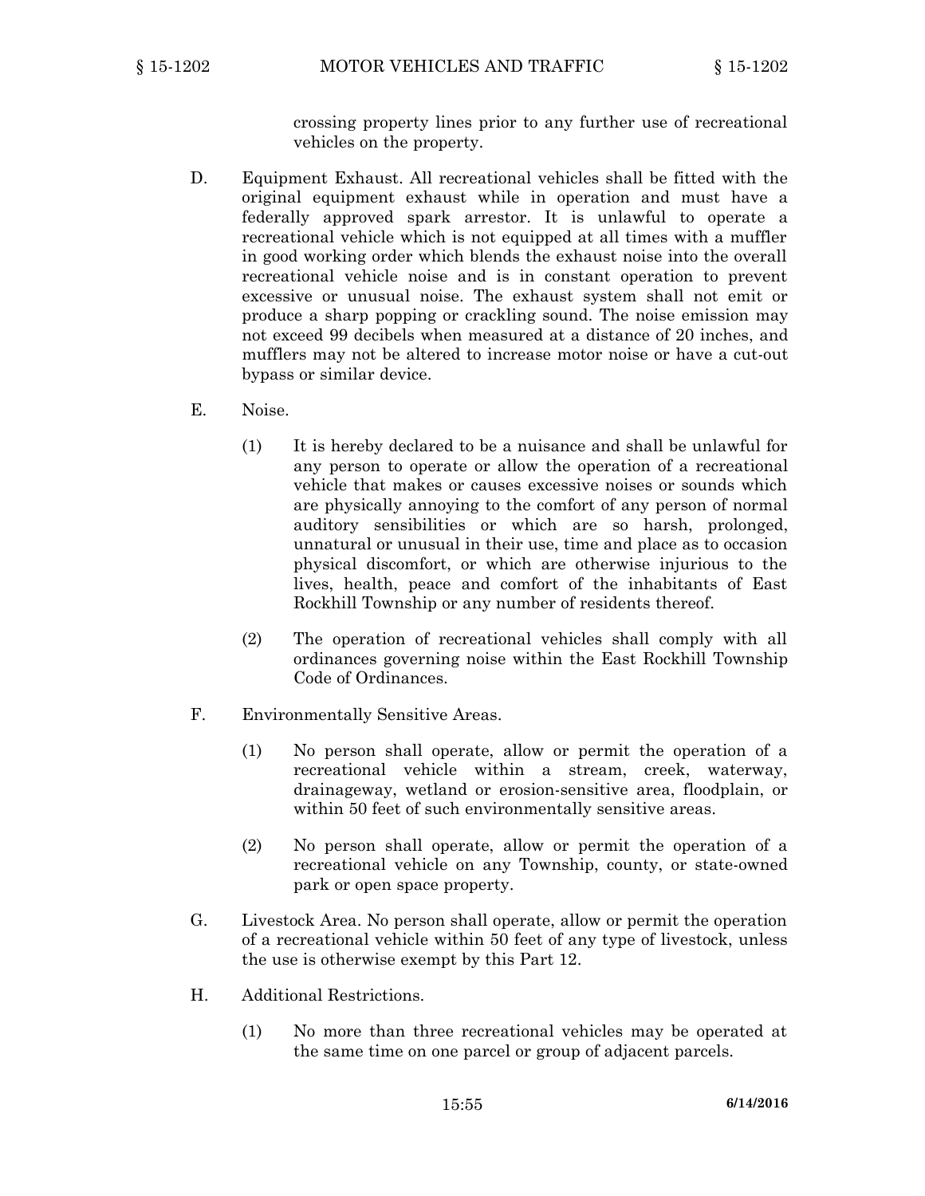crossing property lines prior to any further use of recreational vehicles on the property.

D. Equipment Exhaust. All recreational vehicles shall be fitted with the original equipment exhaust while in operation and must have a federally approved spark arrestor. It is unlawful to operate a recreational vehicle which is not equipped at all times with a muffler in good working order which blends the exhaust noise into the overall recreational vehicle noise and is in constant operation to prevent excessive or unusual noise. The exhaust system shall not emit or produce a sharp popping or crackling sound. The noise emission may not exceed 99 decibels when measured at a distance of 20 inches, and mufflers may not be altered to increase motor noise or have a cut-out bypass or similar device.

E. Noise.

(1) It is hereby declared to be a nuisance and shall be unlawful for any person to operate or allow the operation of a recreational vehicle that makes or causes excessive noises or sounds which are physically annoying to the comfort of any person of normal auditory sensibilities or which are so harsh, prolonged, unnatural or unusual in their use, time and place as to occasion physical discomfort, or which are otherwise injurious to the lives, health, peace and comfort of the inhabitants of East Rockhill Township or any number of residents thereof.

(2) The operation of recreational vehicles shall comply with all ordinances governing noise within the East Rockhill Township Code of Ordinances.

F. Environmentally Sensitive Areas.

(1) No person shall operate, allow or permit the operation of a recreational vehicle within a stream, creek, waterway, drainageway, wetland or erosion-sensitive area, floodplain, or within 50 feet of such environmentally sensitive areas.

(2) No person shall operate, allow or permit the operation of a recreational vehicle on any Township, county, or state-owned park or open space property.

G. Livestock Area. No person shall operate, allow or permit the operation of a recreational vehicle within 50 feet of any type of livestock, unless the use is otherwise exempt by this Part 12.

H. Additional Restrictions.

(1) No more than three recreational vehicles may be operated at the same time on one parcel or group of adjacent parcels.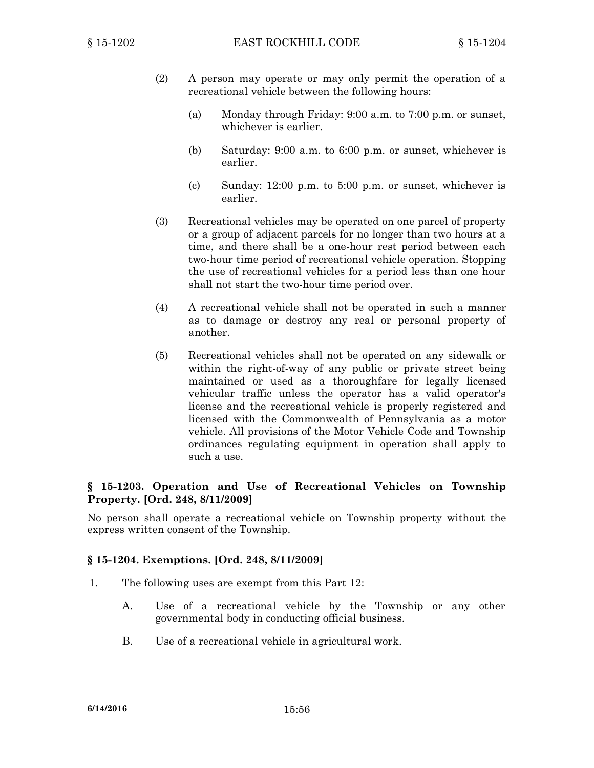(2) A person may operate or may only permit the operation of a recreational vehicle between the following hours:

(a) Monday through Friday: 9:00 a.m. to 7:00 p.m. or sunset, whichever is earlier.

(b) Saturday: 9:00 a.m. to 6:00 p.m. or sunset, whichever is earlier.

(c) Sunday: 12:00 p.m. to 5:00 p.m. or sunset, whichever is earlier.

(3) Recreational vehicles may be operated on one parcel of property or a group of adjacent parcels for no longer than two hours at a time, and there shall be a one-hour rest period between each two-hour time period of recreational vehicle operation. Stopping the use of recreational vehicles for a period less than one hour shall not start the two-hour time period over.

(4) A recreational vehicle shall not be operated in such a manner as to damage or destroy any real or personal property of another.

(5) Recreational vehicles shall not be operated on any sidewalk or within the right-of-way of any public or private street being maintained or used as a thoroughfare for legally licensed vehicular traffic unless the operator has a valid operator's license and the recreational vehicle is properly registered and licensed with the Commonwealth of Pennsylvania as a motor vehicle. All provisions of the Motor Vehicle Code and Township ordinances regulating equipment in operation shall apply to such a use.

**§ 15-1203. Operation and Use of Recreational Vehicles on Township Property. [Ord. 248, 8/11/2009]**

No person shall operate a recreational vehicle on Township property without the express written consent of the Township.

**§ 15-1204. Exemptions. [Ord. 248, 8/11/2009]**

1. The following uses are exempt from this Part 12:

   A. Use of a recreational vehicle by the Township or any other governmental body in conducting official business.

   B. Use of a recreational vehicle in agricultural work.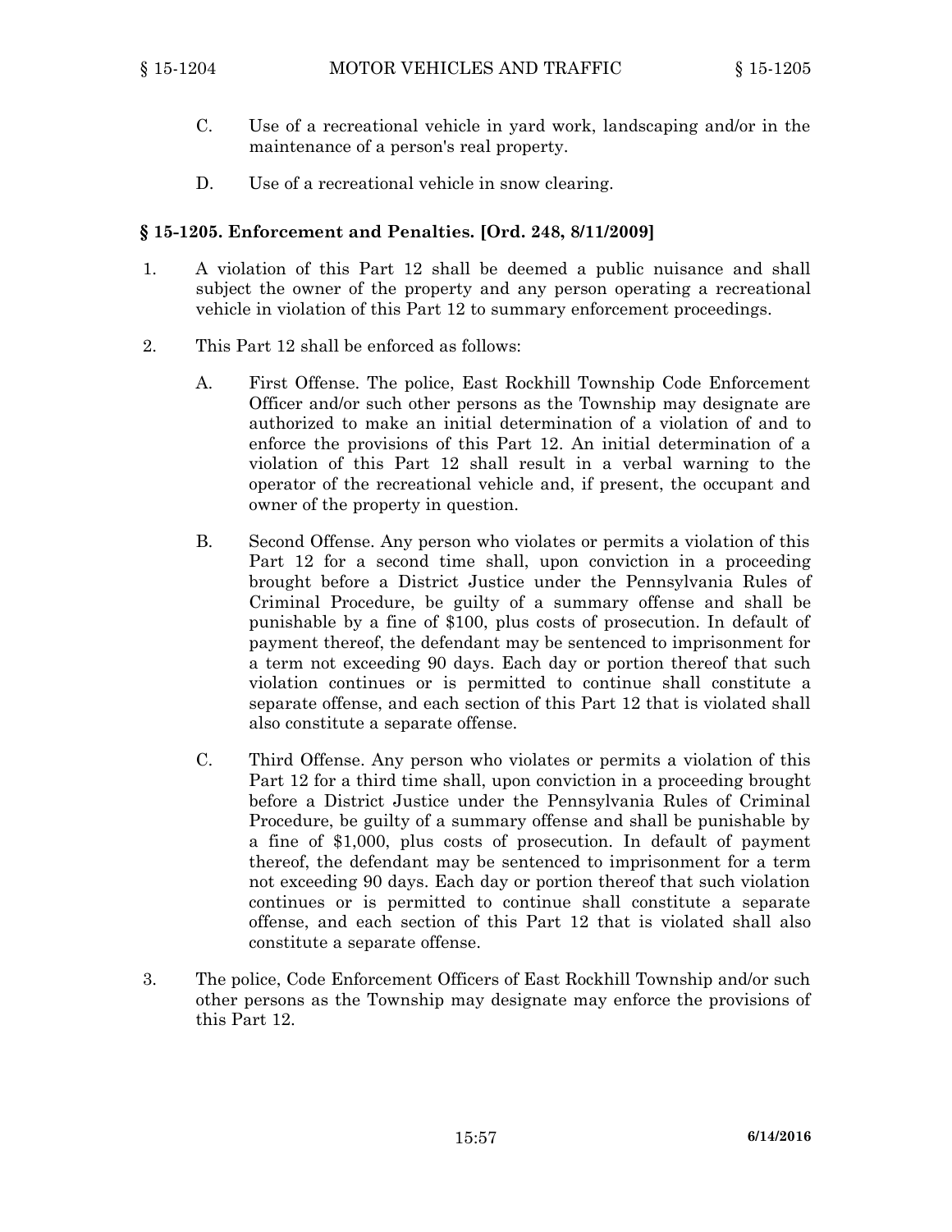C. Use of a recreational vehicle in yard work, landscaping and/or in the maintenance of a person's real property.

D. Use of a recreational vehicle in snow clearing.

### § 15-1205. Enforcement and Penalties. [Ord. 248, 8/11/2009]

1. A violation of this Part 12 shall be deemed a public nuisance and shall subject the owner of the property and any person operating a recreational vehicle in violation of this Part 12 to summary enforcement proceedings.

2. This Part 12 shall be enforced as follows:

   A. First Offense. The police, East Rockhill Township Code Enforcement Officer and/or such other persons as the Township may designate are authorized to make an initial determination of a violation of and to enforce the provisions of this Part 12. An initial determination of a violation of this Part 12 shall result in a verbal warning to the operator of the recreational vehicle and, if present, the occupant and owner of the property in question.

   B. Second Offense. Any person who violates or permits a violation of this Part 12 for a second time shall, upon conviction in a proceeding brought before a District Justice under the Pennsylvania Rules of Criminal Procedure, be guilty of a summary offense and shall be punishable by a fine of $100, plus costs of prosecution. In default of payment thereof, the defendant may be sentenced to imprisonment for a term not exceeding 90 days. Each day or portion thereof that such violation continues or is permitted to continue shall constitute a separate offense, and each section of this Part 12 that is violated shall also constitute a separate offense.

   C. Third Offense. Any person who violates or permits a violation of this Part 12 for a third time shall, upon conviction in a proceeding brought before a District Justice under the Pennsylvania Rules of Criminal Procedure, be guilty of a summary offense and shall be punishable by a fine of $1,000, plus costs of prosecution. In default of payment thereof, the defendant may be sentenced to imprisonment for a term not exceeding 90 days. Each day or portion thereof that such violation continues or is permitted to continue shall constitute a separate offense, and each section of this Part 12 that is violated shall also constitute a separate offense.

3. The police, Code Enforcement Officers of East Rockhill Township and/or such other persons as the Township may designate may enforce the provisions of this Part 12.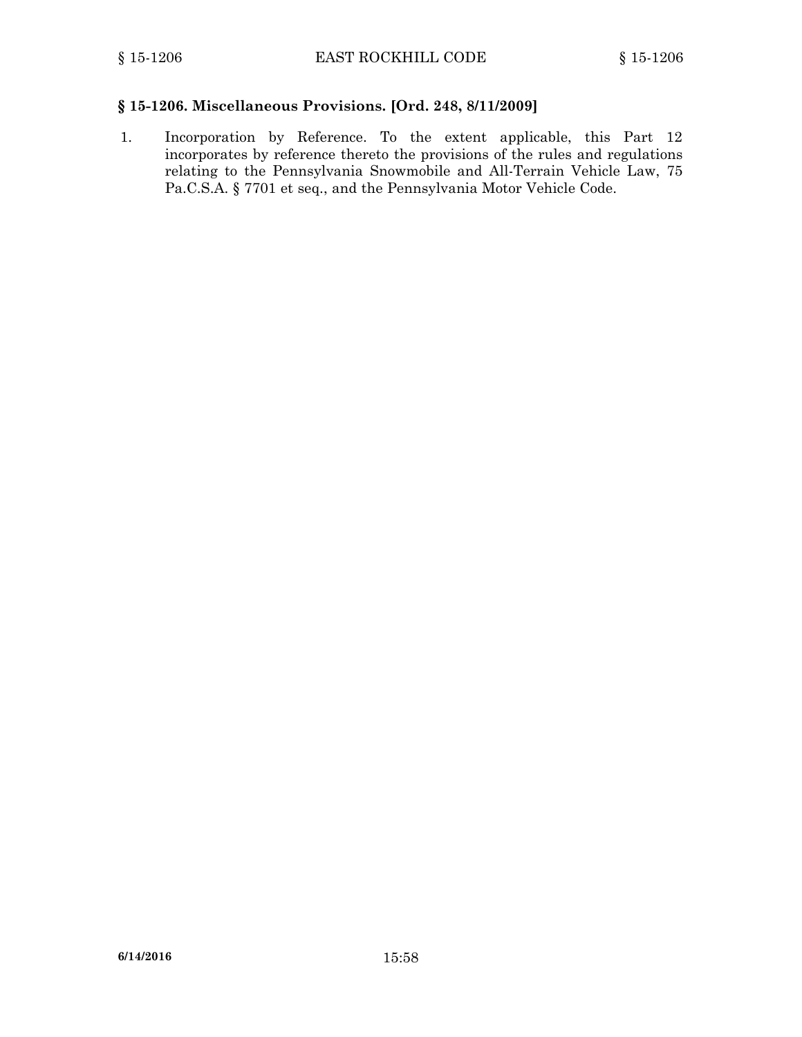### § 15-1206. Miscellaneous Provisions. [Ord. 248, 8/11/2009]

1. Incorporation by Reference. To the extent applicable, this Part 12 incorporates by reference thereto the provisions of the rules and regulations relating to the Pennsylvania Snowmobile and All-Terrain Vehicle Law, 75 Pa.C.S.A. § 7701 et seq., and the Pennsylvania Motor Vehicle Code.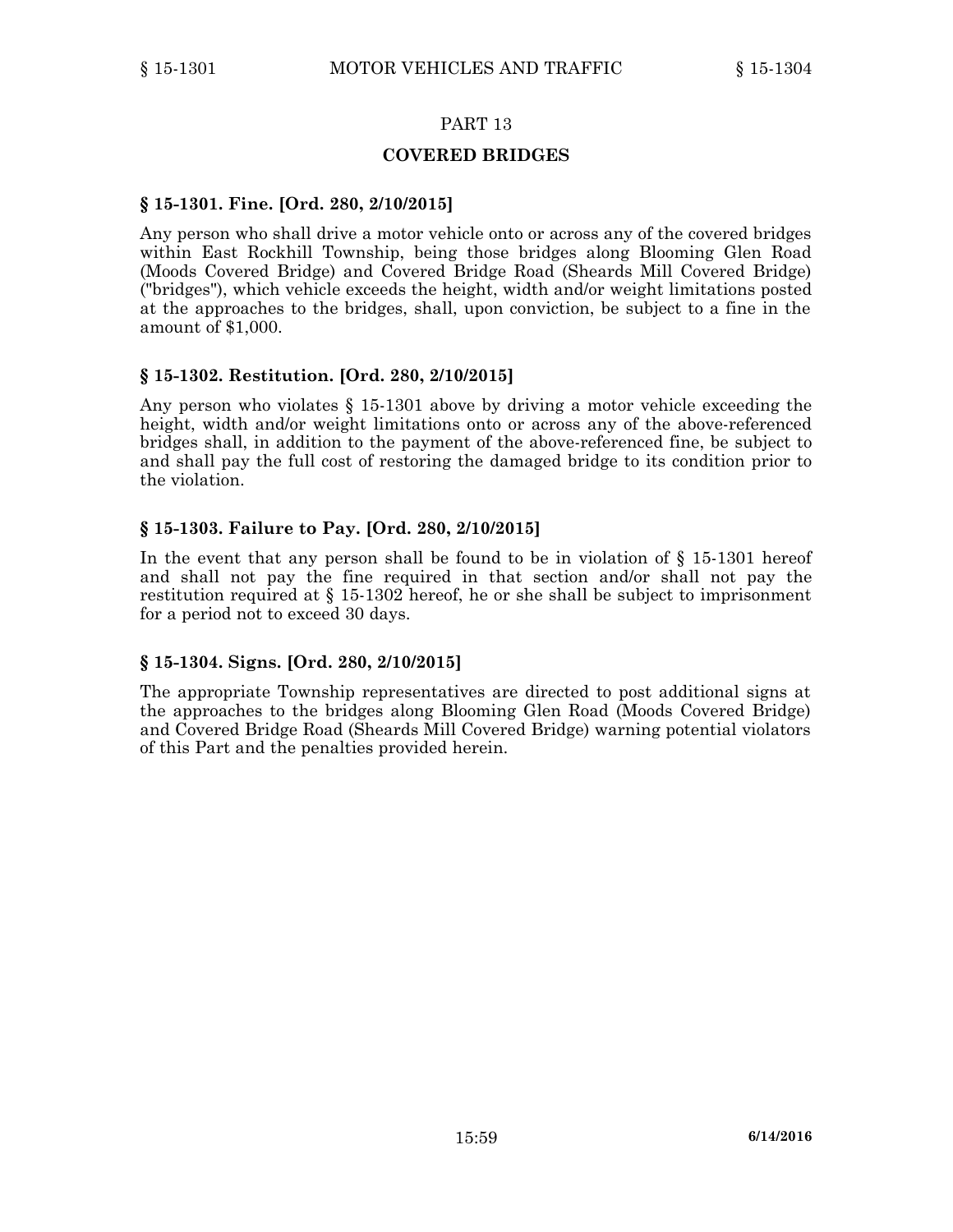## PART 13

## COVERED BRIDGES

### § 15-1301. Fine. [Ord. 280, 2/10/2015]

Any person who shall drive a motor vehicle onto or across any of the covered bridges within East Rockhill Township, being those bridges along Blooming Glen Road (Moods Covered Bridge) and Covered Bridge Road (Sheards Mill Covered Bridge) ("bridges"), which vehicle exceeds the height, width and/or weight limitations posted at the approaches to the bridges, shall, upon conviction, be subject to a fine in the amount of $1,000.

### § 15-1302. Restitution. [Ord. 280, 2/10/2015]

Any person who violates § 15-1301 above by driving a motor vehicle exceeding the height, width and/or weight limitations onto or across any of the above-referenced bridges shall, in addition to the payment of the above-referenced fine, be subject to and shall pay the full cost of restoring the damaged bridge to its condition prior to the violation.

### § 15-1303. Failure to Pay. [Ord. 280, 2/10/2015]

In the event that any person shall be found to be in violation of § 15-1301 hereof and shall not pay the fine required in that section and/or shall not pay the restitution required at § 15-1302 hereof, he or she shall be subject to imprisonment for a period not to exceed 30 days.

### § 15-1304. Signs. [Ord. 280, 2/10/2015]

The appropriate Township representatives are directed to post additional signs at the approaches to the bridges along Blooming Glen Road (Moods Covered Bridge) and Covered Bridge Road (Sheards Mill Covered Bridge) warning potential violators of this Part and the penalties provided herein.